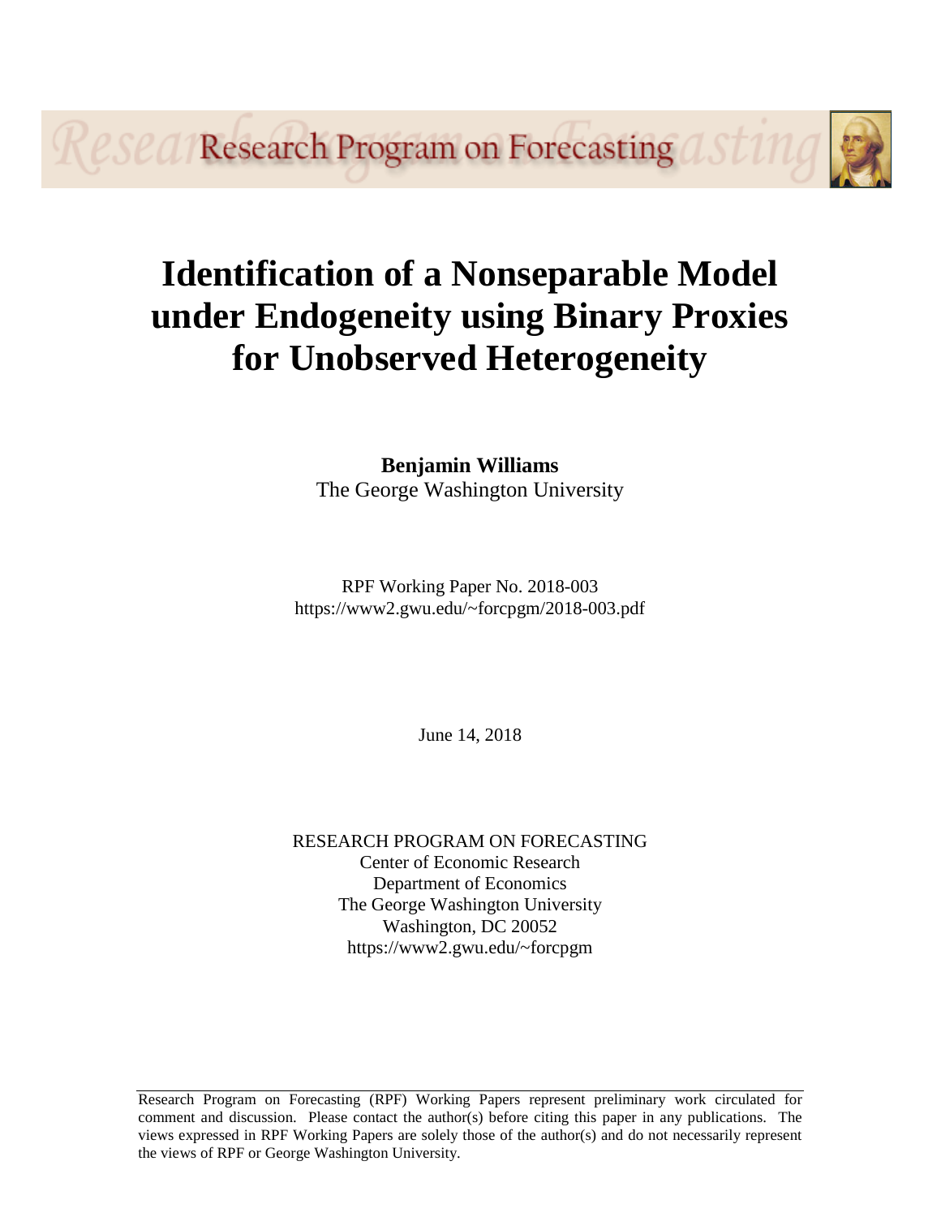Research Program on Forecasting

# Identification of a Nonseparable Model under Endogeneity using Binary Proxies for Unobserved Heterogeneity

**Benjamin Williams**
The George Washington University

RPF Working Paper No. 2018-003
https://www2.gwu.edu/~forcpgm/2018-003.pdf

June 14, 2018

RESEARCH PROGRAM ON FORECASTING
Center of Economic Research
Department of Economics
The George Washington University
Washington, DC 20052
https://www2.gwu.edu/~forcpgm

Research Program on Forecasting (RPF) Working Papers represent preliminary work circulated for comment and discussion. Please contact the author(s) before citing this paper in any publications. The views expressed in RPF Working Papers are solely those of the author(s) and do not necessarily represent the views of RPF or George Washington University.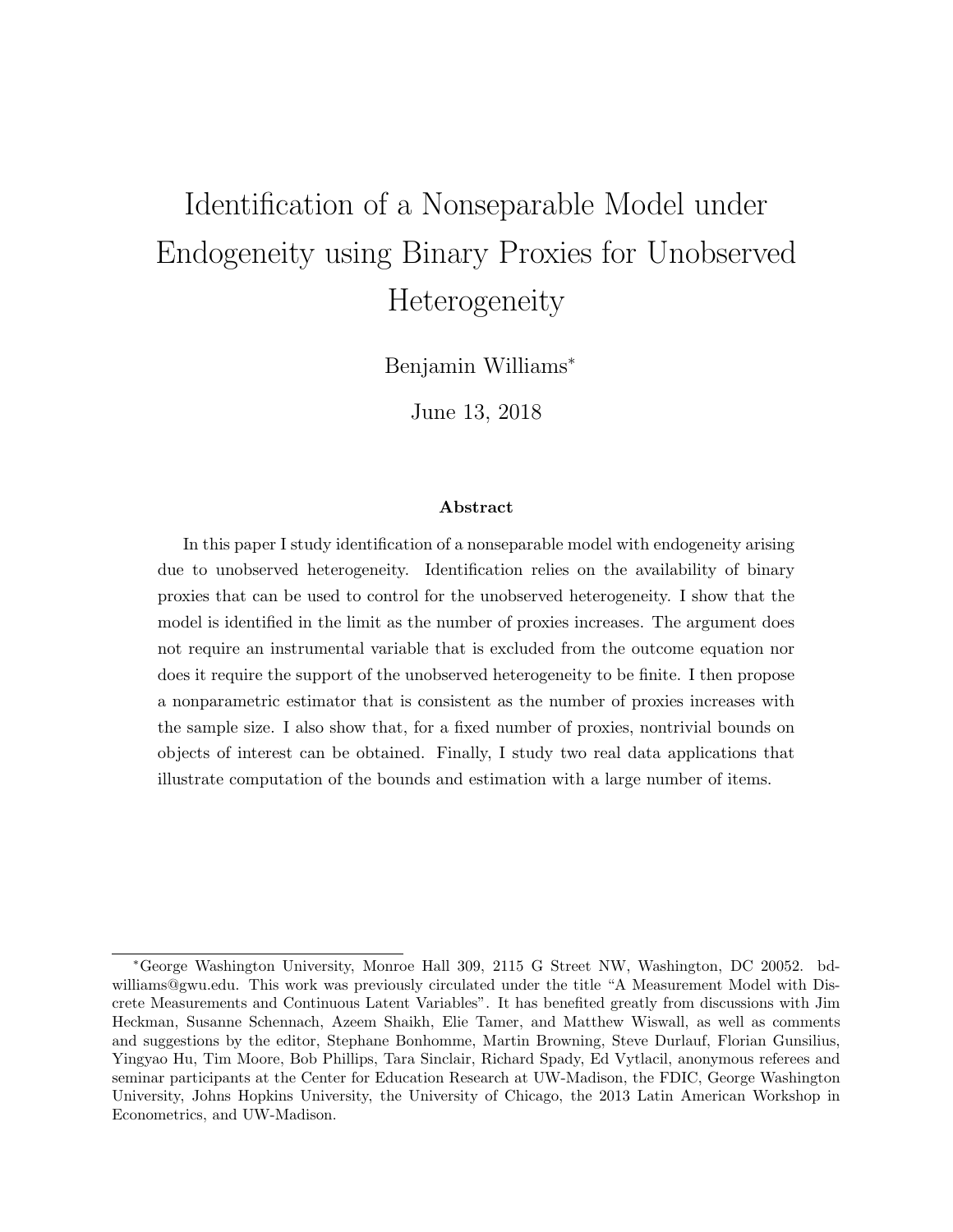# Identification of a Nonseparable Model under Endogeneity using Binary Proxies for Unobserved Heterogeneity

Benjamin Williams*

June 13, 2018

### Abstract

In this paper I study identification of a nonseparable model with endogeneity arising due to unobserved heterogeneity. Identification relies on the availability of binary proxies that can be used to control for the unobserved heterogeneity. I show that the model is identified in the limit as the number of proxies increases. The argument does not require an instrumental variable that is excluded from the outcome equation nor does it require the support of the unobserved heterogeneity to be finite. I then propose a nonparametric estimator that is consistent as the number of proxies increases with the sample size. I also show that, for a fixed number of proxies, nontrivial bounds on objects of interest can be obtained. Finally, I study two real data applications that illustrate computation of the bounds and estimation with a large number of items.

---

*George Washington University, Monroe Hall 309, 2115 G Street NW, Washington, DC 20052. bdwilliams@gwu.edu. This work was previously circulated under the title "A Measurement Model with Discrete Measurements and Continuous Latent Variables". It has benefited greatly from discussions with Jim Heckman, Susanne Schennach, Azeem Shaikh, Elie Tamer, and Matthew Wiswall, as well as comments and suggestions by the editor, Stephane Bonhomme, Martin Browning, Steve Durlauf, Florian Gunsilius, Yingyao Hu, Tim Moore, Bob Phillips, Tara Sinclair, Richard Spady, Ed Vytlacil, anonymous referees and seminar participants at the Center for Education Research at UW-Madison, the FDIC, George Washington University, Johns Hopkins University, the University of Chicago, the 2013 Latin American Workshop in Econometrics, and UW-Madison.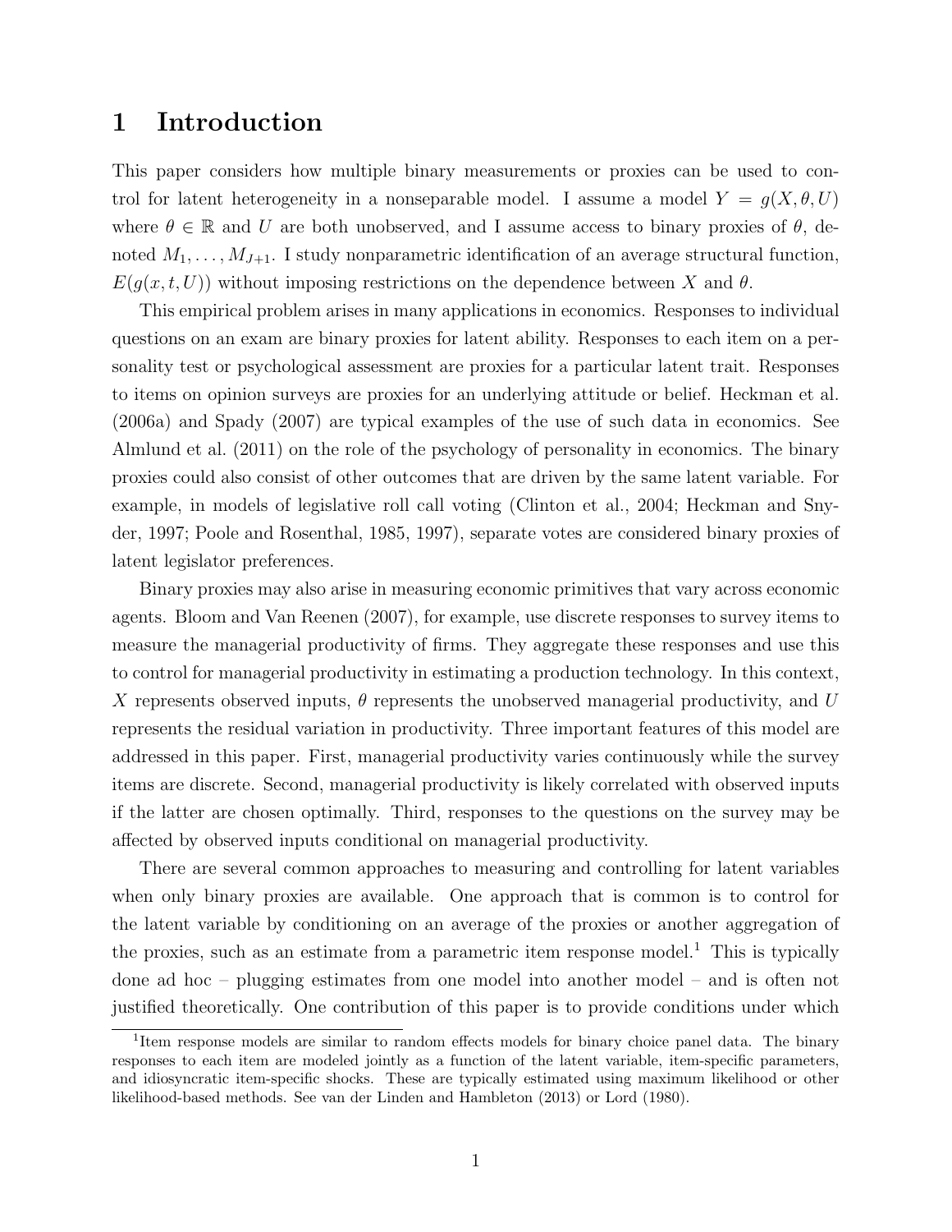# 1 Introduction

This paper considers how multiple binary measurements or proxies can be used to control for latent heterogeneity in a nonseparable model. I assume a model $Y = g(X, \theta, U)$ where $\theta \in \mathbb{R}$ and $U$ are both unobserved, and I assume access to binary proxies of $\theta$, denoted $M_1, \ldots, M_{J+1}$. I study nonparametric identification of an average structural function, $E(g(x, t, U))$ without imposing restrictions on the dependence between $X$ and $\theta$.

This empirical problem arises in many applications in economics. Responses to individual questions on an exam are binary proxies for latent ability. Responses to each item on a personality test or psychological assessment are proxies for a particular latent trait. Responses to items on opinion surveys are proxies for an underlying attitude or belief. Heckman et al. (2006a) and Spady (2007) are typical examples of the use of such data in economics. See Almlund et al. (2011) on the role of the psychology of personality in economics. The binary proxies could also consist of other outcomes that are driven by the same latent variable. For example, in models of legislative roll call voting (Clinton et al., 2004; Heckman and Snyder, 1997; Poole and Rosenthal, 1985, 1997), separate votes are considered binary proxies of latent legislator preferences.

Binary proxies may also arise in measuring economic primitives that vary across economic agents. Bloom and Van Reenen (2007), for example, use discrete responses to survey items to measure the managerial productivity of firms. They aggregate these responses and use this to control for managerial productivity in estimating a production technology. In this context, $X$ represents observed inputs, $\theta$ represents the unobserved managerial productivity, and $U$ represents the residual variation in productivity. Three important features of this model are addressed in this paper. First, managerial productivity varies continuously while the survey items are discrete. Second, managerial productivity is likely correlated with observed inputs if the latter are chosen optimally. Third, responses to the questions on the survey may be affected by observed inputs conditional on managerial productivity.

There are several common approaches to measuring and controlling for latent variables when only binary proxies are available. One approach that is common is to control for the latent variable by conditioning on an average of the proxies or another aggregation of the proxies, such as an estimate from a parametric item response model.[1] This is typically done ad hoc – plugging estimates from one model into another model – and is often not justified theoretically. One contribution of this paper is to provide conditions under which

[1] Item response models are similar to random effects models for binary choice panel data. The binary responses to each item are modeled jointly as a function of the latent variable, item-specific parameters, and idiosyncratic item-specific shocks. These are typically estimated using maximum likelihood or other likelihood-based methods. See van der Linden and Hambleton (2013) or Lord (1980).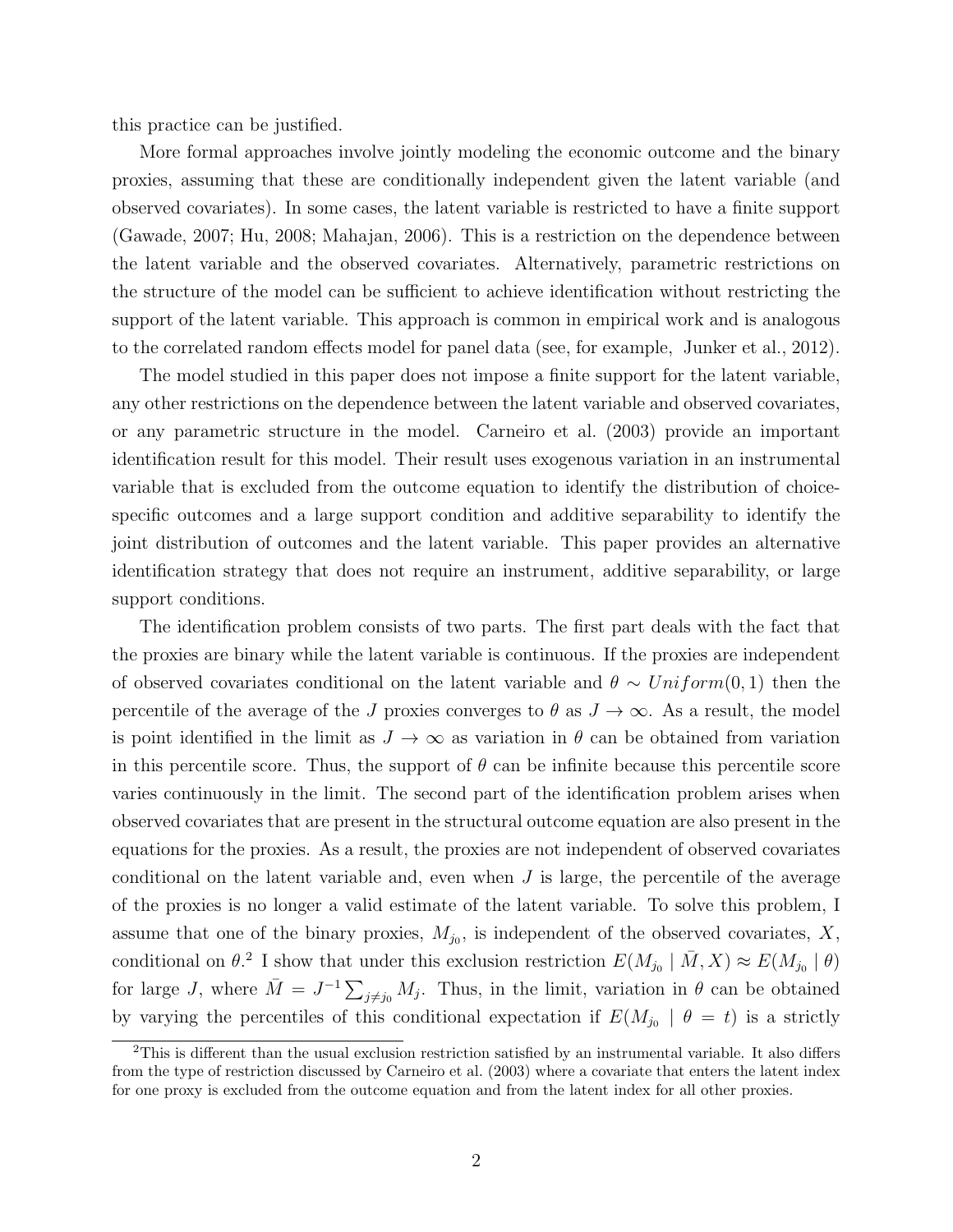this practice can be justified.

More formal approaches involve jointly modeling the economic outcome and the binary proxies, assuming that these are conditionally independent given the latent variable (and observed covariates). In some cases, the latent variable is restricted to have a finite support (Gawade, 2007; Hu, 2008; Mahajan, 2006). This is a restriction on the dependence between the latent variable and the observed covariates. Alternatively, parametric restrictions on the structure of the model can be sufficient to achieve identification without restricting the support of the latent variable. This approach is common in empirical work and is analogous to the correlated random effects model for panel data (see, for example, Junker et al., 2012).

The model studied in this paper does not impose a finite support for the latent variable, any other restrictions on the dependence between the latent variable and observed covariates, or any parametric structure in the model. Carneiro et al. (2003) provide an important identification result for this model. Their result uses exogenous variation in an instrumental variable that is excluded from the outcome equation to identify the distribution of choice-specific outcomes and a large support condition and additive separability to identify the joint distribution of outcomes and the latent variable. This paper provides an alternative identification strategy that does not require an instrument, additive separability, or large support conditions.

The identification problem consists of two parts. The first part deals with the fact that the proxies are binary while the latent variable is continuous. If the proxies are independent of observed covariates conditional on the latent variable and $\theta \sim Uniform(0, 1)$ then the percentile of the average of the $J$ proxies converges to $\theta$ as $J \to \infty$. As a result, the model is point identified in the limit as $J \to \infty$ as variation in $\theta$ can be obtained from variation in this percentile score. Thus, the support of $\theta$ can be infinite because this percentile score varies continuously in the limit. The second part of the identification problem arises when observed covariates that are present in the structural outcome equation are also present in the equations for the proxies. As a result, the proxies are not independent of observed covariates conditional on the latent variable and, even when $J$ is large, the percentile of the average of the proxies is no longer a valid estimate of the latent variable. To solve this problem, I assume that one of the binary proxies, $M_{j_0}$, is independent of the observed covariates, $X$, conditional on $\theta$.[2] I show that under this exclusion restriction $E(M_{j_0} \mid \bar{M}, X) \approx E(M_{j_0} \mid \theta)$ for large $J$, where $\bar{M} = J^{-1} \sum_{j \neq j_0} M_j$. Thus, in the limit, variation in $\theta$ can be obtained by varying the percentiles of this conditional expectation if $E(M_{j_0} \mid \theta = t)$ is a strictly

[2] This is different than the usual exclusion restriction satisfied by an instrumental variable. It also differs from the type of restriction discussed by Carneiro et al. (2003) where a covariate that enters the latent index for one proxy is excluded from the outcome equation and from the latent index for all other proxies.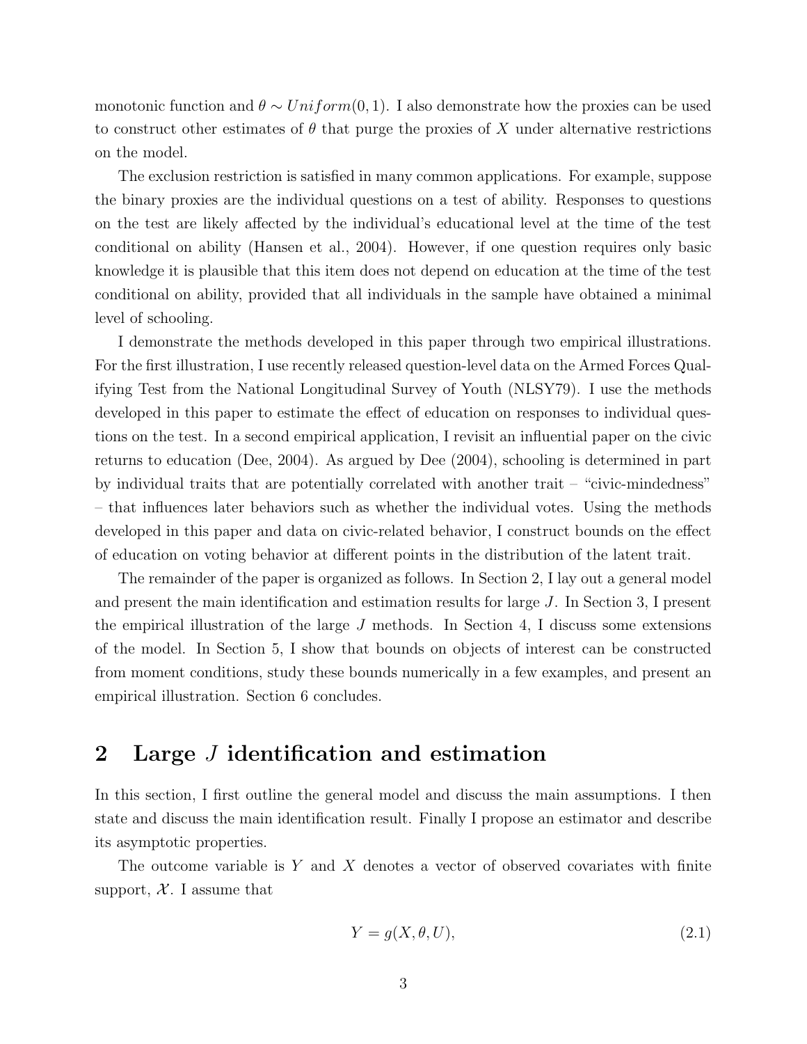monotonic function and $\theta \sim Uniform(0, 1)$. I also demonstrate how the proxies can be used to construct other estimates of $\theta$ that purge the proxies of $X$ under alternative restrictions on the model.

The exclusion restriction is satisfied in many common applications. For example, suppose the binary proxies are the individual questions on a test of ability. Responses to questions on the test are likely affected by the individual's educational level at the time of the test conditional on ability (Hansen et al., 2004). However, if one question requires only basic knowledge it is plausible that this item does not depend on education at the time of the test conditional on ability, provided that all individuals in the sample have obtained a minimal level of schooling.

I demonstrate the methods developed in this paper through two empirical illustrations. For the first illustration, I use recently released question-level data on the Armed Forces Qualifying Test from the National Longitudinal Survey of Youth (NLSY79). I use the methods developed in this paper to estimate the effect of education on responses to individual questions on the test. In a second empirical application, I revisit an influential paper on the civic returns to education (Dee, 2004). As argued by Dee (2004), schooling is determined in part by individual traits that are potentially correlated with another trait – "civic-mindedness" – that influences later behaviors such as whether the individual votes. Using the methods developed in this paper and data on civic-related behavior, I construct bounds on the effect of education on voting behavior at different points in the distribution of the latent trait.

The remainder of the paper is organized as follows. In Section 2, I lay out a general model and present the main identification and estimation results for large $J$. In Section 3, I present the empirical illustration of the large $J$ methods. In Section 4, I discuss some extensions of the model. In Section 5, I show that bounds on objects of interest can be constructed from moment conditions, study these bounds numerically in a few examples, and present an empirical illustration. Section 6 concludes.

## 2 Large $J$ identification and estimation

In this section, I first outline the general model and discuss the main assumptions. I then state and discuss the main identification result. Finally I propose an estimator and describe its asymptotic properties.

The outcome variable is $Y$ and $X$ denotes a vector of observed covariates with finite support, $\mathcal{X}$. I assume that

$$Y = g(X, \theta, U), \tag{2.1}$$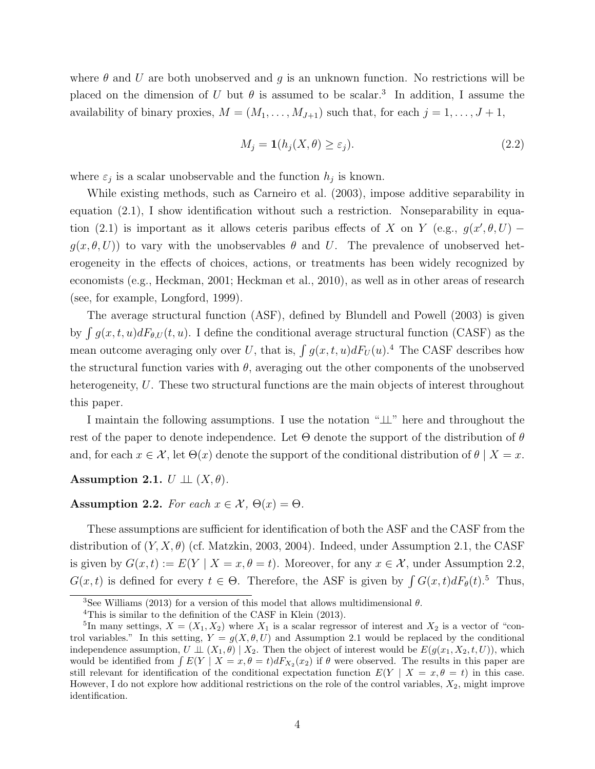where $\theta$ and $U$ are both unobserved and $g$ is an unknown function. No restrictions will be placed on the dimension of $U$ but $\theta$ is assumed to be scalar.[3] In addition, I assume the availability of binary proxies, $M = (M_1, \ldots, M_{J+1})$ such that, for each $j = 1, \ldots, J+1$,

$$M_j = \mathbf{1}(h_j(X, \theta) \geq \varepsilon_j). \tag{2.2}$$

where $\varepsilon_j$ is a scalar unobservable and the function $h_j$ is known.

While existing methods, such as Carneiro et al. (2003), impose additive separability in equation (2.1), I show identification without such a restriction. Nonseparability in equation (2.1) is important as it allows ceteris paribus effects of $X$ on $Y$ (e.g., $g(x', \theta, U) - g(x, \theta, U)$) to vary with the unobservables $\theta$ and $U$. The prevalence of unobserved heterogeneity in the effects of choices, actions, or treatments has been widely recognized by economists (e.g., Heckman, 2001; Heckman et al., 2010), as well as in other areas of research (see, for example, Longford, 1999).

The average structural function (ASF), defined by Blundell and Powell (2003) is given by $\int g(x, t, u) dF_{\theta,U}(t, u)$. I define the conditional average structural function (CASF) as the mean outcome averaging only over $U$, that is, $\int g(x, t, u) dF_U(u)$.[4] The CASF describes how the structural function varies with $\theta$, averaging out the other components of the unobserved heterogeneity, $U$. These two structural functions are the main objects of interest throughout this paper.

I maintain the following assumptions. I use the notation "$\perp\!\!\!\perp$" here and throughout the rest of the paper to denote independence. Let $\Theta$ denote the support of the distribution of $\theta$ and, for each $x \in \mathcal{X}$, let $\Theta(x)$ denote the support of the conditional distribution of $\theta \mid X = x$.

**Assumption 2.1.** $U \perp\!\!\!\perp (X, \theta)$.

**Assumption 2.2.** *For each* $x \in \mathcal{X}$, $\Theta(x) = \Theta$.

These assumptions are sufficient for identification of both the ASF and the CASF from the distribution of $(Y, X, \theta)$ (cf. Matzkin, 2003, 2004). Indeed, under Assumption 2.1, the CASF is given by $G(x, t) := E(Y \mid X = x, \theta = t)$. Moreover, for any $x \in \mathcal{X}$, under Assumption 2.2, $G(x, t)$ is defined for every $t \in \Theta$. Therefore, the ASF is given by $\int G(x, t) dF_\theta(t)$.[5] Thus,

[3] See Williams (2013) for a version of this model that allows multidimensional $\theta$.

[4] This is similar to the definition of the CASF in Klein (2013).

[5] In many settings, $X = (X_1, X_2)$ where $X_1$ is a scalar regressor of interest and $X_2$ is a vector of "control variables." In this setting, $Y = g(X, \theta, U)$ and Assumption 2.1 would be replaced by the conditional independence assumption, $U \perp\!\!\!\perp (X_1, \theta) \mid X_2$. Then the object of interest would be $E(g(x_1, X_2, t, U))$, which would be identified from $\int E(Y \mid X = x, \theta = t) dF_{X_2}(x_2)$ if $\theta$ were observed. The results in this paper are still relevant for identification of the conditional expectation function $E(Y \mid X = x, \theta = t)$ in this case. However, I do not explore how additional restrictions on the role of the control variables, $X_2$, might improve identification.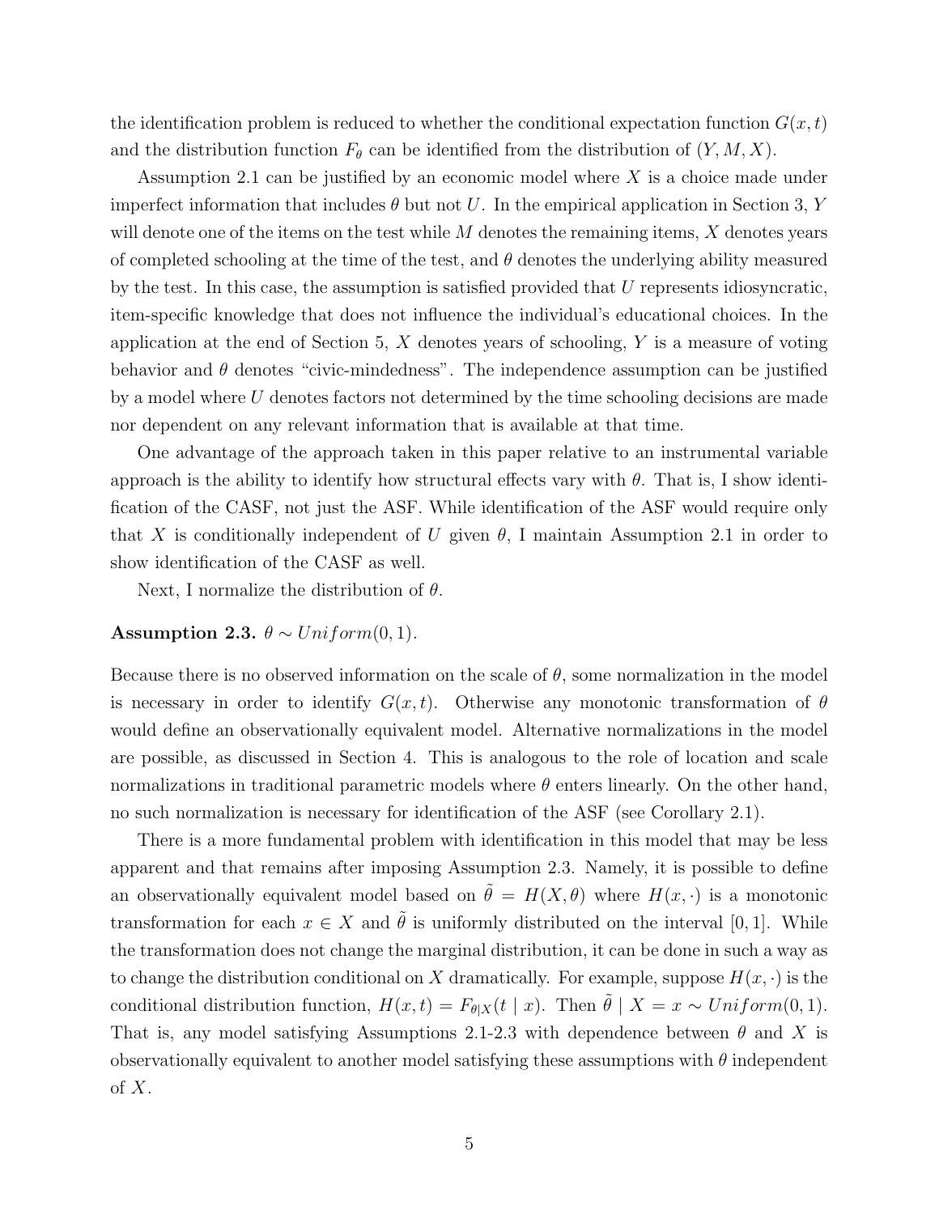the identification problem is reduced to whether the conditional expectation function $G(x, t)$ and the distribution function $F_\theta$ can be identified from the distribution of $(Y, M, X)$.

Assumption 2.1 can be justified by an economic model where $X$ is a choice made under imperfect information that includes $\theta$ but not $U$. In the empirical application in Section 3, $Y$ will denote one of the items on the test while $M$ denotes the remaining items, $X$ denotes years of completed schooling at the time of the test, and $\theta$ denotes the underlying ability measured by the test. In this case, the assumption is satisfied provided that $U$ represents idiosyncratic, item-specific knowledge that does not influence the individual's educational choices. In the application at the end of Section 5, $X$ denotes years of schooling, $Y$ is a measure of voting behavior and $\theta$ denotes "civic-mindedness". The independence assumption can be justified by a model where $U$ denotes factors not determined by the time schooling decisions are made nor dependent on any relevant information that is available at that time.

One advantage of the approach taken in this paper relative to an instrumental variable approach is the ability to identify how structural effects vary with $\theta$. That is, I show identification of the CASF, not just the ASF. While identification of the ASF would require only that $X$ is conditionally independent of $U$ given $\theta$, I maintain Assumption 2.1 in order to show identification of the CASF as well.

Next, I normalize the distribution of $\theta$.

**Assumption 2.3.** $\theta \sim Uniform(0, 1)$.

Because there is no observed information on the scale of $\theta$, some normalization in the model is necessary in order to identify $G(x, t)$. Otherwise any monotonic transformation of $\theta$ would define an observationally equivalent model. Alternative normalizations in the model are possible, as discussed in Section 4. This is analogous to the role of location and scale normalizations in traditional parametric models where $\theta$ enters linearly. On the other hand, no such normalization is necessary for identification of the ASF (see Corollary 2.1).

There is a more fundamental problem with identification in this model that may be less apparent and that remains after imposing Assumption 2.3. Namely, it is possible to define an observationally equivalent model based on $\tilde{\theta} = H(X, \theta)$ where $H(x, \cdot)$ is a monotonic transformation for each $x \in X$ and $\tilde{\theta}$ is uniformly distributed on the interval $[0, 1]$. While the transformation does not change the marginal distribution, it can be done in such a way as to change the distribution conditional on $X$ dramatically. For example, suppose $H(x, \cdot)$ is the conditional distribution function, $H(x, t) = F_{\theta|X}(t \mid x)$. Then $\tilde{\theta} \mid X = x \sim Uniform(0, 1)$. That is, any model satisfying Assumptions 2.1-2.3 with dependence between $\theta$ and $X$ is observationally equivalent to another model satisfying these assumptions with $\theta$ independent of $X$.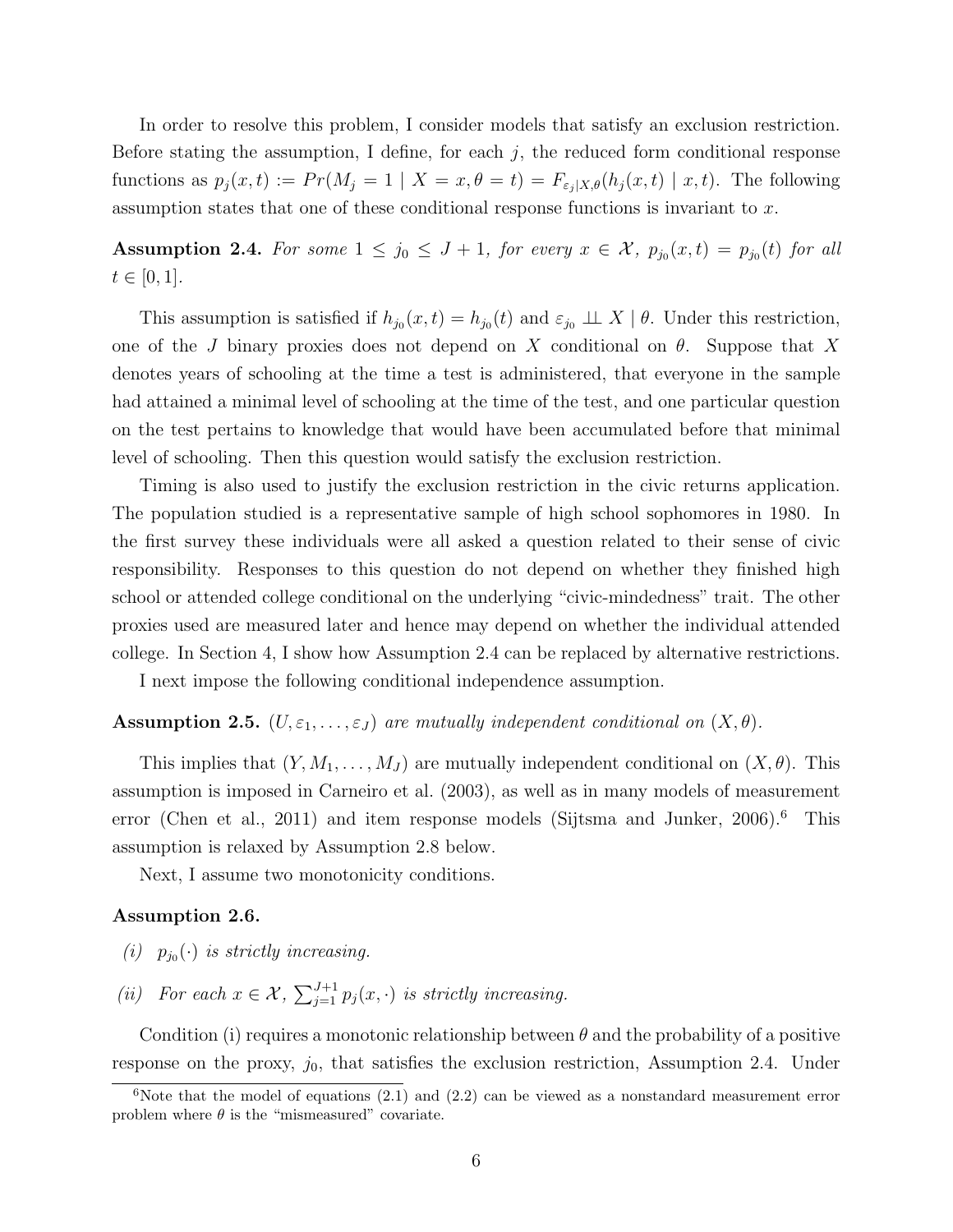In order to resolve this problem, I consider models that satisfy an exclusion restriction. Before stating the assumption, I define, for each $j$, the reduced form conditional response functions as $p_j(x,t) := Pr(M_j = 1 \mid X = x, \theta = t) = F_{\varepsilon_j|X,\theta}(h_j(x,t) \mid x,t)$. The following assumption states that one of these conditional response functions is invariant to $x$.

**Assumption 2.4.** *For some $1 \leq j_0 \leq J+1$, for every $x \in \mathcal{X}$, $p_{j_0}(x,t) = p_{j_0}(t)$ for all $t \in [0,1]$.*

This assumption is satisfied if $h_{j_0}(x,t) = h_{j_0}(t)$ and $\varepsilon_{j_0} \perp\!\!\!\perp X \mid \theta$. Under this restriction, one of the $J$ binary proxies does not depend on $X$ conditional on $\theta$. Suppose that $X$ denotes years of schooling at the time a test is administered, that everyone in the sample had attained a minimal level of schooling at the time of the test, and one particular question on the test pertains to knowledge that would have been accumulated before that minimal level of schooling. Then this question would satisfy the exclusion restriction.

Timing is also used to justify the exclusion restriction in the civic returns application. The population studied is a representative sample of high school sophomores in 1980. In the first survey these individuals were all asked a question related to their sense of civic responsibility. Responses to this question do not depend on whether they finished high school or attended college conditional on the underlying "civic-mindedness" trait. The other proxies used are measured later and hence may depend on whether the individual attended college. In Section 4, I show how Assumption 2.4 can be replaced by alternative restrictions.

I next impose the following conditional independence assumption.

**Assumption 2.5.** *$(U, \varepsilon_1, \ldots, \varepsilon_J)$ are mutually independent conditional on $(X, \theta)$.*

This implies that $(Y, M_1, \ldots, M_J)$ are mutually independent conditional on $(X, \theta)$. This assumption is imposed in Carneiro et al. (2003), as well as in many models of measurement error (Chen et al., 2011) and item response models (Sijtsma and Junker, 2006).[6] This assumption is relaxed by Assumption 2.8 below.

Next, I assume two monotonicity conditions.

**Assumption 2.6.**

*(i) $p_{j_0}(\cdot)$ is strictly increasing.*

*(ii) For each $x \in \mathcal{X}$, $\sum_{j=1}^{J+1} p_j(x, \cdot)$ is strictly increasing.*

Condition (i) requires a monotonic relationship between $\theta$ and the probability of a positive response on the proxy, $j_0$, that satisfies the exclusion restriction, Assumption 2.4. Under

[6] Note that the model of equations (2.1) and (2.2) can be viewed as a nonstandard measurement error problem where $\theta$ is the "mismeasured" covariate.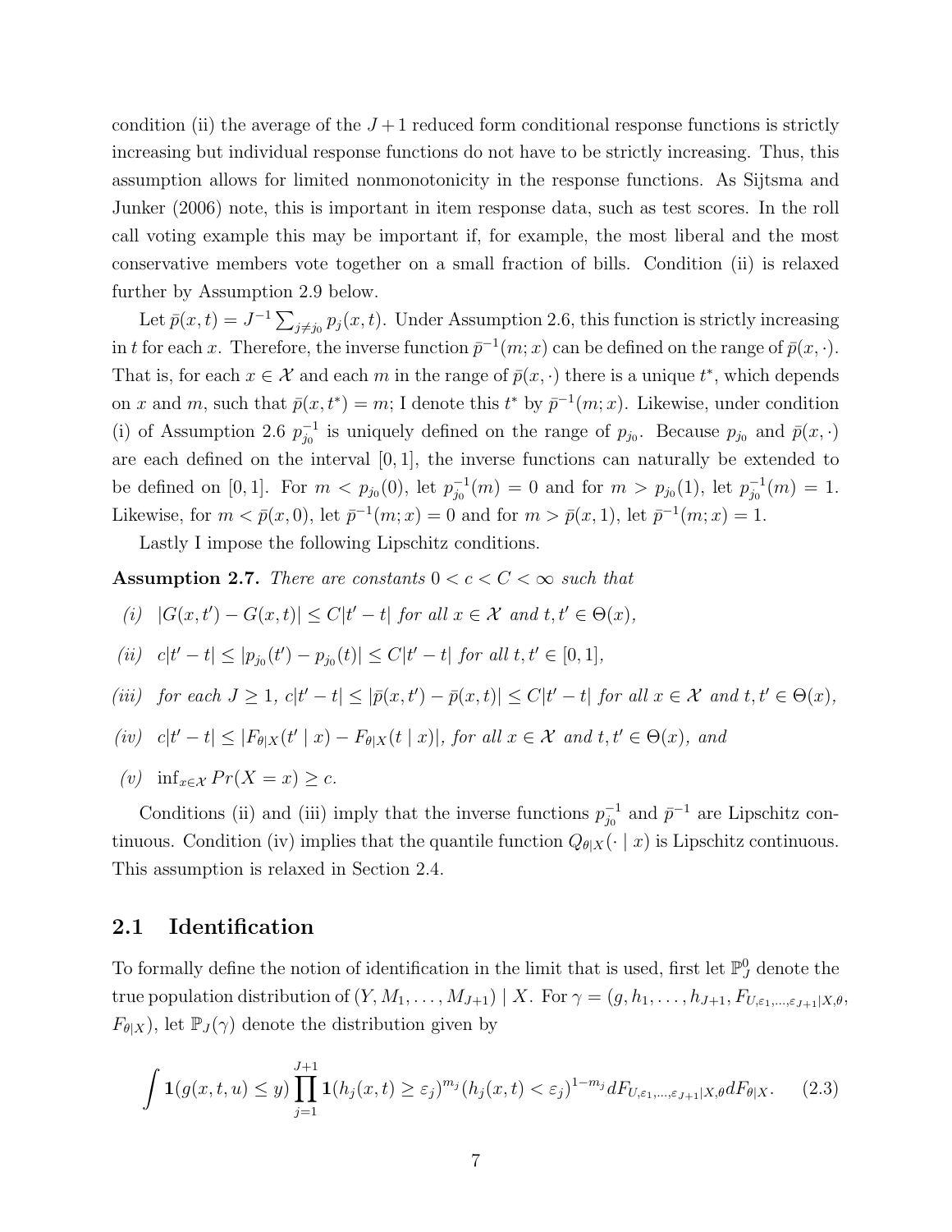condition (ii) the average of the $J+1$ reduced form conditional response functions is strictly increasing but individual response functions do not have to be strictly increasing. Thus, this assumption allows for limited nonmonotonicity in the response functions. As Sijtsma and Junker (2006) note, this is important in item response data, such as test scores. In the roll call voting example this may be important if, for example, the most liberal and the most conservative members vote together on a small fraction of bills. Condition (ii) is relaxed further by Assumption 2.9 below.

Let $\bar{p}(x,t) = J^{-1}\sum_{j \neq j_0} p_j(x,t)$. Under Assumption 2.6, this function is strictly increasing in $t$ for each $x$. Therefore, the inverse function $\bar{p}^{-1}(m;x)$ can be defined on the range of $\bar{p}(x,\cdot)$. That is, for each $x \in \mathcal{X}$ and each $m$ in the range of $\bar{p}(x,\cdot)$ there is a unique $t^*$, which depends on $x$ and $m$, such that $\bar{p}(x,t^*) = m$; I denote this $t^*$ by $\bar{p}^{-1}(m;x)$. Likewise, under condition (i) of Assumption 2.6 $p_{j_0}^{-1}$ is uniquely defined on the range of $p_{j_0}$. Because $p_{j_0}$ and $\bar{p}(x,\cdot)$ are each defined on the interval $[0,1]$, the inverse functions can naturally be extended to be defined on $[0,1]$. For $m < p_{j_0}(0)$, let $p_{j_0}^{-1}(m) = 0$ and for $m > p_{j_0}(1)$, let $p_{j_0}^{-1}(m) = 1$. Likewise, for $m < \bar{p}(x,0)$, let $\bar{p}^{-1}(m;x) = 0$ and for $m > \bar{p}(x,1)$, let $\bar{p}^{-1}(m;x) = 1$.

Lastly I impose the following Lipschitz conditions.

**Assumption 2.7.** *There are constants $0 < c < C < \infty$ such that*

*(i)* $|G(x,t') - G(x,t)| \leq C|t'-t|$ *for all* $x \in \mathcal{X}$ *and* $t,t' \in \Theta(x)$,

*(ii)* $c|t'-t| \leq |p_{j_0}(t') - p_{j_0}(t)| \leq C|t'-t|$ *for all* $t,t' \in [0,1]$,

*(iii)* *for each* $J \geq 1$, $c|t'-t| \leq |\bar{p}(x,t') - \bar{p}(x,t)| \leq C|t'-t|$ *for all* $x \in \mathcal{X}$ *and* $t,t' \in \Theta(x)$,

*(iv)* $c|t'-t| \leq |F_{\theta|X}(t' \mid x) - F_{\theta|X}(t \mid x)|$, *for all* $x \in \mathcal{X}$ *and* $t,t' \in \Theta(x)$, *and*

*(v)* $\inf_{x \in \mathcal{X}} Pr(X = x) \geq c$.

Conditions (ii) and (iii) imply that the inverse functions $p_{j_0}^{-1}$ and $\bar{p}^{-1}$ are Lipschitz continuous. Condition (iv) implies that the quantile function $Q_{\theta|X}(\cdot \mid x)$ is Lipschitz continuous. This assumption is relaxed in Section 2.4.

## 2.1 Identification

To formally define the notion of identification in the limit that is used, first let $\mathbb{P}_J^0$ denote the true population distribution of $(Y, M_1, \ldots, M_{J+1}) \mid X$. For $\gamma = (g, h_1, \ldots, h_{J+1}, F_{U,\varepsilon_1,\ldots,\varepsilon_{J+1}|X,\theta}, F_{\theta|X})$, let $\mathbb{P}_J(\gamma)$ denote the distribution given by

$$\int \mathbf{1}(g(x,t,u) \leq y) \prod_{j=1}^{J+1} \mathbf{1}(h_j(x,t) \geq \varepsilon_j)^{m_j} (h_j(x,t) < \varepsilon_j)^{1-m_j} dF_{U,\varepsilon_1,\ldots,\varepsilon_{J+1}|X,\theta} dF_{\theta|X}. \tag{2.3}$$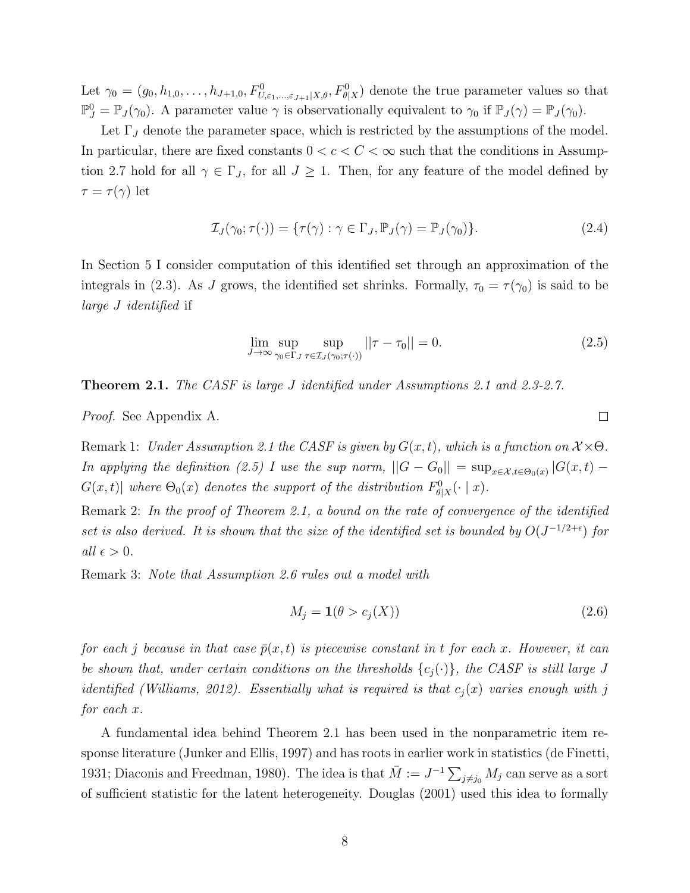Let $\gamma_0 = (g_0, h_{1,0}, \ldots, h_{J+1,0}, F^0_{U,\varepsilon_1,\ldots,\varepsilon_{J+1}|X,\theta}, F^0_{\theta|X})$ denote the true parameter values so that $\mathbb{P}^0_J = \mathbb{P}_J(\gamma_0)$. A parameter value $\gamma$ is observationally equivalent to $\gamma_0$ if $\mathbb{P}_J(\gamma) = \mathbb{P}_J(\gamma_0)$.

Let $\Gamma_J$ denote the parameter space, which is restricted by the assumptions of the model. In particular, there are fixed constants $0 < c < C < \infty$ such that the conditions in Assumption 2.7 hold for all $\gamma \in \Gamma_J$, for all $J \geq 1$. Then, for any feature of the model defined by $\tau = \tau(\gamma)$ let

$$\mathcal{I}_J(\gamma_0; \tau(\cdot)) = \{\tau(\gamma) : \gamma \in \Gamma_J, \mathbb{P}_J(\gamma) = \mathbb{P}_J(\gamma_0)\}. \tag{2.4}$$

In Section 5 I consider computation of this identified set through an approximation of the integrals in (2.3). As $J$ grows, the identified set shrinks. Formally, $\tau_0 = \tau(\gamma_0)$ is said to be *large $J$ identified* if

$$\lim_{J\to\infty} \sup_{\gamma_0 \in \Gamma_J} \sup_{\tau \in \mathcal{I}_J(\gamma_0;\tau(\cdot))} ||\tau - \tau_0|| = 0. \tag{2.5}$$

**Theorem 2.1.** *The CASF is large $J$ identified under Assumptions 2.1 and 2.3-2.7.*

*Proof.* See Appendix A. $\square$

Remark 1: *Under Assumption 2.1 the CASF is given by $G(x,t)$, which is a function on $\mathcal{X} \times \Theta$. In applying the definition (2.5) I use the sup norm, $||G - G_0|| = \sup_{x\in\mathcal{X}, t\in\Theta_0(x)} |G(x,t) - G(x,t)|$ where $\Theta_0(x)$ denotes the support of the distribution $F^0_{\theta|X}(\cdot \mid x)$.*

Remark 2: *In the proof of Theorem 2.1, a bound on the rate of convergence of the identified set is also derived. It is shown that the size of the identified set is bounded by $O(J^{-1/2+\epsilon})$ for all $\epsilon > 0$.*

Remark 3: *Note that Assumption 2.6 rules out a model with*

$$M_j = \mathbf{1}(\theta > c_j(X)) \tag{2.6}$$

*for each $j$ because in that case $\bar{p}(x,t)$ is piecewise constant in $t$ for each $x$. However, it can be shown that, under certain conditions on the thresholds $\{c_j(\cdot)\}$, the CASF is still large $J$ identified (Williams, 2012). Essentially what is required is that $c_j(x)$ varies enough with $j$ for each $x$.*

A fundamental idea behind Theorem 2.1 has been used in the nonparametric item response literature (Junker and Ellis, 1997) and has roots in earlier work in statistics (de Finetti, 1931; Diaconis and Freedman, 1980). The idea is that $\bar{M} := J^{-1}\sum_{j\neq j_0} M_j$ can serve as a sort of sufficient statistic for the latent heterogeneity. Douglas (2001) used this idea to formally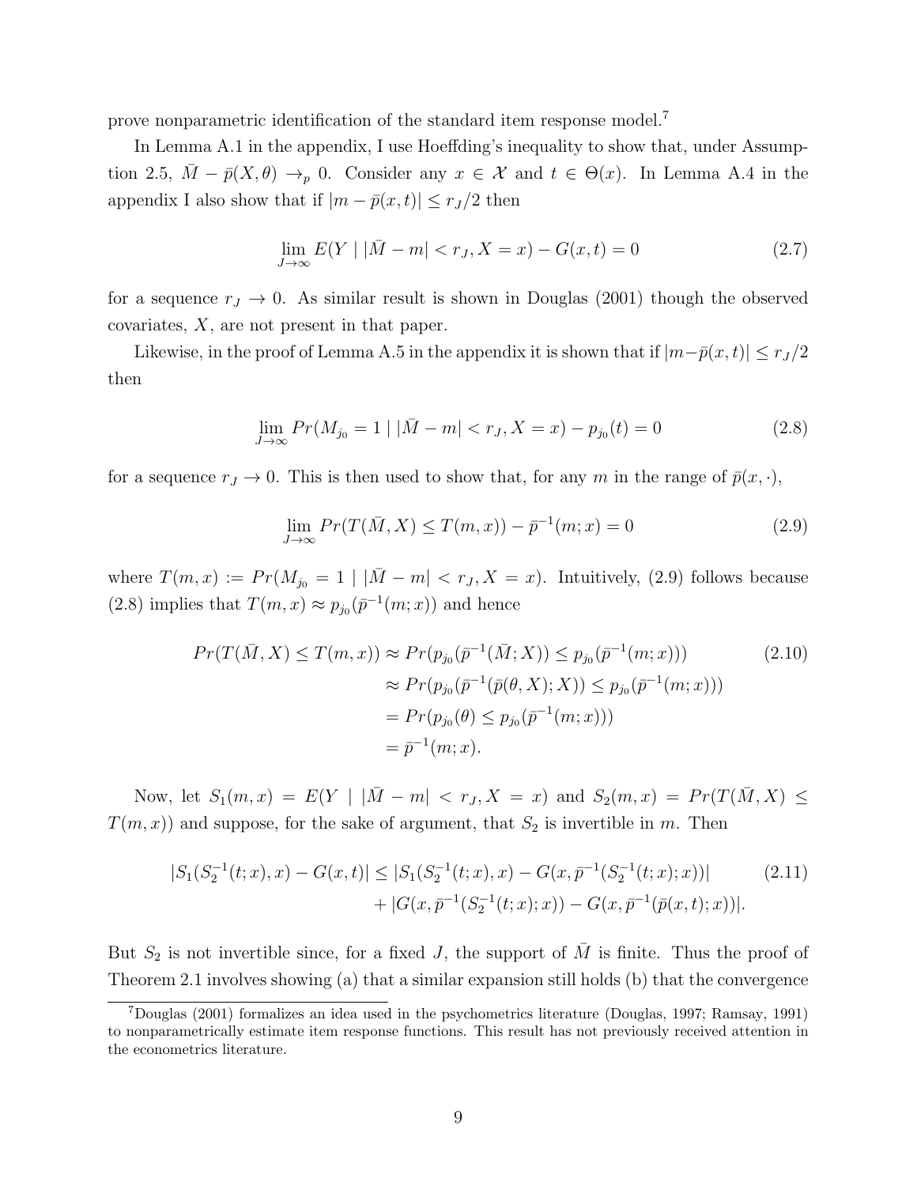prove nonparametric identification of the standard item response model.[7]

In Lemma A.1 in the appendix, I use Hoeffding's inequality to show that, under Assumption 2.5, $\bar{M} - \bar{p}(X, \theta) \to_p 0$. Consider any $x \in \mathcal{X}$ and $t \in \Theta(x)$. In Lemma A.4 in the appendix I also show that if $|m - \bar{p}(x,t)| \le r_J/2$ then

$$\lim_{J \to \infty} E(Y \mid |\bar{M} - m| < r_J, X = x) - G(x,t) = 0 \tag{2.7}$$

for a sequence $r_J \to 0$. As similar result is shown in Douglas (2001) though the observed covariates, $X$, are not present in that paper.

Likewise, in the proof of Lemma A.5 in the appendix it is shown that if $|m - \bar{p}(x,t)| \le r_J/2$ then

$$\lim_{J \to \infty} Pr(M_{j_0} = 1 \mid |\bar{M} - m| < r_J, X = x) - p_{j_0}(t) = 0 \tag{2.8}$$

for a sequence $r_J \to 0$. This is then used to show that, for any $m$ in the range of $\bar{p}(x, \cdot)$,

$$\lim_{J \to \infty} Pr(T(\bar{M}, X) \le T(m,x)) - \bar{p}^{-1}(m; x) = 0 \tag{2.9}$$

where $T(m,x) := Pr(M_{j_0} = 1 \mid |\bar{M} - m| < r_J, X = x)$. Intuitively, (2.9) follows because (2.8) implies that $T(m,x) \approx p_{j_0}(\bar{p}^{-1}(m;x))$ and hence

$$\begin{aligned} Pr(T(\bar{M}, X) \le T(m,x)) &\approx Pr(p_{j_0}(\bar{p}^{-1}(\bar{M}; X)) \le p_{j_0}(\bar{p}^{-1}(m;x))) \\ &\approx Pr(p_{j_0}(\bar{p}^{-1}(\bar{p}(\theta, X); X)) \le p_{j_0}(\bar{p}^{-1}(m;x))) \\ &= Pr(p_{j_0}(\theta) \le p_{j_0}(\bar{p}^{-1}(m;x))) \\ &= \bar{p}^{-1}(m;x). \end{aligned} \tag{2.10}$$

Now, let $S_1(m,x) = E(Y \mid |\bar{M} - m| < r_J, X = x)$ and $S_2(m,x) = Pr(T(\bar{M}, X) \le T(m,x))$ and suppose, for the sake of argument, that $S_2$ is invertible in $m$. Then

$$\begin{aligned} |S_1(S_2^{-1}(t;x), x) - G(x,t)| \le\; & |S_1(S_2^{-1}(t;x), x) - G(x, \bar{p}^{-1}(S_2^{-1}(t;x); x))| \\ & + |G(x, \bar{p}^{-1}(S_2^{-1}(t;x); x)) - G(x, \bar{p}^{-1}(\bar{p}(x,t); x))|. \end{aligned} \tag{2.11}$$

But $S_2$ is not invertible since, for a fixed $J$, the support of $\bar{M}$ is finite. Thus the proof of Theorem 2.1 involves showing (a) that a similar expansion still holds (b) that the convergence

[7] Douglas (2001) formalizes an idea used in the psychometrics literature (Douglas, 1997; Ramsay, 1991) to nonparametrically estimate item response functions. This result has not previously received attention in the econometrics literature.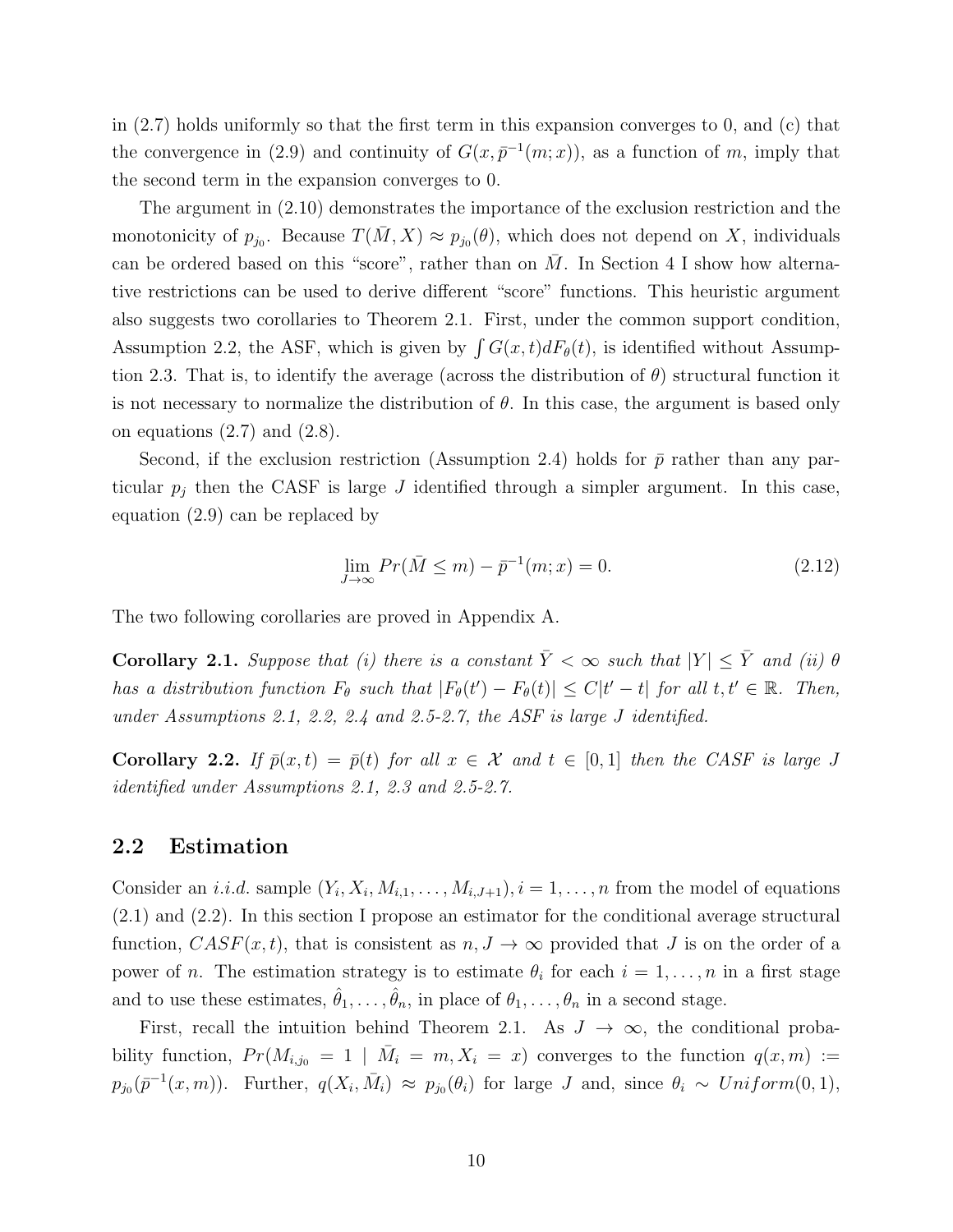in (2.7) holds uniformly so that the first term in this expansion converges to 0, and (c) that the convergence in (2.9) and continuity of $G(x, \bar{p}^{-1}(m; x))$, as a function of $m$, imply that the second term in the expansion converges to 0.

The argument in (2.10) demonstrates the importance of the exclusion restriction and the monotonicity of $p_{j_0}$. Because $T(\bar{M}, X) \approx p_{j_0}(\theta)$, which does not depend on $X$, individuals can be ordered based on this "score", rather than on $\bar{M}$. In Section 4 I show how alternative restrictions can be used to derive different "score" functions. This heuristic argument also suggests two corollaries to Theorem 2.1. First, under the common support condition, Assumption 2.2, the ASF, which is given by $\int G(x, t) dF_\theta(t)$, is identified without Assumption 2.3. That is, to identify the average (across the distribution of $\theta$) structural function it is not necessary to normalize the distribution of $\theta$. In this case, the argument is based only on equations (2.7) and (2.8).

Second, if the exclusion restriction (Assumption 2.4) holds for $\bar{p}$ rather than any particular $p_j$ then the CASF is large $J$ identified through a simpler argument. In this case, equation (2.9) can be replaced by

$$\lim_{J \to \infty} Pr(\bar{M} \leq m) - \bar{p}^{-1}(m; x) = 0. \tag{2.12}$$

The two following corollaries are proved in Appendix A.

**Corollary 2.1.** *Suppose that (i) there is a constant $\bar{Y} < \infty$ such that $|Y| \leq \bar{Y}$ and (ii) $\theta$ has a distribution function $F_\theta$ such that $|F_\theta(t') - F_\theta(t)| \leq C|t' - t|$ for all $t, t' \in \mathbb{R}$. Then, under Assumptions 2.1, 2.2, 2.4 and 2.5-2.7, the ASF is large $J$ identified.*

**Corollary 2.2.** *If $\bar{p}(x, t) = \bar{p}(t)$ for all $x \in \mathcal{X}$ and $t \in [0, 1]$ then the CASF is large $J$ identified under Assumptions 2.1, 2.3 and 2.5-2.7.*

## 2.2 Estimation

Consider an *i.i.d.* sample $(Y_i, X_i, M_{i,1}, \ldots, M_{i,J+1}), i = 1, \ldots, n$ from the model of equations (2.1) and (2.2). In this section I propose an estimator for the conditional average structural function, $CASF(x, t)$, that is consistent as $n, J \to \infty$ provided that $J$ is on the order of a power of $n$. The estimation strategy is to estimate $\theta_i$ for each $i = 1, \ldots, n$ in a first stage and to use these estimates, $\hat{\theta}_1, \ldots, \hat{\theta}_n$, in place of $\theta_1, \ldots, \theta_n$ in a second stage.

First, recall the intuition behind Theorem 2.1. As $J \to \infty$, the conditional probability function, $Pr(M_{i,j_0} = 1 \mid \bar{M}_i = m, X_i = x)$ converges to the function $q(x, m) := p_{j_0}(\bar{p}^{-1}(x, m))$. Further, $q(X_i, \bar{M}_i) \approx p_{j_0}(\theta_i)$ for large $J$ and, since $\theta_i \sim Uniform(0, 1)$,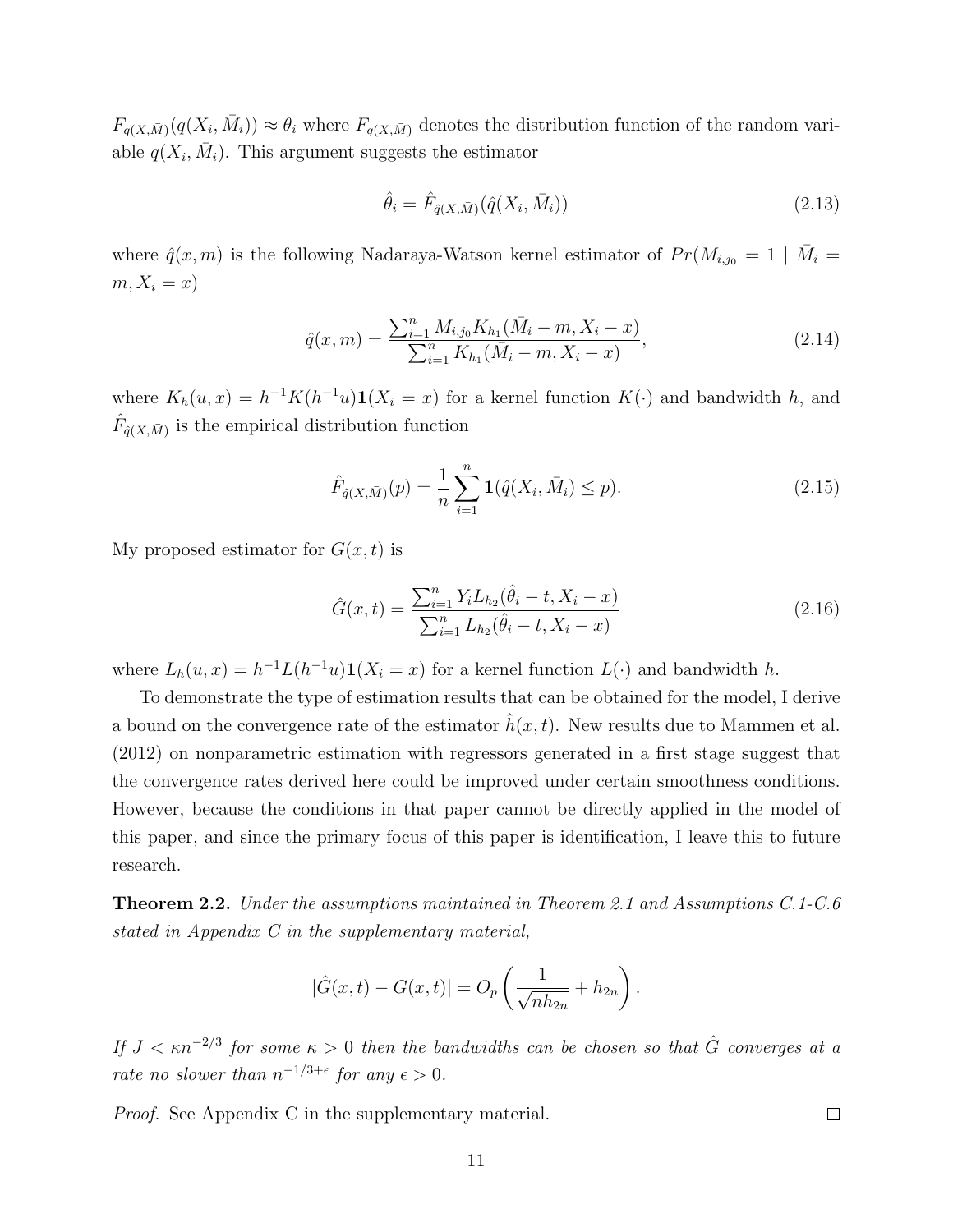$F_{q(X,\bar{M})}(q(X_i, \bar{M}_i)) \approx \theta_i$ where $F_{q(X,\bar{M})}$ denotes the distribution function of the random variable $q(X_i, \bar{M}_i)$. This argument suggests the estimator

$$\hat{\theta}_i = \hat{F}_{\hat{q}(X,\bar{M})}(\hat{q}(X_i, \bar{M}_i)) \tag{2.13}$$

where $\hat{q}(x, m)$ is the following Nadaraya-Watson kernel estimator of $Pr(M_{i,j_0} = 1 \mid \bar{M}_i = m, X_i = x)$

$$\hat{q}(x, m) = \frac{\sum_{i=1}^{n} M_{i,j_0} K_{h_1}(\bar{M}_i - m, X_i - x)}{\sum_{i=1}^{n} K_{h_1}(\bar{M}_i - m, X_i - x)}, \tag{2.14}$$

where $K_h(u, x) = h^{-1}K(h^{-1}u)\mathbf{1}(X_i = x)$ for a kernel function $K(\cdot)$ and bandwidth $h$, and $\hat{F}_{\hat{q}(X,\bar{M})}$ is the empirical distribution function

$$\hat{F}_{\hat{q}(X,\bar{M})}(p) = \frac{1}{n} \sum_{i=1}^{n} \mathbf{1}(\hat{q}(X_i, \bar{M}_i) \leq p). \tag{2.15}$$

My proposed estimator for $G(x, t)$ is

$$\hat{G}(x, t) = \frac{\sum_{i=1}^{n} Y_i L_{h_2}(\hat{\theta}_i - t, X_i - x)}{\sum_{i=1}^{n} L_{h_2}(\hat{\theta}_i - t, X_i - x)} \tag{2.16}$$

where $L_h(u, x) = h^{-1}L(h^{-1}u)\mathbf{1}(X_i = x)$ for a kernel function $L(\cdot)$ and bandwidth $h$.

To demonstrate the type of estimation results that can be obtained for the model, I derive a bound on the convergence rate of the estimator $\hat{h}(x, t)$. New results due to Mammen et al. (2012) on nonparametric estimation with regressors generated in a first stage suggest that the convergence rates derived here could be improved under certain smoothness conditions. However, because the conditions in that paper cannot be directly applied in the model of this paper, and since the primary focus of this paper is identification, I leave this to future research.

**Theorem 2.2.** *Under the assumptions maintained in Theorem 2.1 and Assumptions C.1-C.6 stated in Appendix C in the supplementary material,*

$$|\hat{G}(x, t) - G(x, t)| = O_p\left(\frac{1}{\sqrt{nh_{2n}}} + h_{2n}\right).$$

*If $J < \kappa n^{-2/3}$ for some $\kappa > 0$ then the bandwidths can be chosen so that $\hat{G}$ converges at a rate no slower than $n^{-1/3+\epsilon}$ for any $\epsilon > 0$.*

*Proof.* See Appendix C in the supplementary material. □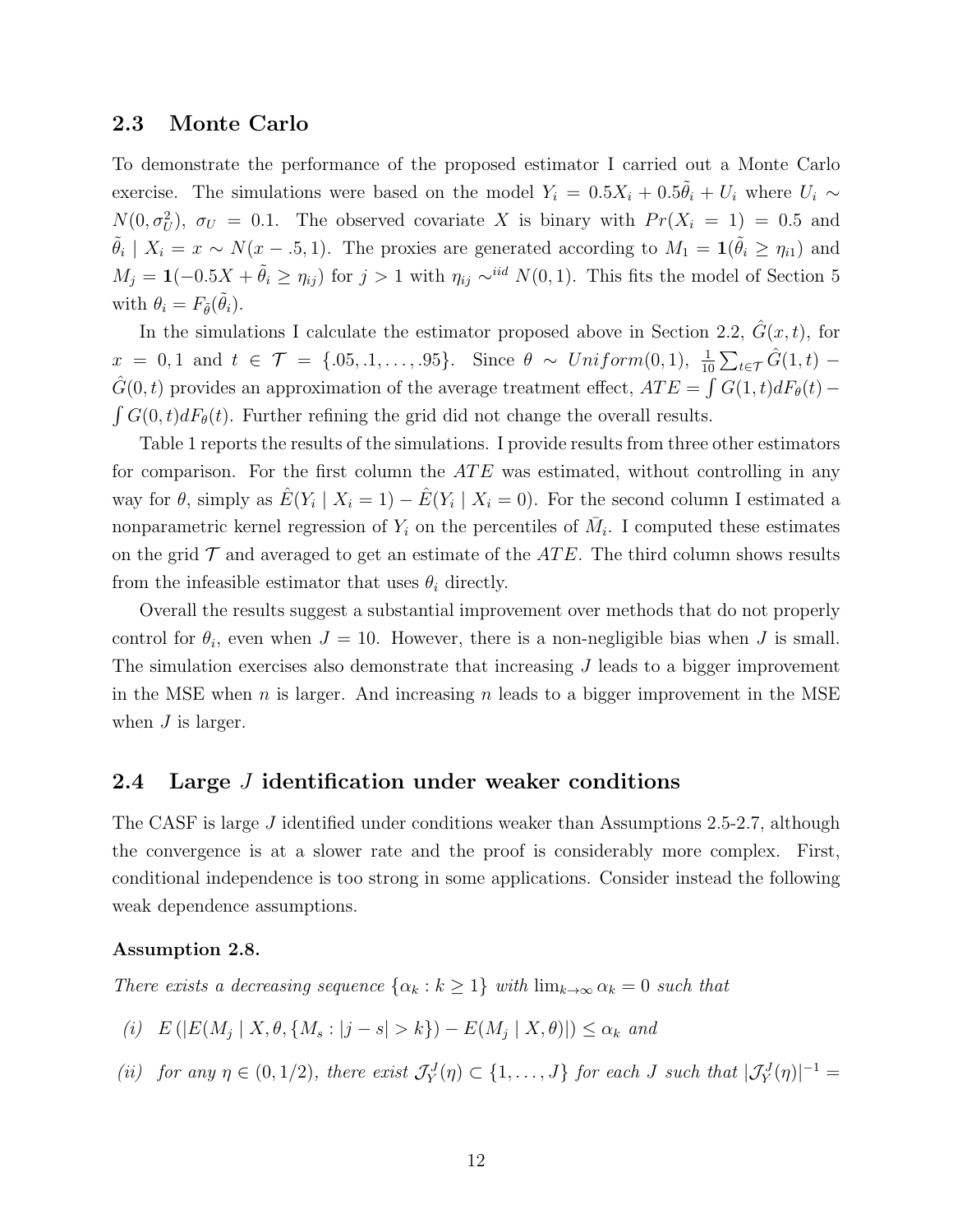## 2.3 Monte Carlo

To demonstrate the performance of the proposed estimator I carried out a Monte Carlo exercise. The simulations were based on the model $Y_i = 0.5X_i + 0.5\tilde{\theta}_i + U_i$ where $U_i \sim N(0, \sigma_U^2)$, $\sigma_U = 0.1$. The observed covariate $X$ is binary with $Pr(X_i = 1) = 0.5$ and $\tilde{\theta}_i \mid X_i = x \sim N(x - .5, 1)$. The proxies are generated according to $M_1 = \mathbf{1}(\tilde{\theta}_i \geq \eta_{i1})$ and $M_j = \mathbf{1}(-0.5X + \tilde{\theta}_i \geq \eta_{ij})$ for $j > 1$ with $\eta_{ij} \sim^{iid} N(0, 1)$. This fits the model of Section 5 with $\theta_i = F_{\tilde{\theta}}(\tilde{\theta}_i)$.

In the simulations I calculate the estimator proposed above in Section 2.2, $\hat{G}(x, t)$, for $x = 0, 1$ and $t \in \mathcal{T} = \{.05, .1, \ldots, .95\}$. Since $\theta \sim Uniform(0, 1)$, $\frac{1}{10}\sum_{t \in \mathcal{T}} \hat{G}(1, t) - \hat{G}(0, t)$ provides an approximation of the average treatment effect, $ATE = \int G(1, t) dF_\theta(t) - \int G(0, t) dF_\theta(t)$. Further refining the grid did not change the overall results.

Table 1 reports the results of the simulations. I provide results from three other estimators for comparison. For the first column the $ATE$ was estimated, without controlling in any way for $\theta$, simply as $\hat{E}(Y_i \mid X_i = 1) - \hat{E}(Y_i \mid X_i = 0)$. For the second column I estimated a nonparametric kernel regression of $Y_i$ on the percentiles of $\bar{M}_i$. I computed these estimates on the grid $\mathcal{T}$ and averaged to get an estimate of the $ATE$. The third column shows results from the infeasible estimator that uses $\theta_i$ directly.

Overall the results suggest a substantial improvement over methods that do not properly control for $\theta_i$, even when $J = 10$. However, there is a non-negligible bias when $J$ is small. The simulation exercises also demonstrate that increasing $J$ leads to a bigger improvement in the MSE when $n$ is larger. And increasing $n$ leads to a bigger improvement in the MSE when $J$ is larger.

## 2.4 Large $J$ identification under weaker conditions

The CASF is large $J$ identified under conditions weaker than Assumptions 2.5-2.7, although the convergence is at a slower rate and the proof is considerably more complex. First, conditional independence is too strong in some applications. Consider instead the following weak dependence assumptions.

**Assumption 2.8.**

*There exists a decreasing sequence $\{\alpha_k : k \geq 1\}$ with $\lim_{k \to \infty} \alpha_k = 0$ such that*

*(i) $E\left(|E(M_j \mid X, \theta, \{M_s : |j - s| > k\}) - E(M_j \mid X, \theta)|\right) \leq \alpha_k$ and*

*(ii) for any $\eta \in (0, 1/2)$, there exist $\mathcal{J}_Y^J(\eta) \subset \{1, \ldots, J\}$ for each $J$ such that $|\mathcal{J}_Y^J(\eta)|^{-1} =$*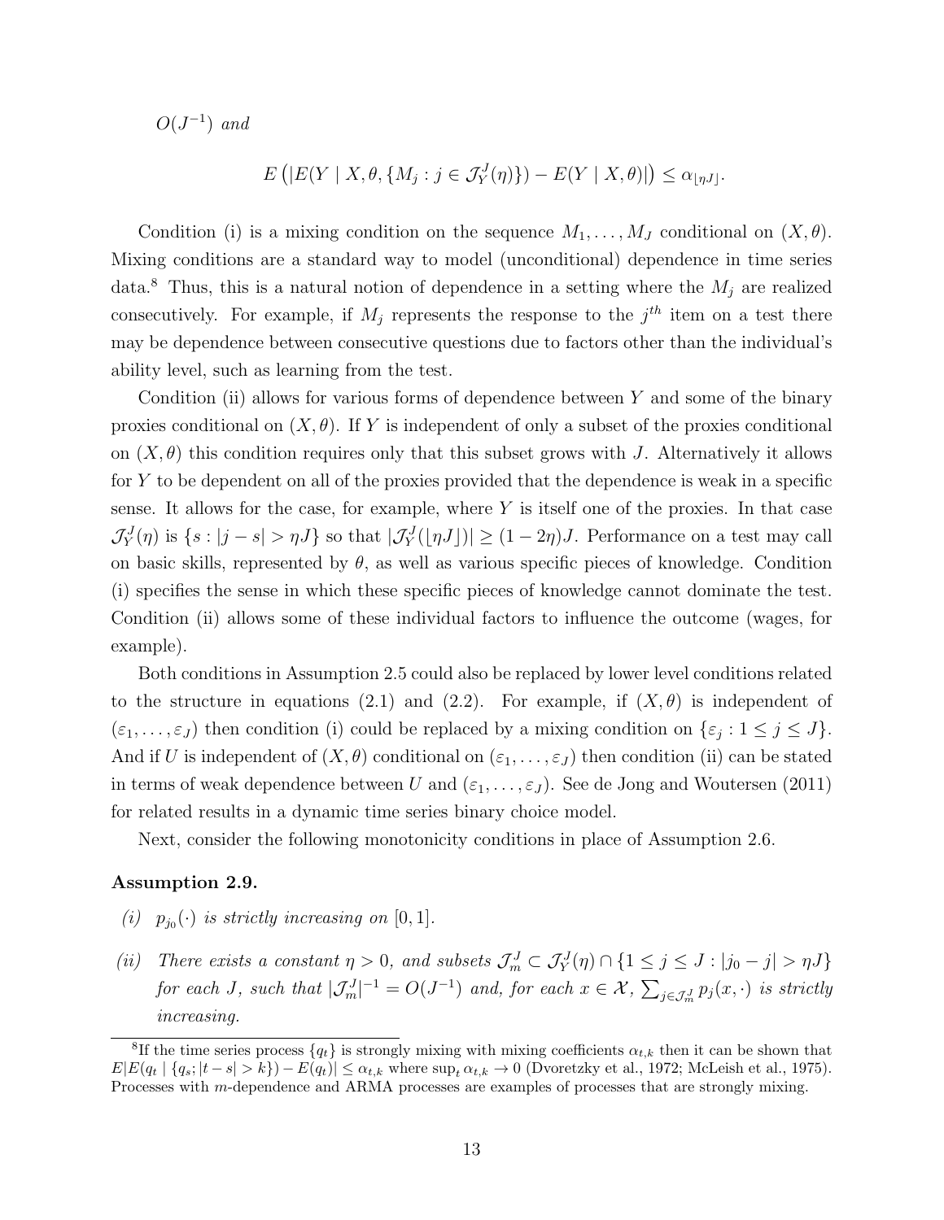*$O(J^{-1})$ and*

$$E\left(|E(Y \mid X, \theta, \{M_j : j \in \mathcal{J}_Y^J(\eta)\}) - E(Y \mid X, \theta)|\right) \leq \alpha_{\lfloor \eta J \rfloor}.$$

Condition (i) is a mixing condition on the sequence $M_1, \ldots, M_J$ conditional on $(X, \theta)$. Mixing conditions are a standard way to model (unconditional) dependence in time series data.[8] Thus, this is a natural notion of dependence in a setting where the $M_j$ are realized consecutively. For example, if $M_j$ represents the response to the $j^{th}$ item on a test there may be dependence between consecutive questions due to factors other than the individual's ability level, such as learning from the test.

Condition (ii) allows for various forms of dependence between $Y$ and some of the binary proxies conditional on $(X, \theta)$. If $Y$ is independent of only a subset of the proxies conditional on $(X, \theta)$ this condition requires only that this subset grows with $J$. Alternatively it allows for $Y$ to be dependent on all of the proxies provided that the dependence is weak in a specific sense. It allows for the case, for example, where $Y$ is itself one of the proxies. In that case $\mathcal{J}_Y^J(\eta)$ is $\{s : |j - s| > \eta J\}$ so that $|\mathcal{J}_Y^J(\lfloor \eta J \rfloor)| \geq (1 - 2\eta)J$. Performance on a test may call on basic skills, represented by $\theta$, as well as various specific pieces of knowledge. Condition (i) specifies the sense in which these specific pieces of knowledge cannot dominate the test. Condition (ii) allows some of these individual factors to influence the outcome (wages, for example).

Both conditions in Assumption 2.5 could also be replaced by lower level conditions related to the structure in equations (2.1) and (2.2). For example, if $(X, \theta)$ is independent of $(\varepsilon_1, \ldots, \varepsilon_J)$ then condition (i) could be replaced by a mixing condition on $\{\varepsilon_j : 1 \leq j \leq J\}$. And if $U$ is independent of $(X, \theta)$ conditional on $(\varepsilon_1, \ldots, \varepsilon_J)$ then condition (ii) can be stated in terms of weak dependence between $U$ and $(\varepsilon_1, \ldots, \varepsilon_J)$. See de Jong and Woutersen (2011) for related results in a dynamic time series binary choice model.

Next, consider the following monotonicity conditions in place of Assumption 2.6.

**Assumption 2.9.**

*(i) $p_{j_0}(\cdot)$ is strictly increasing on $[0, 1]$.*

*(ii) There exists a constant $\eta > 0$, and subsets $\mathcal{J}_m^J \subset \mathcal{J}_Y^J(\eta) \cap \{1 \leq j \leq J : |j_0 - j| > \eta J\}$ for each $J$, such that $|\mathcal{J}_m^J|^{-1} = O(J^{-1})$ and, for each $x \in \mathcal{X}$, $\sum_{j \in \mathcal{J}_m^J} p_j(x, \cdot)$ is strictly increasing.*

[8] If the time series process $\{q_t\}$ is strongly mixing with mixing coefficients $\alpha_{t,k}$ then it can be shown that $E|E(q_t \mid \{q_s; |t - s| > k\}) - E(q_t)| \leq \alpha_{t,k}$ where $\sup_t \alpha_{t,k} \to 0$ (Dvoretzky et al., 1972; McLeish et al., 1975). Processes with $m$-dependence and ARMA processes are examples of processes that are strongly mixing.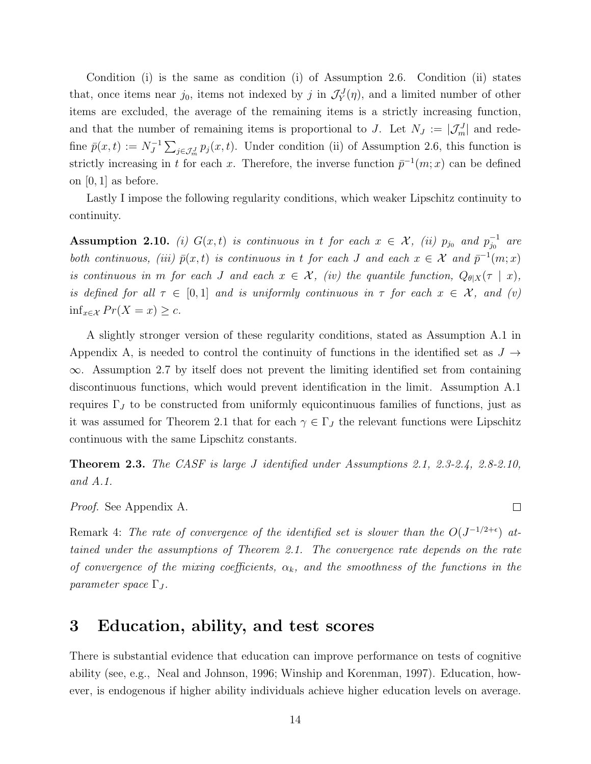Condition (i) is the same as condition (i) of Assumption 2.6. Condition (ii) states that, once items near $j_0$, items not indexed by $j$ in $\mathcal{J}_Y^J(\eta)$, and a limited number of other items are excluded, the average of the remaining items is a strictly increasing function, and that the number of remaining items is proportional to $J$. Let $N_J := |\mathcal{J}_m^J|$ and redefine $\bar{p}(x,t) := N_J^{-1} \sum_{j \in \mathcal{J}_m^J} p_j(x,t)$. Under condition (ii) of Assumption 2.6, this function is strictly increasing in $t$ for each $x$. Therefore, the inverse function $\bar{p}^{-1}(m;x)$ can be defined on $[0,1]$ as before.

Lastly I impose the following regularity conditions, which weaker Lipschitz continuity to continuity.

**Assumption 2.10.** *(i) $G(x,t)$ is continuous in $t$ for each $x \in \mathcal{X}$, (ii) $p_{j_0}$ and $p_{j_0}^{-1}$ are both continuous, (iii) $\bar{p}(x,t)$ is continuous in $t$ for each $J$ and each $x \in \mathcal{X}$ and $\bar{p}^{-1}(m;x)$ is continuous in $m$ for each $J$ and each $x \in \mathcal{X}$, (iv) the quantile function, $Q_{\theta|X}(\tau \mid x)$, is defined for all $\tau \in [0,1]$ and is uniformly continuous in $\tau$ for each $x \in \mathcal{X}$, and (v) $\inf_{x \in \mathcal{X}} Pr(X = x) \geq c$.*

A slightly stronger version of these regularity conditions, stated as Assumption A.1 in Appendix A, is needed to control the continuity of functions in the identified set as $J \to \infty$. Assumption 2.7 by itself does not prevent the limiting identified set from containing discontinuous functions, which would prevent identification in the limit. Assumption A.1 requires $\Gamma_J$ to be constructed from uniformly equicontinuous families of functions, just as it was assumed for Theorem 2.1 that for each $\gamma \in \Gamma_J$ the relevant functions were Lipschitz continuous with the same Lipschitz constants.

**Theorem 2.3.** *The CASF is large $J$ identified under Assumptions 2.1, 2.3-2.4, 2.8-2.10, and A.1.*

*Proof.* See Appendix A. □

Remark 4: *The rate of convergence of the identified set is slower than the $O(J^{-1/2+\epsilon})$ attained under the assumptions of Theorem 2.1. The convergence rate depends on the rate of convergence of the mixing coefficients, $\alpha_k$, and the smoothness of the functions in the parameter space $\Gamma_J$.*

# 3 Education, ability, and test scores

There is substantial evidence that education can improve performance on tests of cognitive ability (see, e.g., Neal and Johnson, 1996; Winship and Korenman, 1997). Education, however, is endogenous if higher ability individuals achieve higher education levels on average.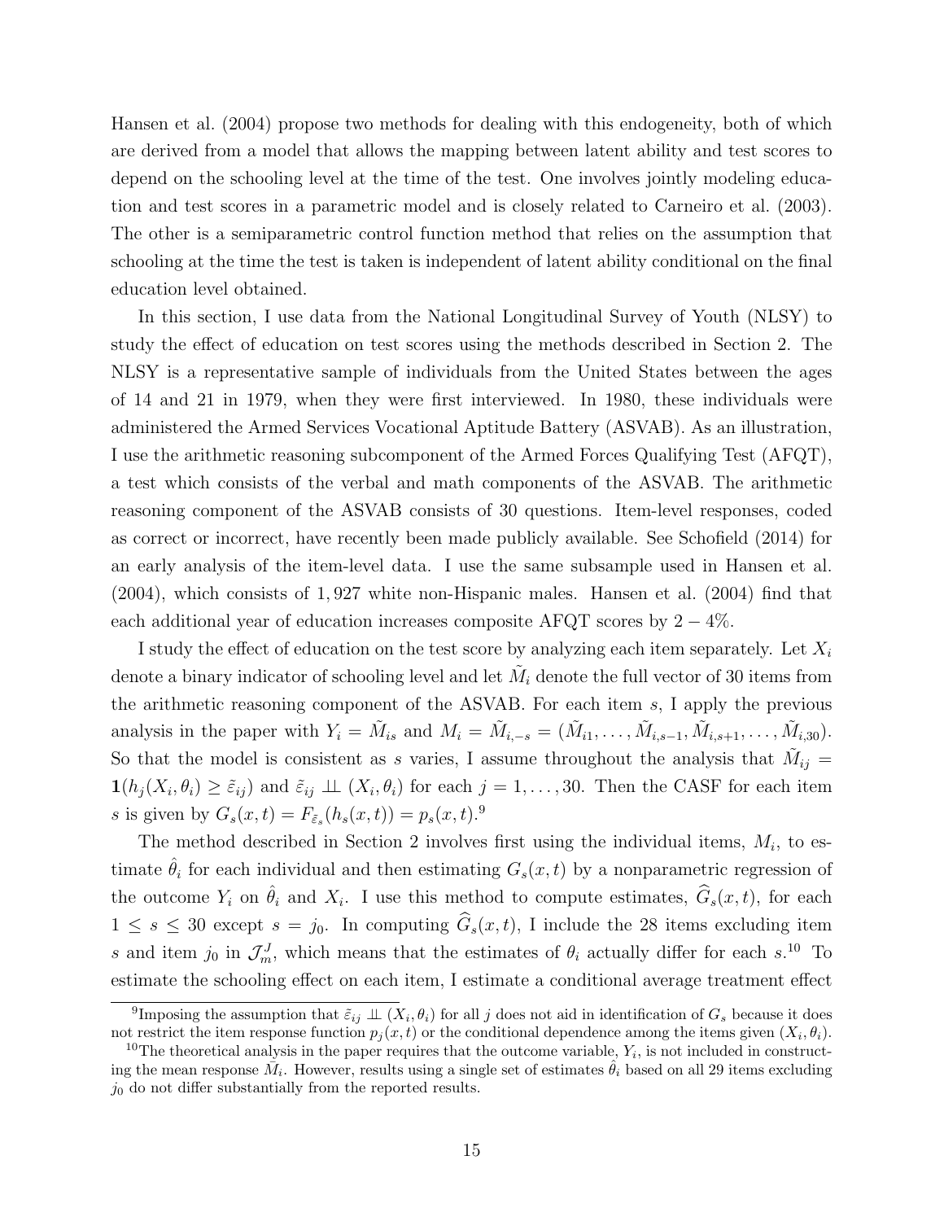Hansen et al. (2004) propose two methods for dealing with this endogeneity, both of which are derived from a model that allows the mapping between latent ability and test scores to depend on the schooling level at the time of the test. One involves jointly modeling education and test scores in a parametric model and is closely related to Carneiro et al. (2003). The other is a semiparametric control function method that relies on the assumption that schooling at the time the test is taken is independent of latent ability conditional on the final education level obtained.

In this section, I use data from the National Longitudinal Survey of Youth (NLSY) to study the effect of education on test scores using the methods described in Section 2. The NLSY is a representative sample of individuals from the United States between the ages of 14 and 21 in 1979, when they were first interviewed. In 1980, these individuals were administered the Armed Services Vocational Aptitude Battery (ASVAB). As an illustration, I use the arithmetic reasoning subcomponent of the Armed Forces Qualifying Test (AFQT), a test which consists of the verbal and math components of the ASVAB. The arithmetic reasoning component of the ASVAB consists of 30 questions. Item-level responses, coded as correct or incorrect, have recently been made publicly available. See Schofield (2014) for an early analysis of the item-level data. I use the same subsample used in Hansen et al. (2004), which consists of 1,927 white non-Hispanic males. Hansen et al. (2004) find that each additional year of education increases composite AFQT scores by $2-4\%$.

I study the effect of education on the test score by analyzing each item separately. Let $X_i$ denote a binary indicator of schooling level and let $\tilde{M}_i$ denote the full vector of 30 items from the arithmetic reasoning component of the ASVAB. For each item $s$, I apply the previous analysis in the paper with $Y_i = \tilde{M}_{is}$ and $M_i = \tilde{M}_{i,-s} = (\tilde{M}_{i1}, \ldots, \tilde{M}_{i,s-1}, \tilde{M}_{i,s+1}, \ldots, \tilde{M}_{i,30})$. So that the model is consistent as $s$ varies, I assume throughout the analysis that $\tilde{M}_{ij} = \mathbf{1}(h_j(X_i, \theta_i) \geq \tilde{\varepsilon}_{ij})$ and $\tilde{\varepsilon}_{ij} \perp\!\!\!\perp (X_i, \theta_i)$ for each $j = 1, \ldots, 30$. Then the CASF for each item $s$ is given by $G_s(x,t) = F_{\tilde{\varepsilon}_s}(h_s(x,t)) = p_s(x,t)$.[9]

The method described in Section 2 involves first using the individual items, $M_i$, to estimate $\hat{\theta}_i$ for each individual and then estimating $G_s(x,t)$ by a nonparametric regression of the outcome $Y_i$ on $\hat{\theta}_i$ and $X_i$. I use this method to compute estimates, $\widehat{G}_s(x,t)$, for each $1 \leq s \leq 30$ except $s = j_0$. In computing $\widehat{G}_s(x,t)$, I include the 28 items excluding item $s$ and item $j_0$ in $\mathcal{J}_m^J$, which means that the estimates of $\theta_i$ actually differ for each $s$.[10] To estimate the schooling effect on each item, I estimate a conditional average treatment effect

[9] Imposing the assumption that $\tilde{\varepsilon}_{ij} \perp\!\!\!\perp (X_i, \theta_i)$ for all $j$ does not aid in identification of $G_s$ because it does not restrict the item response function $p_j(x,t)$ or the conditional dependence among the items given $(X_i, \theta_i)$.

[10] The theoretical analysis in the paper requires that the outcome variable, $Y_i$, is not included in constructing the mean response $\bar{M}_i$. However, results using a single set of estimates $\hat{\theta}_i$ based on all 29 items excluding $j_0$ do not differ substantially from the reported results.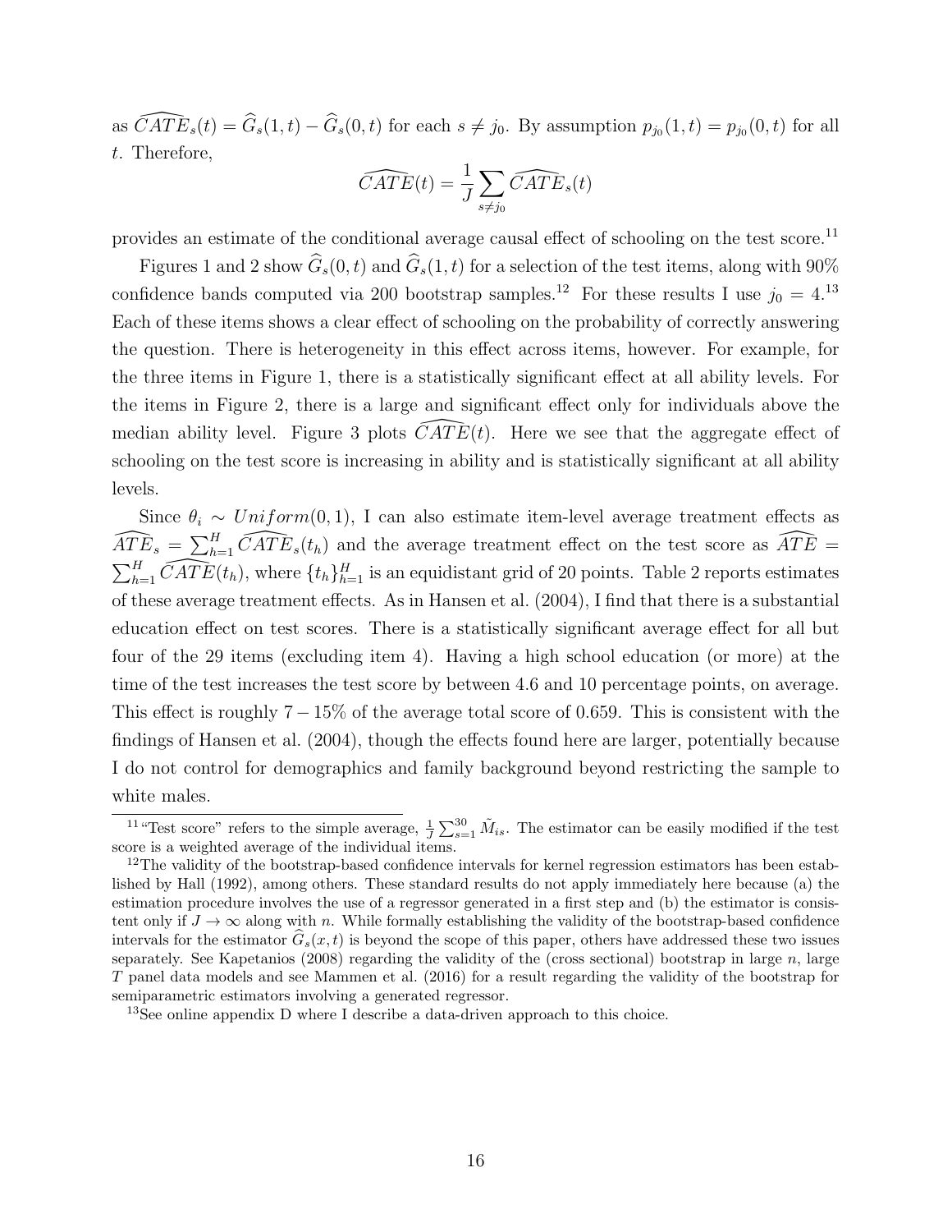as $\widehat{CATE}_s(t) = \widehat{G}_s(1,t) - \widehat{G}_s(0,t)$ for each $s \neq j_0$. By assumption $p_{j_0}(1,t) = p_{j_0}(0,t)$ for all $t$. Therefore,

$$\widehat{CATE}(t) = \frac{1}{J}\sum_{s \neq j_0} \widehat{CATE}_s(t)$$

provides an estimate of the conditional average causal effect of schooling on the test score.[11]

Figures 1 and 2 show $\widehat{G}_s(0,t)$ and $\widehat{G}_s(1,t)$ for a selection of the test items, along with 90% confidence bands computed via 200 bootstrap samples.[12] For these results I use $j_0 = 4$.[13] Each of these items shows a clear effect of schooling on the probability of correctly answering the question. There is heterogeneity in this effect across items, however. For example, for the three items in Figure 1, there is a statistically significant effect at all ability levels. For the items in Figure 2, there is a large and significant effect only for individuals above the median ability level. Figure 3 plots $\widehat{CATE}(t)$. Here we see that the aggregate effect of schooling on the test score is increasing in ability and is statistically significant at all ability levels.

Since $\theta_i \sim Uniform(0,1)$, I can also estimate item-level average treatment effects as $\widehat{ATE}_s = \sum_{h=1}^{H} \widehat{CATE}_s(t_h)$ and the average treatment effect on the test score as $\widehat{ATE} = \sum_{h=1}^{H} \widehat{CATE}(t_h)$, where $\{t_h\}_{h=1}^{H}$ is an equidistant grid of 20 points. Table 2 reports estimates of these average treatment effects. As in Hansen et al. (2004), I find that there is a substantial education effect on test scores. There is a statistically significant average effect for all but four of the 29 items (excluding item 4). Having a high school education (or more) at the time of the test increases the test score by between 4.6 and 10 percentage points, on average. This effect is roughly $7-15\%$ of the average total score of 0.659. This is consistent with the findings of Hansen et al. (2004), though the effects found here are larger, potentially because I do not control for demographics and family background beyond restricting the sample to white males.

[11] "Test score" refers to the simple average, $\frac{1}{J}\sum_{s=1}^{30} \tilde{M}_{is}$. The estimator can be easily modified if the test score is a weighted average of the individual items.

[12] The validity of the bootstrap-based confidence intervals for kernel regression estimators has been established by Hall (1992), among others. These standard results do not apply immediately here because (a) the estimation procedure involves the use of a regressor generated in a first step and (b) the estimator is consistent only if $J \to \infty$ along with $n$. While formally establishing the validity of the bootstrap-based confidence intervals for the estimator $\widehat{G}_s(x,t)$ is beyond the scope of this paper, others have addressed these two issues separately. See Kapetanios (2008) regarding the validity of the (cross sectional) bootstrap in large $n$, large $T$ panel data models and see Mammen et al. (2016) for a result regarding the validity of the bootstrap for semiparametric estimators involving a generated regressor.

[13] See online appendix D where I describe a data-driven approach to this choice.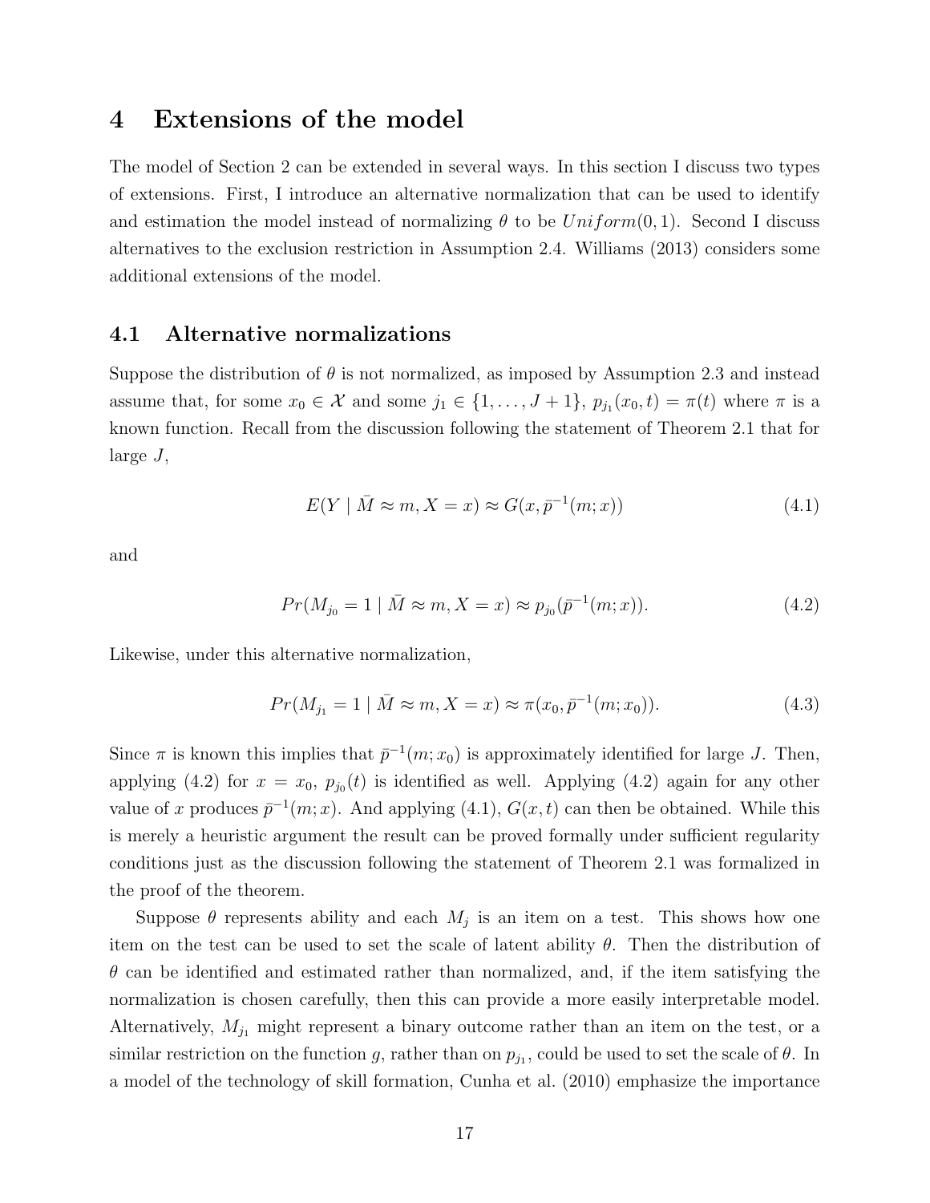# 4 Extensions of the model

The model of Section 2 can be extended in several ways. In this section I discuss two types of extensions. First, I introduce an alternative normalization that can be used to identify and estimation the model instead of normalizing $\theta$ to be $Uniform(0, 1)$. Second I discuss alternatives to the exclusion restriction in Assumption 2.4. Williams (2013) considers some additional extensions of the model.

## 4.1 Alternative normalizations

Suppose the distribution of $\theta$ is not normalized, as imposed by Assumption 2.3 and instead assume that, for some $x_0 \in \mathcal{X}$ and some $j_1 \in \{1, \ldots, J+1\}$, $p_{j_1}(x_0, t) = \pi(t)$ where $\pi$ is a known function. Recall from the discussion following the statement of Theorem 2.1 that for large $J$,

$$E(Y \mid \bar{M} \approx m, X = x) \approx G(x, \bar{p}^{-1}(m; x)) \tag{4.1}$$

and

$$Pr(M_{j_0} = 1 \mid \bar{M} \approx m, X = x) \approx p_{j_0}(\bar{p}^{-1}(m; x)). \tag{4.2}$$

Likewise, under this alternative normalization,

$$Pr(M_{j_1} = 1 \mid \bar{M} \approx m, X = x) \approx \pi(x_0, \bar{p}^{-1}(m; x_0)). \tag{4.3}$$

Since $\pi$ is known this implies that $\bar{p}^{-1}(m; x_0)$ is approximately identified for large $J$. Then, applying (4.2) for $x = x_0$, $p_{j_0}(t)$ is identified as well. Applying (4.2) again for any other value of $x$ produces $\bar{p}^{-1}(m; x)$. And applying (4.1), $G(x, t)$ can then be obtained. While this is merely a heuristic argument the result can be proved formally under sufficient regularity conditions just as the discussion following the statement of Theorem 2.1 was formalized in the proof of the theorem.

Suppose $\theta$ represents ability and each $M_j$ is an item on a test. This shows how one item on the test can be used to set the scale of latent ability $\theta$. Then the distribution of $\theta$ can be identified and estimated rather than normalized, and, if the item satisfying the normalization is chosen carefully, then this can provide a more easily interpretable model. Alternatively, $M_{j_1}$ might represent a binary outcome rather than an item on the test, or a similar restriction on the function $g$, rather than on $p_{j_1}$, could be used to set the scale of $\theta$. In a model of the technology of skill formation, Cunha et al. (2010) emphasize the importance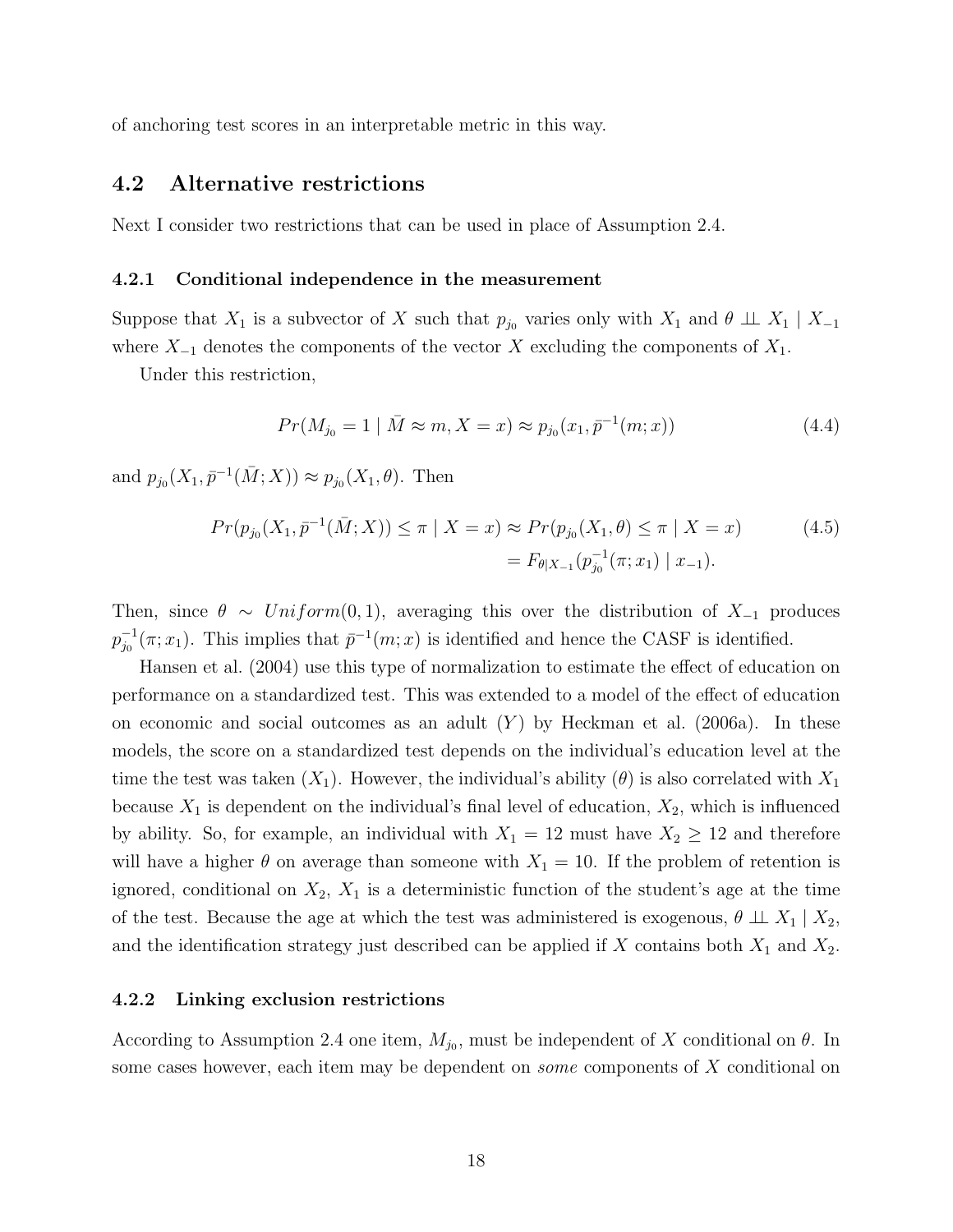of anchoring test scores in an interpretable metric in this way.

## 4.2 Alternative restrictions

Next I consider two restrictions that can be used in place of Assumption 2.4.

### 4.2.1 Conditional independence in the measurement

Suppose that $X_1$ is a subvector of $X$ such that $p_{j_0}$ varies only with $X_1$ and $\theta \perp\!\!\!\perp X_1 \mid X_{-1}$ where $X_{-1}$ denotes the components of the vector $X$ excluding the components of $X_1$.

Under this restriction,

$$Pr(M_{j_0} = 1 \mid \bar{M} \approx m, X = x) \approx p_{j_0}(x_1, \bar{p}^{-1}(m; x)) \tag{4.4}$$

and $p_{j_0}(X_1, \bar{p}^{-1}(\bar{M}; X)) \approx p_{j_0}(X_1, \theta)$. Then

$$\begin{aligned} Pr(p_{j_0}(X_1, \bar{p}^{-1}(\bar{M}; X)) \leq \pi \mid X = x) &\approx Pr(p_{j_0}(X_1, \theta) \leq \pi \mid X = x) \\ &= F_{\theta|X_{-1}}(p_{j_0}^{-1}(\pi; x_1) \mid x_{-1}). \end{aligned} \tag{4.5}$$

Then, since $\theta \sim Uniform(0, 1)$, averaging this over the distribution of $X_{-1}$ produces $p_{j_0}^{-1}(\pi; x_1)$. This implies that $\bar{p}^{-1}(m; x)$ is identified and hence the CASF is identified.

Hansen et al. (2004) use this type of normalization to estimate the effect of education on performance on a standardized test. This was extended to a model of the effect of education on economic and social outcomes as an adult ($Y$) by Heckman et al. (2006a). In these models, the score on a standardized test depends on the individual's education level at the time the test was taken ($X_1$). However, the individual's ability ($\theta$) is also correlated with $X_1$ because $X_1$ is dependent on the individual's final level of education, $X_2$, which is influenced by ability. So, for example, an individual with $X_1 = 12$ must have $X_2 \geq 12$ and therefore will have a higher $\theta$ on average than someone with $X_1 = 10$. If the problem of retention is ignored, conditional on $X_2$, $X_1$ is a deterministic function of the student's age at the time of the test. Because the age at which the test was administered is exogenous, $\theta \perp\!\!\!\perp X_1 \mid X_2$, and the identification strategy just described can be applied if $X$ contains both $X_1$ and $X_2$.

### 4.2.2 Linking exclusion restrictions

According to Assumption 2.4 one item, $M_{j_0}$, must be independent of $X$ conditional on $\theta$. In some cases however, each item may be dependent on *some* components of $X$ conditional on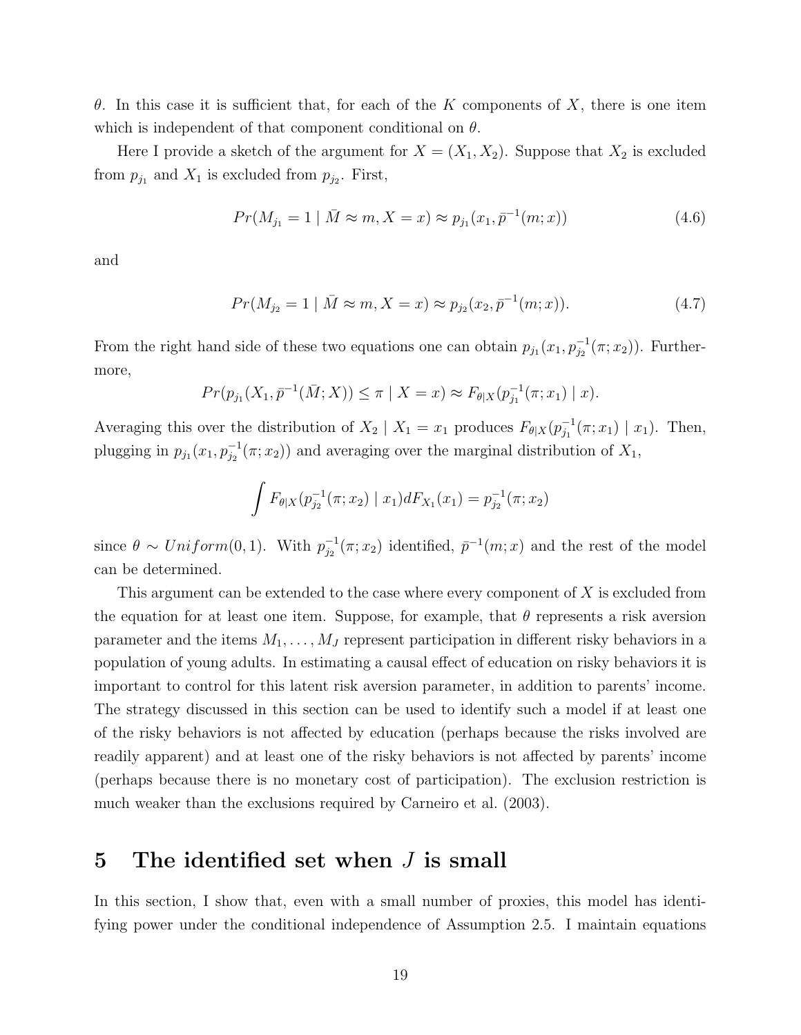$\theta$. In this case it is sufficient that, for each of the $K$ components of $X$, there is one item which is independent of that component conditional on $\theta$.

Here I provide a sketch of the argument for $X = (X_1, X_2)$. Suppose that $X_2$ is excluded from $p_{j_1}$ and $X_1$ is excluded from $p_{j_2}$. First,

$$Pr(M_{j_1} = 1 \mid \bar{M} \approx m, X = x) \approx p_{j_1}(x_1, \bar{p}^{-1}(m; x)) \tag{4.6}$$

and

$$Pr(M_{j_2} = 1 \mid \bar{M} \approx m, X = x) \approx p_{j_2}(x_2, \bar{p}^{-1}(m; x)). \tag{4.7}$$

From the right hand side of these two equations one can obtain $p_{j_1}(x_1, p_{j_2}^{-1}(\pi; x_2))$. Furthermore,

$$Pr(p_{j_1}(X_1, \bar{p}^{-1}(\bar{M}; X)) \leq \pi \mid X = x) \approx F_{\theta|X}(p_{j_1}^{-1}(\pi; x_1) \mid x).$$

Averaging this over the distribution of $X_2 \mid X_1 = x_1$ produces $F_{\theta|X}(p_{j_1}^{-1}(\pi; x_1) \mid x_1)$. Then, plugging in $p_{j_1}(x_1, p_{j_2}^{-1}(\pi; x_2))$ and averaging over the marginal distribution of $X_1$,

$$\int F_{\theta|X}(p_{j_2}^{-1}(\pi; x_2) \mid x_1) dF_{X_1}(x_1) = p_{j_2}^{-1}(\pi; x_2)$$

since $\theta \sim Uniform(0, 1)$. With $p_{j_2}^{-1}(\pi; x_2)$ identified, $\bar{p}^{-1}(m; x)$ and the rest of the model can be determined.

This argument can be extended to the case where every component of $X$ is excluded from the equation for at least one item. Suppose, for example, that $\theta$ represents a risk aversion parameter and the items $M_1, \ldots, M_J$ represent participation in different risky behaviors in a population of young adults. In estimating a causal effect of education on risky behaviors it is important to control for this latent risk aversion parameter, in addition to parents' income. The strategy discussed in this section can be used to identify such a model if at least one of the risky behaviors is not affected by education (perhaps because the risks involved are readily apparent) and at least one of the risky behaviors is not affected by parents' income (perhaps because there is no monetary cost of participation). The exclusion restriction is much weaker than the exclusions required by Carneiro et al. (2003).

# 5 The identified set when $J$ is small

In this section, I show that, even with a small number of proxies, this model has identifying power under the conditional independence of Assumption 2.5. I maintain equations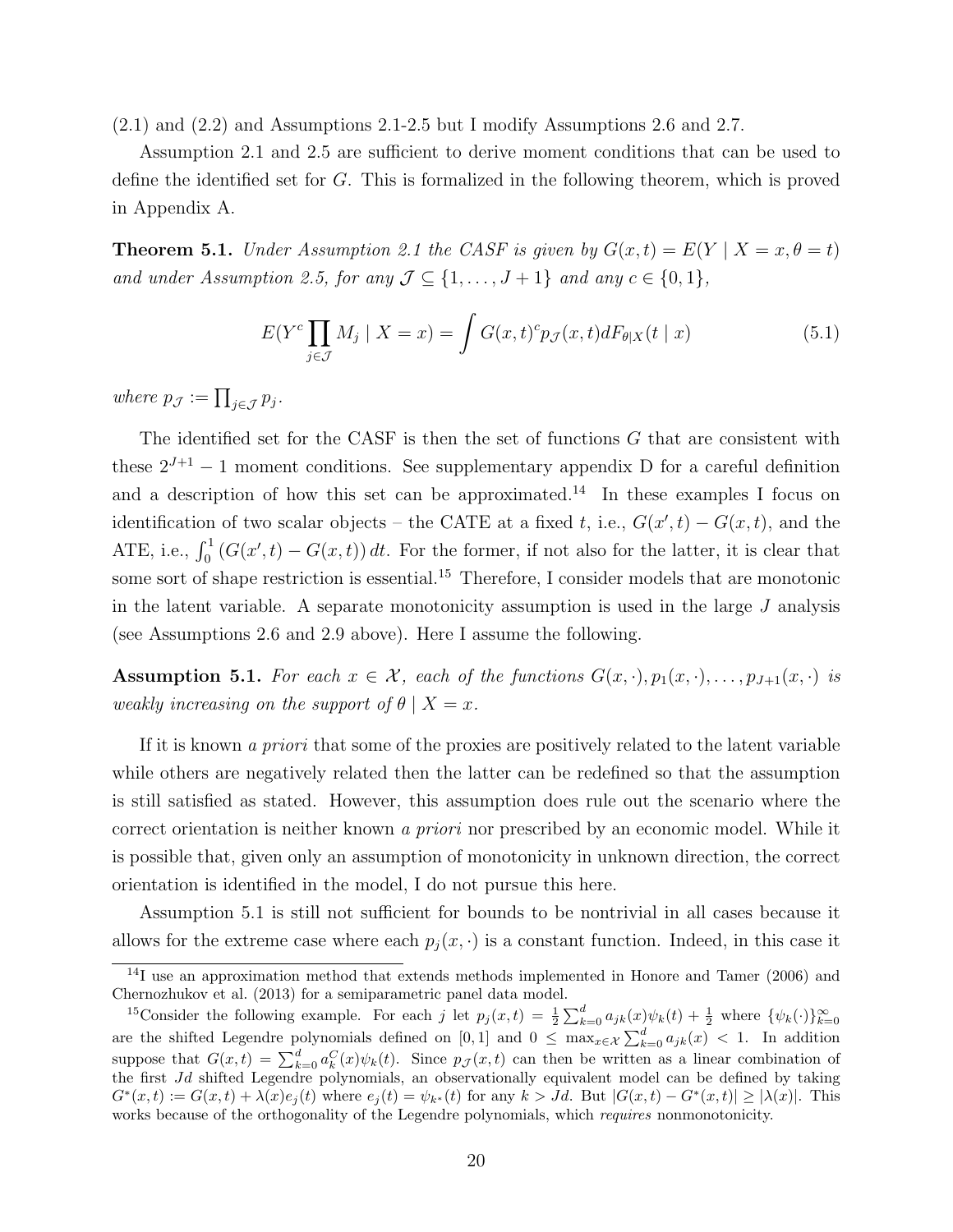(2.1) and (2.2) and Assumptions 2.1-2.5 but I modify Assumptions 2.6 and 2.7.

Assumption 2.1 and 2.5 are sufficient to derive moment conditions that can be used to define the identified set for $G$. This is formalized in the following theorem, which is proved in Appendix A.

**Theorem 5.1.** *Under Assumption 2.1 the CASF is given by $G(x,t) = E(Y \mid X = x, \theta = t)$ and under Assumption 2.5, for any $\mathcal{J} \subseteq \{1, \ldots, J+1\}$ and any $c \in \{0, 1\}$,*

$$E(Y^c \prod_{j \in \mathcal{J}} M_j \mid X = x) = \int G(x,t)^c p_{\mathcal{J}}(x,t) dF_{\theta|X}(t \mid x) \tag{5.1}$$

*where $p_{\mathcal{J}} := \prod_{j \in \mathcal{J}} p_j$.*

The identified set for the CASF is then the set of functions $G$ that are consistent with these $2^{J+1} - 1$ moment conditions. See supplementary appendix D for a careful definition and a description of how this set can be approximated.[14] In these examples I focus on identification of two scalar objects – the CATE at a fixed $t$, i.e., $G(x',t) - G(x,t)$, and the ATE, i.e., $\int_0^1 (G(x',t) - G(x,t))\, dt$. For the former, if not also for the latter, it is clear that some sort of shape restriction is essential.[15] Therefore, I consider models that are monotonic in the latent variable. A separate monotonicity assumption is used in the large $J$ analysis (see Assumptions 2.6 and 2.9 above). Here I assume the following.

**Assumption 5.1.** *For each $x \in \mathcal{X}$, each of the functions $G(x, \cdot), p_1(x, \cdot), \ldots, p_{J+1}(x, \cdot)$ is weakly increasing on the support of $\theta \mid X = x$.*

If it is known *a priori* that some of the proxies are positively related to the latent variable while others are negatively related then the latter can be redefined so that the assumption is still satisfied as stated. However, this assumption does rule out the scenario where the correct orientation is neither known *a priori* nor prescribed by an economic model. While it is possible that, given only an assumption of monotonicity in unknown direction, the correct orientation is identified in the model, I do not pursue this here.

Assumption 5.1 is still not sufficient for bounds to be nontrivial in all cases because it allows for the extreme case where each $p_j(x, \cdot)$ is a constant function. Indeed, in this case it

---

[14] I use an approximation method that extends methods implemented in Honore and Tamer (2006) and Chernozhukov et al. (2013) for a semiparametric panel data model.

[15] Consider the following example. For each $j$ let $p_j(x,t) = \frac{1}{2}\sum_{k=0}^{d} a_{jk}(x)\psi_k(t) + \frac{1}{2}$ where $\{\psi_k(\cdot)\}_{k=0}^{\infty}$ are the shifted Legendre polynomials defined on $[0,1]$ and $0 \leq \max_{x \in \mathcal{X}} \sum_{k=0}^{d} a_{jk}(x) < 1$. In addition suppose that $G(x,t) = \sum_{k=0}^{d} a_k^C(x)\psi_k(t)$. Since $p_{\mathcal{J}}(x,t)$ can then be written as a linear combination of the first $Jd$ shifted Legendre polynomials, an observationally equivalent model can be defined by taking $G^*(x,t) := G(x,t) + \lambda(x)e_j(t)$ where $e_j(t) = \psi_{k^*}(t)$ for any $k > Jd$. But $|G(x,t) - G^*(x,t)| \geq |\lambda(x)|$. This works because of the orthogonality of the Legendre polynomials, which *requires* nonmonotonicity.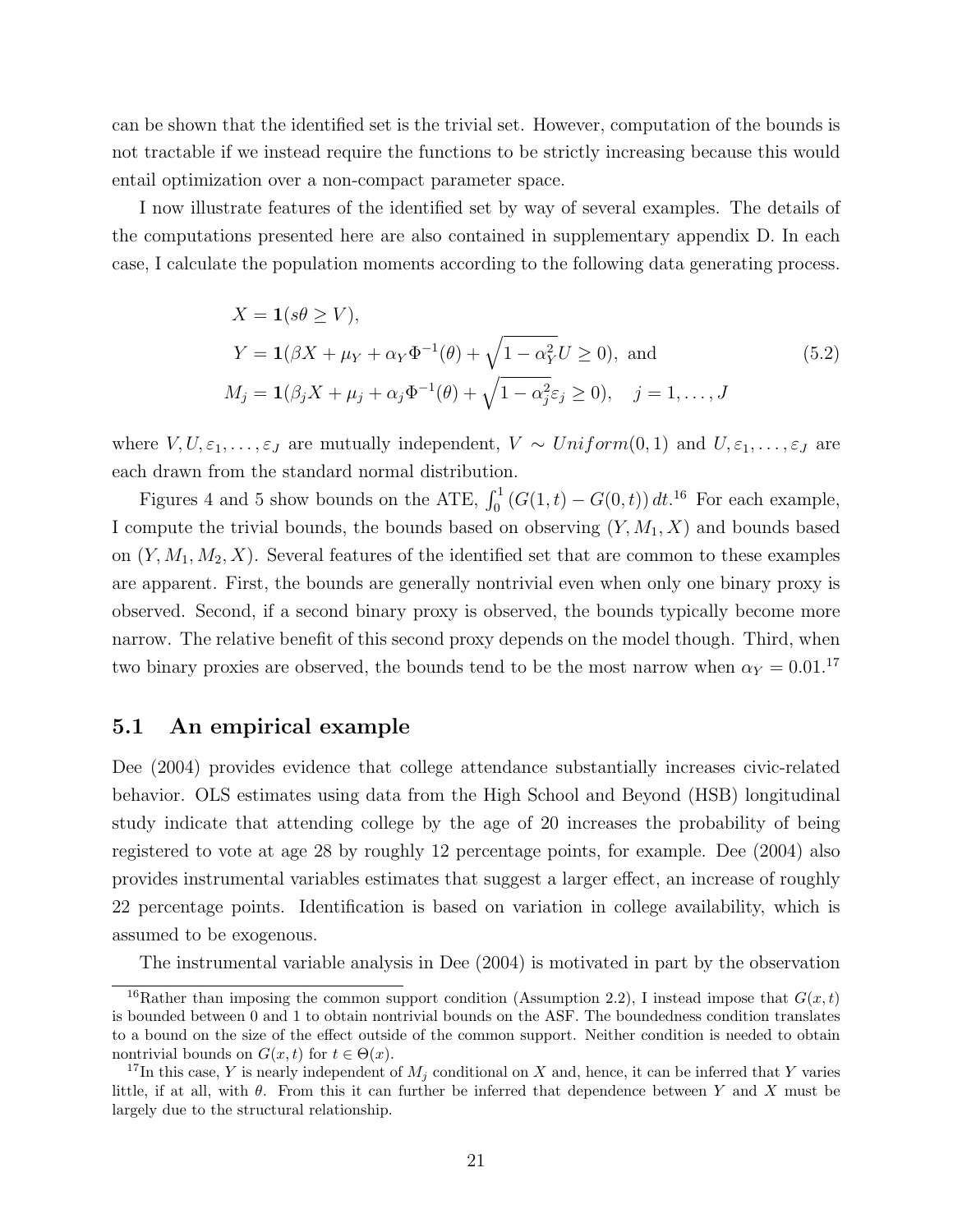can be shown that the identified set is the trivial set. However, computation of the bounds is not tractable if we instead require the functions to be strictly increasing because this would entail optimization over a non-compact parameter space.

I now illustrate features of the identified set by way of several examples. The details of the computations presented here are also contained in supplementary appendix D. In each case, I calculate the population moments according to the following data generating process.

$$
\begin{aligned}
X &= \mathbf{1}(s\theta \geq V), \\
Y &= \mathbf{1}(\beta X + \mu_Y + \alpha_Y \Phi^{-1}(\theta) + \sqrt{1-\alpha_Y^2}\, U \geq 0), \text{ and} \\
M_j &= \mathbf{1}(\beta_j X + \mu_j + \alpha_j \Phi^{-1}(\theta) + \sqrt{1-\alpha_j^2}\, \varepsilon_j \geq 0), \quad j = 1, \ldots, J
\end{aligned}
\tag{5.2}
$$

where $V, U, \varepsilon_1, \ldots, \varepsilon_J$ are mutually independent, $V \sim Uniform(0,1)$ and $U, \varepsilon_1, \ldots, \varepsilon_J$ are each drawn from the standard normal distribution.

Figures 4 and 5 show bounds on the ATE, $\int_0^1 (G(1,t) - G(0,t))\, dt$.[16] For each example, I compute the trivial bounds, the bounds based on observing $(Y, M_1, X)$ and bounds based on $(Y, M_1, M_2, X)$. Several features of the identified set that are common to these examples are apparent. First, the bounds are generally nontrivial even when only one binary proxy is observed. Second, if a second binary proxy is observed, the bounds typically become more narrow. The relative benefit of this second proxy depends on the model though. Third, when two binary proxies are observed, the bounds tend to be the most narrow when $\alpha_Y = 0.01$.[17]

## 5.1 An empirical example

Dee (2004) provides evidence that college attendance substantially increases civic-related behavior. OLS estimates using data from the High School and Beyond (HSB) longitudinal study indicate that attending college by the age of 20 increases the probability of being registered to vote at age 28 by roughly 12 percentage points, for example. Dee (2004) also provides instrumental variables estimates that suggest a larger effect, an increase of roughly 22 percentage points. Identification is based on variation in college availability, which is assumed to be exogenous.

The instrumental variable analysis in Dee (2004) is motivated in part by the observation

[16] Rather than imposing the common support condition (Assumption 2.2), I instead impose that $G(x,t)$ is bounded between 0 and 1 to obtain nontrivial bounds on the ASF. The boundedness condition translates to a bound on the size of the effect outside of the common support. Neither condition is needed to obtain nontrivial bounds on $G(x,t)$ for $t \in \Theta(x)$.

[17] In this case, $Y$ is nearly independent of $M_j$ conditional on $X$ and, hence, it can be inferred that $Y$ varies little, if at all, with $\theta$. From this it can further be inferred that dependence between $Y$ and $X$ must be largely due to the structural relationship.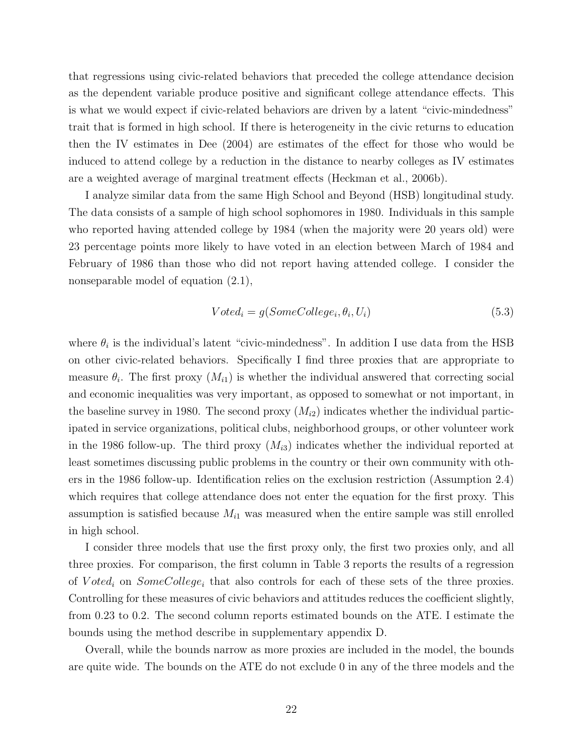that regressions using civic-related behaviors that preceded the college attendance decision as the dependent variable produce positive and significant college attendance effects. This is what we would expect if civic-related behaviors are driven by a latent "civic-mindedness" trait that is formed in high school. If there is heterogeneity in the civic returns to education then the IV estimates in Dee (2004) are estimates of the effect for those who would be induced to attend college by a reduction in the distance to nearby colleges as IV estimates are a weighted average of marginal treatment effects (Heckman et al., 2006b).

I analyze similar data from the same High School and Beyond (HSB) longitudinal study. The data consists of a sample of high school sophomores in 1980. Individuals in this sample who reported having attended college by 1984 (when the majority were 20 years old) were 23 percentage points more likely to have voted in an election between March of 1984 and February of 1986 than those who did not report having attended college. I consider the nonseparable model of equation (2.1),

$$Voted_i = g(SomeCollege_i, \theta_i, U_i) \tag{5.3}$$

where $\theta_i$ is the individual's latent "civic-mindedness". In addition I use data from the HSB on other civic-related behaviors. Specifically I find three proxies that are appropriate to measure $\theta_i$. The first proxy ($M_{i1}$) is whether the individual answered that correcting social and economic inequalities was very important, as opposed to somewhat or not important, in the baseline survey in 1980. The second proxy ($M_{i2}$) indicates whether the individual participated in service organizations, political clubs, neighborhood groups, or other volunteer work in the 1986 follow-up. The third proxy ($M_{i3}$) indicates whether the individual reported at least sometimes discussing public problems in the country or their own community with others in the 1986 follow-up. Identification relies on the exclusion restriction (Assumption 2.4) which requires that college attendance does not enter the equation for the first proxy. This assumption is satisfied because $M_{i1}$ was measured when the entire sample was still enrolled in high school.

I consider three models that use the first proxy only, the first two proxies only, and all three proxies. For comparison, the first column in Table 3 reports the results of a regression of $Voted_i$ on $SomeCollege_i$ that also controls for each of these sets of the three proxies. Controlling for these measures of civic behaviors and attitudes reduces the coefficient slightly, from 0.23 to 0.2. The second column reports estimated bounds on the ATE. I estimate the bounds using the method describe in supplementary appendix D.

Overall, while the bounds narrow as more proxies are included in the model, the bounds are quite wide. The bounds on the ATE do not exclude 0 in any of the three models and the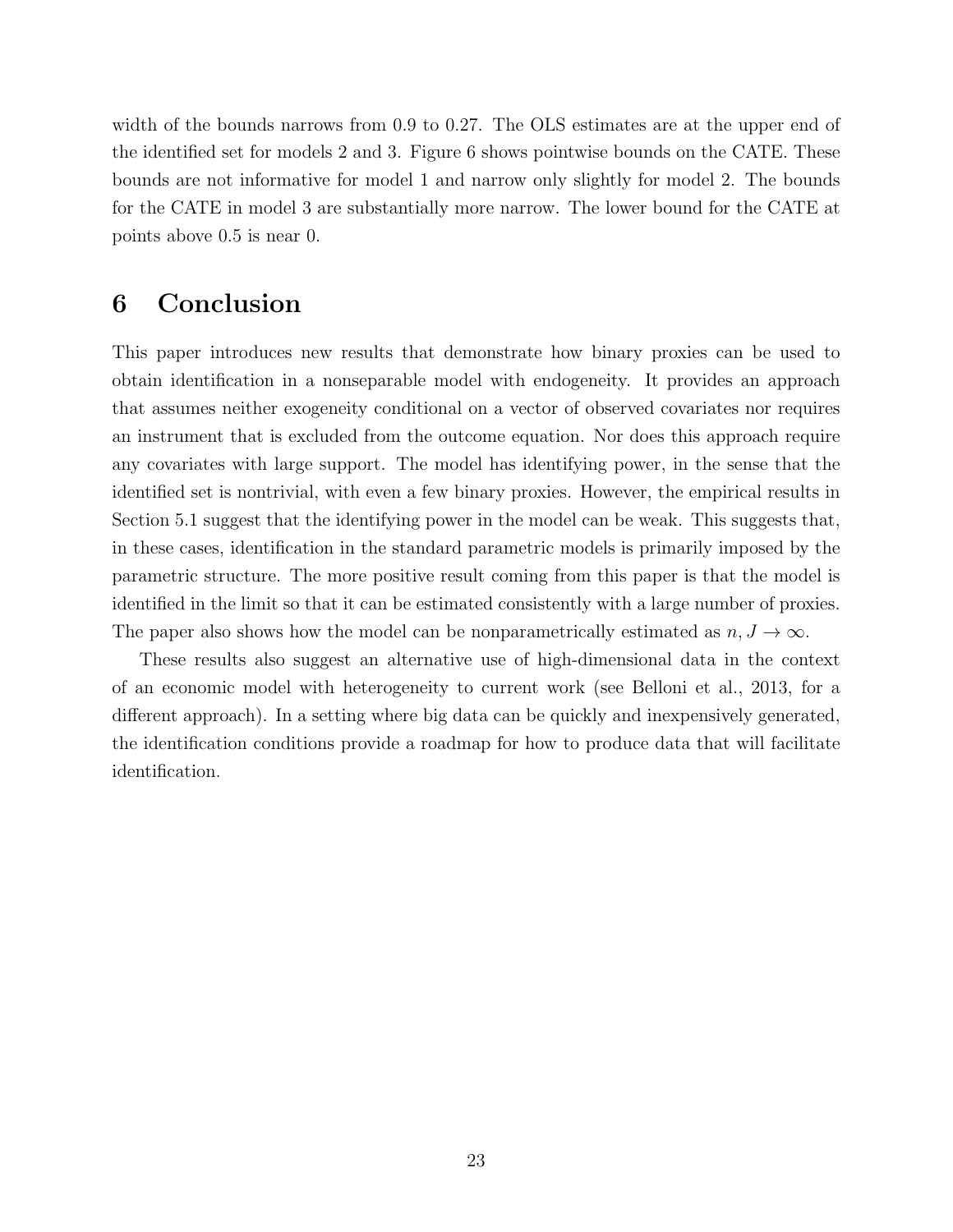width of the bounds narrows from 0.9 to 0.27. The OLS estimates are at the upper end of the identified set for models 2 and 3. Figure 6 shows pointwise bounds on the CATE. These bounds are not informative for model 1 and narrow only slightly for model 2. The bounds for the CATE in model 3 are substantially more narrow. The lower bound for the CATE at points above 0.5 is near 0.

# 6 Conclusion

This paper introduces new results that demonstrate how binary proxies can be used to obtain identification in a nonseparable model with endogeneity. It provides an approach that assumes neither exogeneity conditional on a vector of observed covariates nor requires an instrument that is excluded from the outcome equation. Nor does this approach require any covariates with large support. The model has identifying power, in the sense that the identified set is nontrivial, with even a few binary proxies. However, the empirical results in Section 5.1 suggest that the identifying power in the model can be weak. This suggests that, in these cases, identification in the standard parametric models is primarily imposed by the parametric structure. The more positive result coming from this paper is that the model is identified in the limit so that it can be estimated consistently with a large number of proxies. The paper also shows how the model can be nonparametrically estimated as $n, J \to \infty$.

These results also suggest an alternative use of high-dimensional data in the context of an economic model with heterogeneity to current work (see Belloni et al., 2013, for a different approach). In a setting where big data can be quickly and inexpensively generated, the identification conditions provide a roadmap for how to produce data that will facilitate identification.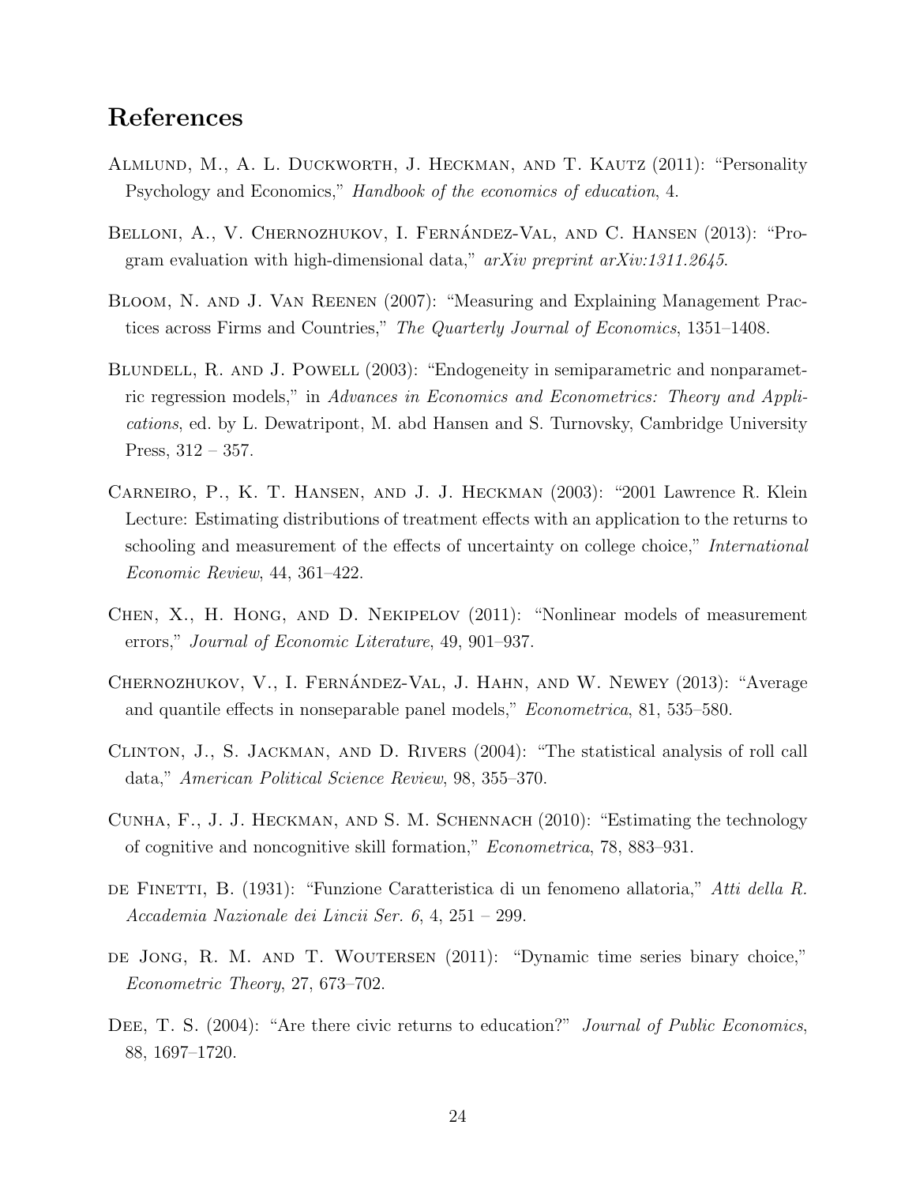## References

Almlund, M., A. L. Duckworth, J. Heckman, and T. Kautz (2011): "Personality Psychology and Economics," *Handbook of the economics of education*, 4.

Belloni, A., V. Chernozhukov, I. Fernández-Val, and C. Hansen (2013): "Program evaluation with high-dimensional data," *arXiv preprint arXiv:1311.2645*.

Bloom, N. and J. Van Reenen (2007): "Measuring and Explaining Management Practices across Firms and Countries," *The Quarterly Journal of Economics*, 1351–1408.

Blundell, R. and J. Powell (2003): "Endogeneity in semiparametric and nonparametric regression models," in *Advances in Economics and Econometrics: Theory and Applications*, ed. by L. Dewatripont, M. abd Hansen and S. Turnovsky, Cambridge University Press, 312 – 357.

Carneiro, P., K. T. Hansen, and J. J. Heckman (2003): "2001 Lawrence R. Klein Lecture: Estimating distributions of treatment effects with an application to the returns to schooling and measurement of the effects of uncertainty on college choice," *International Economic Review*, 44, 361–422.

Chen, X., H. Hong, and D. Nekipelov (2011): "Nonlinear models of measurement errors," *Journal of Economic Literature*, 49, 901–937.

Chernozhukov, V., I. Fernández-Val, J. Hahn, and W. Newey (2013): "Average and quantile effects in nonseparable panel models," *Econometrica*, 81, 535–580.

Clinton, J., S. Jackman, and D. Rivers (2004): "The statistical analysis of roll call data," *American Political Science Review*, 98, 355–370.

Cunha, F., J. J. Heckman, and S. M. Schennach (2010): "Estimating the technology of cognitive and noncognitive skill formation," *Econometrica*, 78, 883–931.

de Finetti, B. (1931): "Funzione Caratteristica di un fenomeno allatoria," *Atti della R. Accademia Nazionale dei Lincii Ser. 6*, 4, 251 – 299.

de Jong, R. M. and T. Woutersen (2011): "Dynamic time series binary choice," *Econometric Theory*, 27, 673–702.

Dee, T. S. (2004): "Are there civic returns to education?" *Journal of Public Economics*, 88, 1697–1720.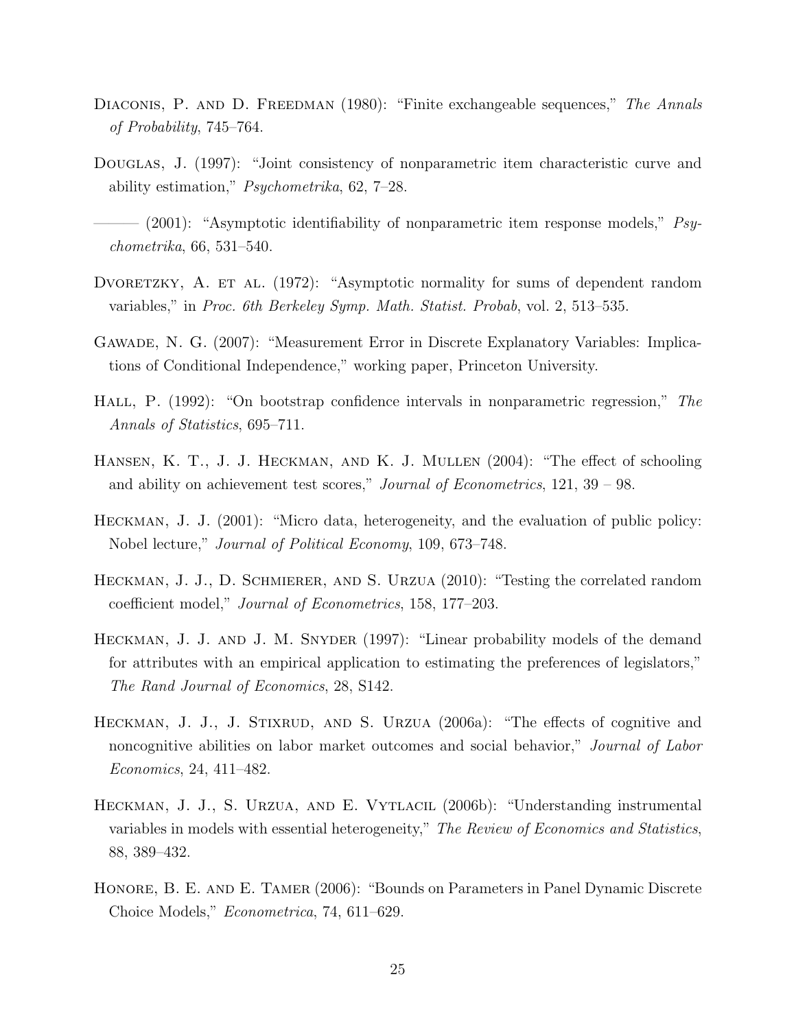Diaconis, P. and D. Freedman (1980): "Finite exchangeable sequences," *The Annals of Probability*, 745–764.

Douglas, J. (1997): "Joint consistency of nonparametric item characteristic curve and ability estimation," *Psychometrika*, 62, 7–28.

——— (2001): "Asymptotic identifiability of nonparametric item response models," *Psychometrika*, 66, 531–540.

Dvoretzky, A. et al. (1972): "Asymptotic normality for sums of dependent random variables," in *Proc. 6th Berkeley Symp. Math. Statist. Probab*, vol. 2, 513–535.

Gawade, N. G. (2007): "Measurement Error in Discrete Explanatory Variables: Implications of Conditional Independence," working paper, Princeton University.

Hall, P. (1992): "On bootstrap confidence intervals in nonparametric regression," *The Annals of Statistics*, 695–711.

Hansen, K. T., J. J. Heckman, and K. J. Mullen (2004): "The effect of schooling and ability on achievement test scores," *Journal of Econometrics*, 121, 39 – 98.

Heckman, J. J. (2001): "Micro data, heterogeneity, and the evaluation of public policy: Nobel lecture," *Journal of Political Economy*, 109, 673–748.

Heckman, J. J., D. Schmierer, and S. Urzua (2010): "Testing the correlated random coefficient model," *Journal of Econometrics*, 158, 177–203.

Heckman, J. J. and J. M. Snyder (1997): "Linear probability models of the demand for attributes with an empirical application to estimating the preferences of legislators," *The Rand Journal of Economics*, 28, S142.

Heckman, J. J., J. Stixrud, and S. Urzua (2006a): "The effects of cognitive and noncognitive abilities on labor market outcomes and social behavior," *Journal of Labor Economics*, 24, 411–482.

Heckman, J. J., S. Urzua, and E. Vytlacil (2006b): "Understanding instrumental variables in models with essential heterogeneity," *The Review of Economics and Statistics*, 88, 389–432.

Honore, B. E. and E. Tamer (2006): "Bounds on Parameters in Panel Dynamic Discrete Choice Models," *Econometrica*, 74, 611–629.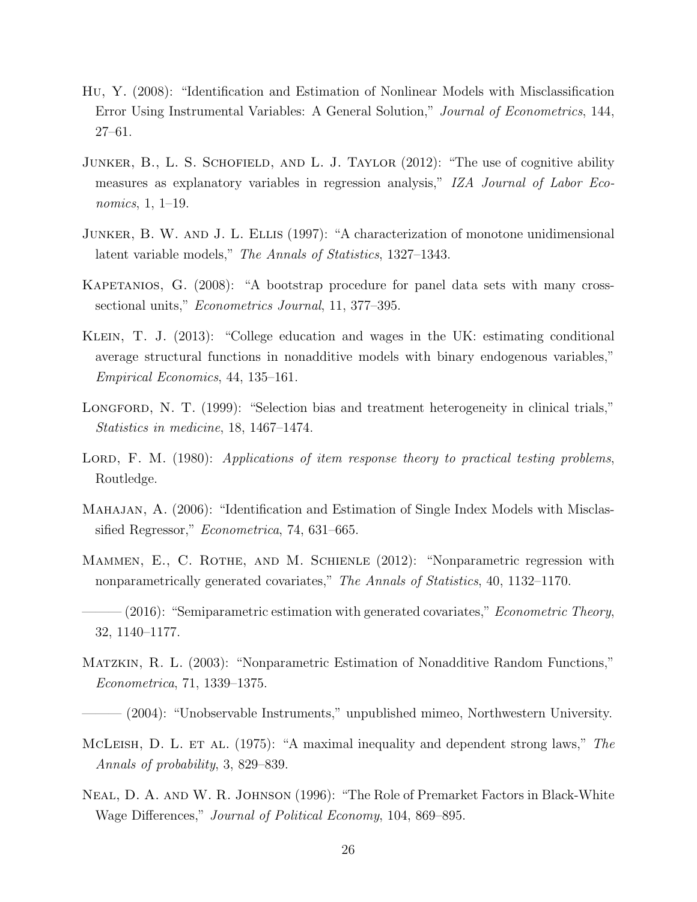Hu, Y. (2008): "Identification and Estimation of Nonlinear Models with Misclassification Error Using Instrumental Variables: A General Solution," *Journal of Econometrics*, 144, 27–61.

Junker, B., L. S. Schofield, and L. J. Taylor (2012): "The use of cognitive ability measures as explanatory variables in regression analysis," *IZA Journal of Labor Economics*, 1, 1–19.

Junker, B. W. and J. L. Ellis (1997): "A characterization of monotone unidimensional latent variable models," *The Annals of Statistics*, 1327–1343.

Kapetanios, G. (2008): "A bootstrap procedure for panel data sets with many cross-sectional units," *Econometrics Journal*, 11, 377–395.

Klein, T. J. (2013): "College education and wages in the UK: estimating conditional average structural functions in nonadditive models with binary endogenous variables," *Empirical Economics*, 44, 135–161.

Longford, N. T. (1999): "Selection bias and treatment heterogeneity in clinical trials," *Statistics in medicine*, 18, 1467–1474.

Lord, F. M. (1980): *Applications of item response theory to practical testing problems*, Routledge.

Mahajan, A. (2006): "Identification and Estimation of Single Index Models with Misclassified Regressor," *Econometrica*, 74, 631–665.

Mammen, E., C. Rothe, and M. Schienle (2012): "Nonparametric regression with nonparametrically generated covariates," *The Annals of Statistics*, 40, 1132–1170.

——— (2016): "Semiparametric estimation with generated covariates," *Econometric Theory*, 32, 1140–1177.

Matzkin, R. L. (2003): "Nonparametric Estimation of Nonadditive Random Functions," *Econometrica*, 71, 1339–1375.

——— (2004): "Unobservable Instruments," unpublished mimeo, Northwestern University.

McLeish, D. L. et al. (1975): "A maximal inequality and dependent strong laws," *The Annals of probability*, 3, 829–839.

Neal, D. A. and W. R. Johnson (1996): "The Role of Premarket Factors in Black-White Wage Differences," *Journal of Political Economy*, 104, 869–895.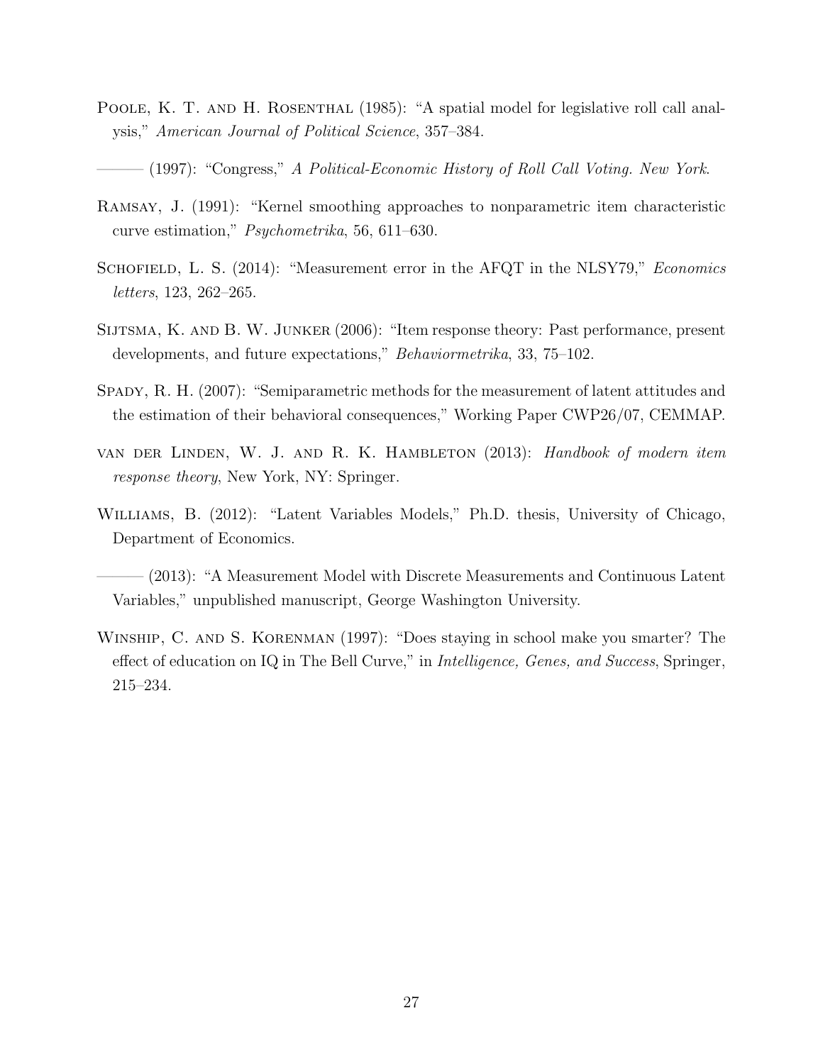Poole, K. T. and H. Rosenthal (1985): "A spatial model for legislative roll call analysis," *American Journal of Political Science*, 357–384.

——— (1997): "Congress," *A Political-Economic History of Roll Call Voting. New York*.

Ramsay, J. (1991): "Kernel smoothing approaches to nonparametric item characteristic curve estimation," *Psychometrika*, 56, 611–630.

Schofield, L. S. (2014): "Measurement error in the AFQT in the NLSY79," *Economics letters*, 123, 262–265.

Sijtsma, K. and B. W. Junker (2006): "Item response theory: Past performance, present developments, and future expectations," *Behaviormetrika*, 33, 75–102.

Spady, R. H. (2007): "Semiparametric methods for the measurement of latent attitudes and the estimation of their behavioral consequences," Working Paper CWP26/07, CEMMAP.

van der Linden, W. J. and R. K. Hambleton (2013): *Handbook of modern item response theory*, New York, NY: Springer.

Williams, B. (2012): "Latent Variables Models," Ph.D. thesis, University of Chicago, Department of Economics.

——— (2013): "A Measurement Model with Discrete Measurements and Continuous Latent Variables," unpublished manuscript, George Washington University.

Winship, C. and S. Korenman (1997): "Does staying in school make you smarter? The effect of education on IQ in The Bell Curve," in *Intelligence, Genes, and Success*, Springer, 215–234.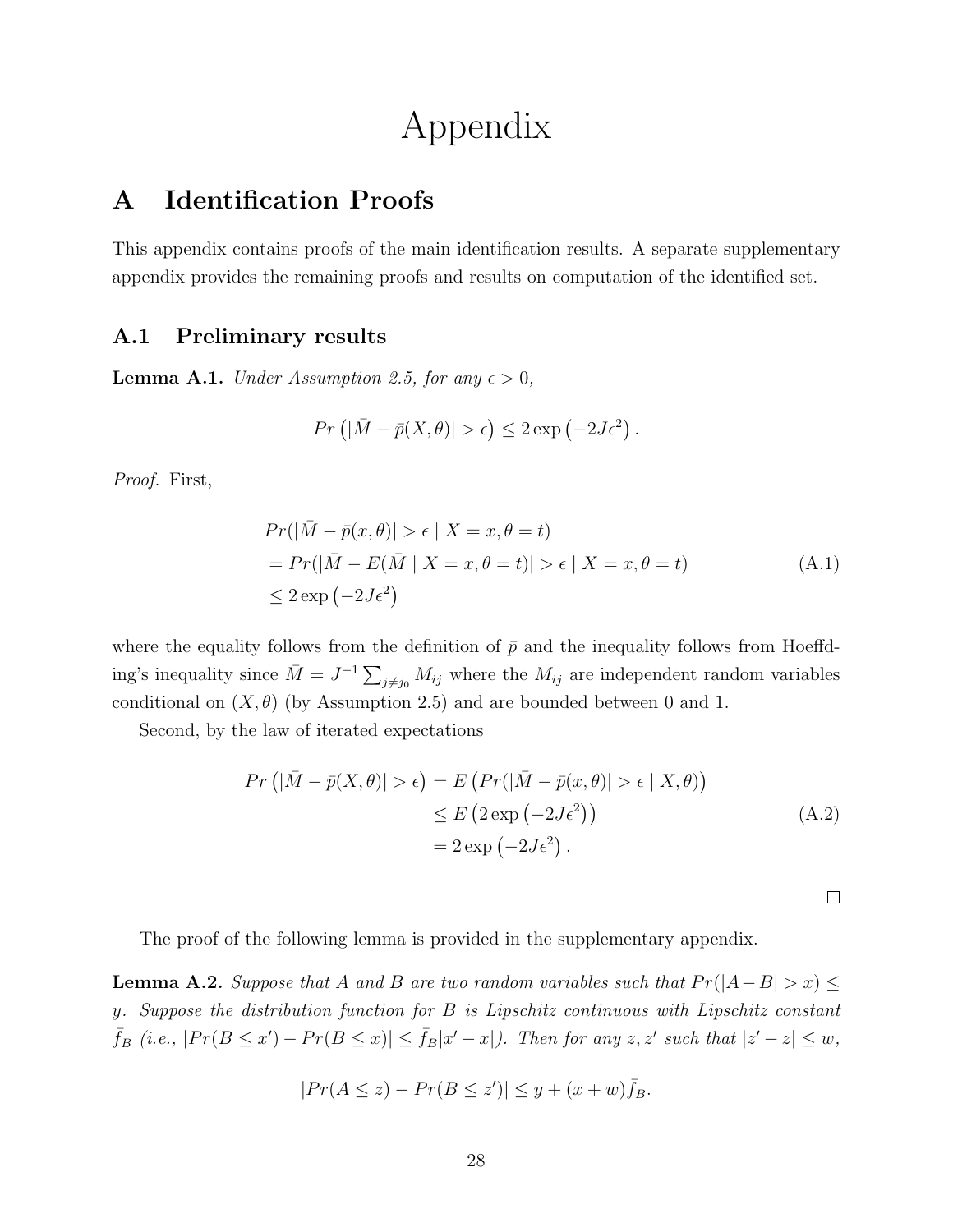# Appendix

## A Identification Proofs

This appendix contains proofs of the main identification results. A separate supplementary appendix provides the remaining proofs and results on computation of the identified set.

### A.1 Preliminary results

**Lemma A.1.** *Under Assumption 2.5, for any $\epsilon > 0$,*

$$Pr\left(|\bar{M} - \bar{p}(X, \theta)| > \epsilon\right) \leq 2\exp\left(-2J\epsilon^2\right).$$

*Proof.* First,

$$\begin{aligned}
&Pr(|\bar{M} - \bar{p}(x, \theta)| > \epsilon \mid X = x, \theta = t) \\
&= Pr(|\bar{M} - E(\bar{M} \mid X = x, \theta = t)| > \epsilon \mid X = x, \theta = t) \\
&\leq 2\exp\left(-2J\epsilon^2\right)
\end{aligned} \tag{A.1}$$

where the equality follows from the definition of $\bar{p}$ and the inequality follows from Hoeffding's inequality since $\bar{M} = J^{-1}\sum_{j \neq j_0} M_{ij}$ where the $M_{ij}$ are independent random variables conditional on $(X, \theta)$ (by Assumption 2.5) and are bounded between 0 and 1.

Second, by the law of iterated expectations

$$\begin{aligned}
Pr\left(|\bar{M} - \bar{p}(X, \theta)| > \epsilon\right) &= E\left(Pr(|\bar{M} - \bar{p}(x, \theta)| > \epsilon \mid X, \theta)\right) \\
&\leq E\left(2\exp\left(-2J\epsilon^2\right)\right) \\
&= 2\exp\left(-2J\epsilon^2\right).
\end{aligned} \tag{A.2}$$

□

The proof of the following lemma is provided in the supplementary appendix.

**Lemma A.2.** *Suppose that $A$ and $B$ are two random variables such that $Pr(|A - B| > x) \leq y$. Suppose the distribution function for $B$ is Lipschitz continuous with Lipschitz constant $\bar{f}_B$ (i.e., $|Pr(B \leq x') - Pr(B \leq x)| \leq \bar{f}_B|x' - x|$). Then for any $z, z'$ such that $|z' - z| \leq w$,*

$$|Pr(A \leq z) - Pr(B \leq z')| \leq y + (x + w)\bar{f}_B.$$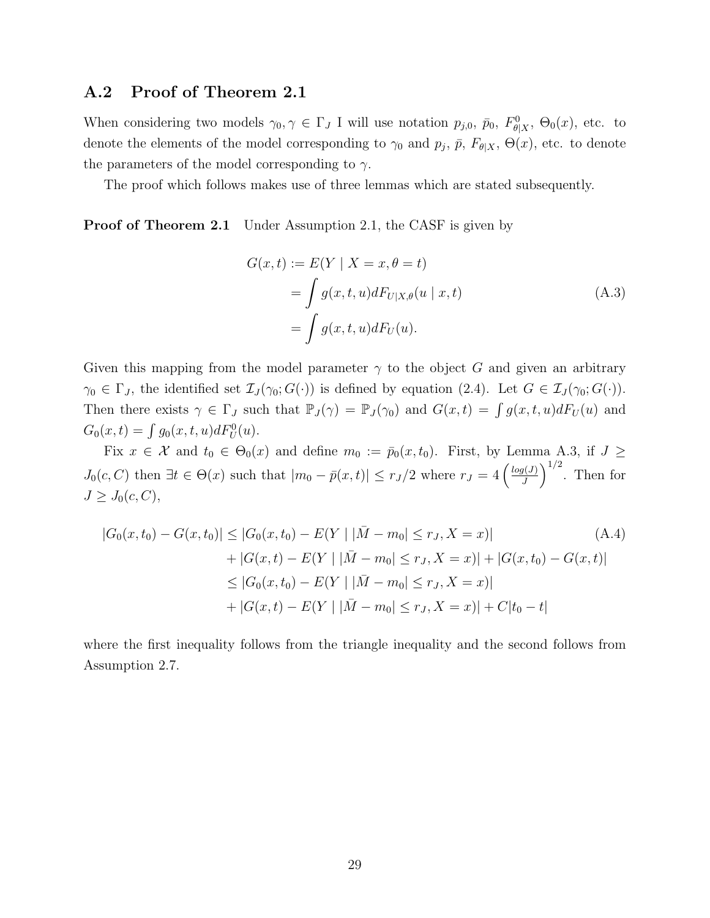## A.2 Proof of Theorem 2.1

When considering two models $\gamma_0, \gamma \in \Gamma_J$ I will use notation $p_{j,0}$, $\bar{p}_0$, $F^0_{\theta|X}$, $\Theta_0(x)$, etc. to denote the elements of the model corresponding to $\gamma_0$ and $p_j$, $\bar{p}$, $F_{\theta|X}$, $\Theta(x)$, etc. to denote the parameters of the model corresponding to $\gamma$.

The proof which follows makes use of three lemmas which are stated subsequently.

**Proof of Theorem 2.1** Under Assumption 2.1, the CASF is given by

$$
\begin{aligned}
G(x,t) &:= E(Y \mid X = x, \theta = t) \\
&= \int g(x,t,u) dF_{U|X,\theta}(u \mid x,t) \\
&= \int g(x,t,u) dF_U(u).
\end{aligned} \tag{A.3}
$$

Given this mapping from the model parameter $\gamma$ to the object $G$ and given an arbitrary $\gamma_0 \in \Gamma_J$, the identified set $\mathcal{I}_J(\gamma_0; G(\cdot))$ is defined by equation (2.4). Let $G \in \mathcal{I}_J(\gamma_0; G(\cdot))$. Then there exists $\gamma \in \Gamma_J$ such that $\mathbb{P}_J(\gamma) = \mathbb{P}_J(\gamma_0)$ and $G(x,t) = \int g(x,t,u)dF_U(u)$ and $G_0(x,t) = \int g_0(x,t,u)dF^0_U(u)$.

Fix $x \in \mathcal{X}$ and $t_0 \in \Theta_0(x)$ and define $m_0 := \bar{p}_0(x,t_0)$. First, by Lemma A.3, if $J \geq J_0(c,C)$ then $\exists t \in \Theta(x)$ such that $|m_0 - \bar{p}(x,t)| \leq r_J/2$ where $r_J = 4\left(\frac{log(J)}{J}\right)^{1/2}$. Then for $J \geq J_0(c,C)$,

$$
\begin{aligned}
|G_0(x,t_0) - G(x,t_0)| &\leq |G_0(x,t_0) - E(Y \mid |\bar{M} - m_0| \leq r_J, X = x)| \\
&\quad + |G(x,t) - E(Y \mid |\bar{M} - m_0| \leq r_J, X = x)| + |G(x,t_0) - G(x,t)| \\
&\leq |G_0(x,t_0) - E(Y \mid |\bar{M} - m_0| \leq r_J, X = x)| \\
&\quad + |G(x,t) - E(Y \mid |\bar{M} - m_0| \leq r_J, X = x)| + C|t_0 - t|
\end{aligned} \tag{A.4}
$$

where the first inequality follows from the triangle inequality and the second follows from Assumption 2.7.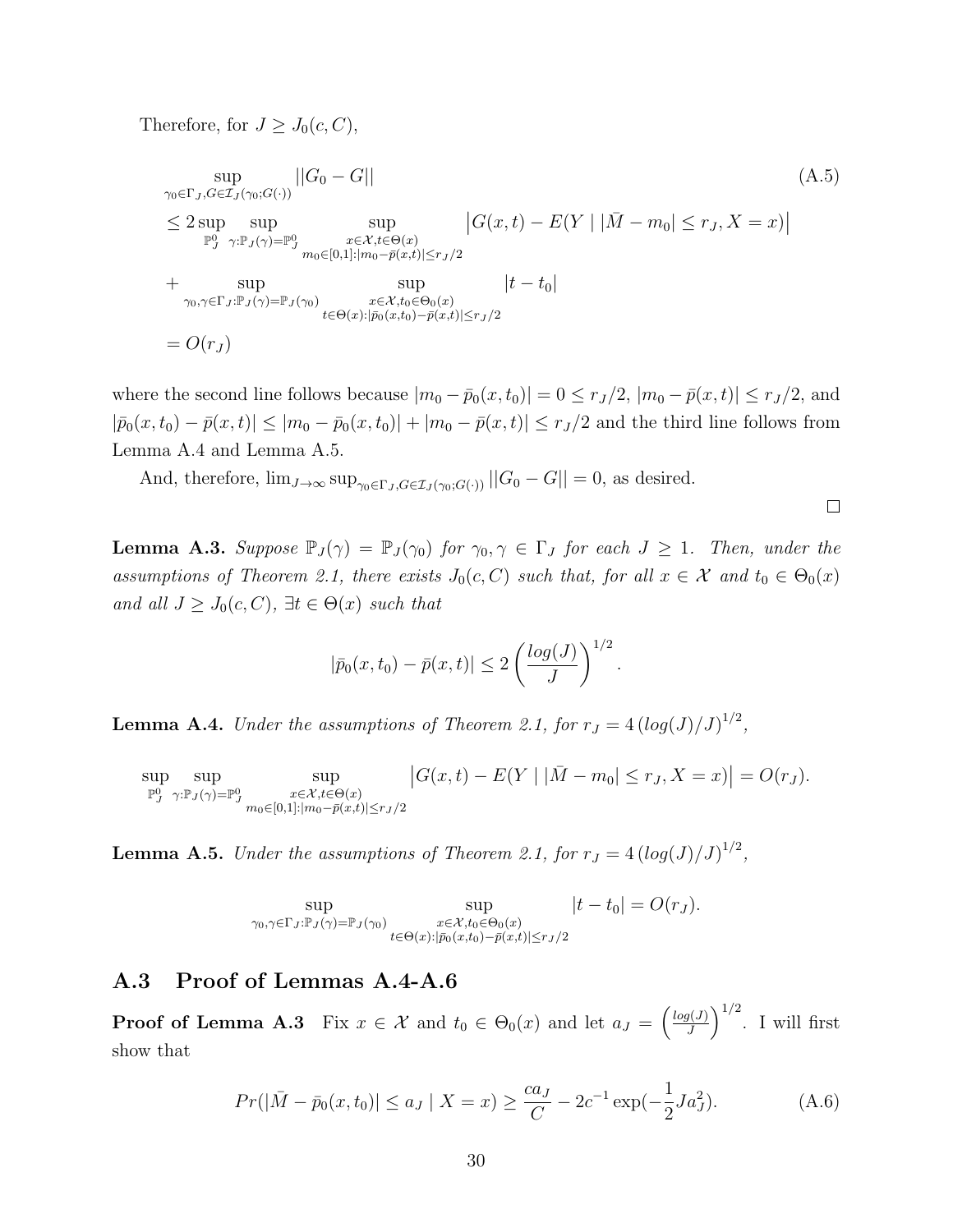Therefore, for $J \geq J_0(c, C)$,

$$
\begin{aligned}
&\sup_{\gamma_0 \in \Gamma_J, G \in \mathcal{I}_J(\gamma_0; G(\cdot))} ||G_0 - G|| \qquad\qquad\qquad\qquad\qquad\qquad\qquad\qquad \text{(A.5)}\\
&\leq 2 \sup_{\mathbb{P}_J^0} \sup_{\gamma : \mathbb{P}_J(\gamma) = \mathbb{P}_J^0} \sup_{\substack{x \in \mathcal{X}, t \in \Theta(x) \\ m_0 \in [0,1] : |m_0 - \bar{p}(x,t)| \leq r_J/2}} \left| G(x,t) - E(Y \mid |\bar{M} - m_0| \leq r_J, X = x) \right| \\
&+ \sup_{\gamma_0, \gamma \in \Gamma_J : \mathbb{P}_J(\gamma) = \mathbb{P}_J(\gamma_0)} \sup_{\substack{x \in \mathcal{X}, t_0 \in \Theta_0(x) \\ t \in \Theta(x) : |\bar{p}_0(x,t_0) - \bar{p}(x,t)| \leq r_J/2}} |t - t_0| \\
&= O(r_J)
\end{aligned}
$$

where the second line follows because $|m_0 - \bar{p}_0(x, t_0)| = 0 \leq r_J/2$, $|m_0 - \bar{p}(x,t)| \leq r_J/2$, and $|\bar{p}_0(x,t_0) - \bar{p}(x,t)| \leq |m_0 - \bar{p}_0(x,t_0)| + |m_0 - \bar{p}(x,t)| \leq r_J/2$ and the third line follows from Lemma A.4 and Lemma A.5.

And, therefore, $\lim_{J \to \infty} \sup_{\gamma_0 \in \Gamma_J, G \in \mathcal{I}_J(\gamma_0; G(\cdot))} ||G_0 - G|| = 0$, as desired.

□

**Lemma A.3.** *Suppose $\mathbb{P}_J(\gamma) = \mathbb{P}_J(\gamma_0)$ for $\gamma_0, \gamma \in \Gamma_J$ for each $J \geq 1$. Then, under the assumptions of Theorem 2.1, there exists $J_0(c, C)$ such that, for all $x \in \mathcal{X}$ and $t_0 \in \Theta_0(x)$ and all $J \geq J_0(c, C)$, $\exists t \in \Theta(x)$ such that*

$$
|\bar{p}_0(x, t_0) - \bar{p}(x,t)| \leq 2 \left( \frac{log(J)}{J} \right)^{1/2}.
$$

**Lemma A.4.** *Under the assumptions of Theorem 2.1, for $r_J = 4\left(log(J)/J\right)^{1/2}$,*

$$
\sup_{\mathbb{P}_J^0} \sup_{\gamma : \mathbb{P}_J(\gamma) = \mathbb{P}_J^0} \sup_{\substack{x \in \mathcal{X}, t \in \Theta(x) \\ m_0 \in [0,1] : |m_0 - \bar{p}(x,t)| \leq r_J/2}} \left| G(x,t) - E(Y \mid |\bar{M} - m_0| \leq r_J, X = x) \right| = O(r_J).
$$

**Lemma A.5.** *Under the assumptions of Theorem 2.1, for $r_J = 4\left(log(J)/J\right)^{1/2}$,*

$$
\sup_{\gamma_0, \gamma \in \Gamma_J : \mathbb{P}_J(\gamma) = \mathbb{P}_J(\gamma_0)} \sup_{\substack{x \in \mathcal{X}, t_0 \in \Theta_0(x) \\ t \in \Theta(x) : |\bar{p}_0(x,t_0) - \bar{p}(x,t)| \leq r_J/2}} |t - t_0| = O(r_J).
$$

## A.3 Proof of Lemmas A.4-A.6

**Proof of Lemma A.3** Fix $x \in \mathcal{X}$ and $t_0 \in \Theta_0(x)$ and let $a_J = \left(\frac{log(J)}{J}\right)^{1/2}$. I will first show that

$$
Pr(|\bar{M} - \bar{p}_0(x, t_0)| \leq a_J \mid X = x) \geq \frac{c a_J}{C} - 2c^{-1} \exp(-\frac{1}{2} J a_J^2). \tag{A.6}
$$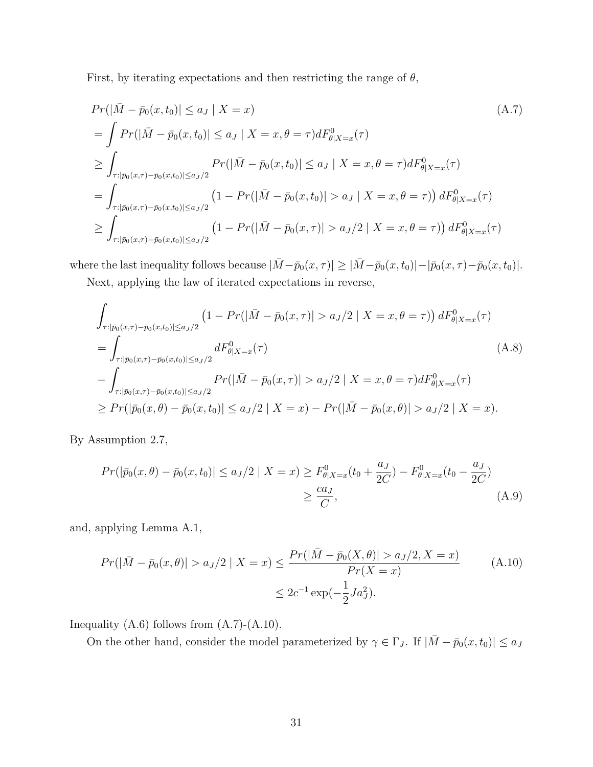First, by iterating expectations and then restricting the range of $\theta$,

$$
\begin{aligned}
& Pr(|\bar{M} - \bar{p}_0(x,t_0)| \leq a_J \mid X = x) \qquad\qquad\qquad\qquad\qquad\qquad\qquad\qquad\qquad\qquad\qquad\text{(A.7)} \\
&= \int Pr(|\bar{M} - \bar{p}_0(x,t_0)| \leq a_J \mid X = x, \theta = \tau) dF^0_{\theta|X=x}(\tau) \\
&\geq \int_{\tau:|\bar{p}_0(x,\tau)-\bar{p}_0(x,t_0)|\leq a_J/2} Pr(|\bar{M} - \bar{p}_0(x,t_0)| \leq a_J \mid X = x, \theta = \tau) dF^0_{\theta|X=x}(\tau) \\
&= \int_{\tau:|\bar{p}_0(x,\tau)-\bar{p}_0(x,t_0)|\leq a_J/2} \left(1 - Pr(|\bar{M} - \bar{p}_0(x,t_0)| > a_J \mid X = x, \theta = \tau)\right) dF^0_{\theta|X=x}(\tau) \\
&\geq \int_{\tau:|\bar{p}_0(x,\tau)-\bar{p}_0(x,t_0)|\leq a_J/2} \left(1 - Pr(|\bar{M} - \bar{p}_0(x,\tau)| > a_J/2 \mid X = x, \theta = \tau)\right) dF^0_{\theta|X=x}(\tau)
\end{aligned}
$$

where the last inequality follows because $|\bar{M}-\bar{p}_0(x,\tau)| \geq |\bar{M}-\bar{p}_0(x,t_0)|-|\bar{p}_0(x,\tau)-\bar{p}_0(x,t_0)|$.

Next, applying the law of iterated expectations in reverse,

$$
\begin{aligned}
& \int_{\tau:|\bar{p}_0(x,\tau)-\bar{p}_0(x,t_0)|\leq a_J/2} \left(1 - Pr(|\bar{M} - \bar{p}_0(x,\tau)| > a_J/2 \mid X = x, \theta = \tau)\right) dF^0_{\theta|X=x}(\tau) \\
&= \int_{\tau:|\bar{p}_0(x,\tau)-\bar{p}_0(x,t_0)|\leq a_J/2} dF^0_{\theta|X=x}(\tau) \qquad\qquad\qquad\qquad\qquad\qquad\qquad\qquad\qquad\text{(A.8)} \\
&- \int_{\tau:|\bar{p}_0(x,\tau)-\bar{p}_0(x,t_0)|\leq a_J/2} Pr(|\bar{M} - \bar{p}_0(x,\tau)| > a_J/2 \mid X = x, \theta = \tau) dF^0_{\theta|X=x}(\tau) \\
&\geq Pr(|\bar{p}_0(x,\theta) - \bar{p}_0(x,t_0)| \leq a_J/2 \mid X = x) - Pr(|\bar{M} - \bar{p}_0(x,\theta)| > a_J/2 \mid X = x).
\end{aligned}
$$

By Assumption 2.7,

$$
\begin{aligned}
Pr(|\bar{p}_0(x,\theta) - \bar{p}_0(x,t_0)| \leq a_J/2 \mid X = x) &\geq F^0_{\theta|X=x}(t_0 + \frac{a_J}{2C}) - F^0_{\theta|X=x}(t_0 - \frac{a_J}{2C}) \\
&\geq \frac{ca_J}{C}, \qquad\qquad\qquad\qquad\qquad\qquad\qquad\qquad\text{(A.9)}
\end{aligned}
$$

and, applying Lemma A.1,

$$
\begin{aligned}
Pr(|\bar{M} - \bar{p}_0(x,\theta)| > a_J/2 \mid X = x) &\leq \frac{Pr(|\bar{M} - \bar{p}_0(X,\theta)| > a_J/2, X = x)}{Pr(X = x)} \qquad\qquad\text{(A.10)} \\
&\leq 2c^{-1}\exp(-\frac{1}{2}Ja_J^2).
\end{aligned}
$$

Inequality (A.6) follows from (A.7)-(A.10).

On the other hand, consider the model parameterized by $\gamma \in \Gamma_J$. If $|\bar{M} - \bar{p}_0(x,t_0)| \leq a_J$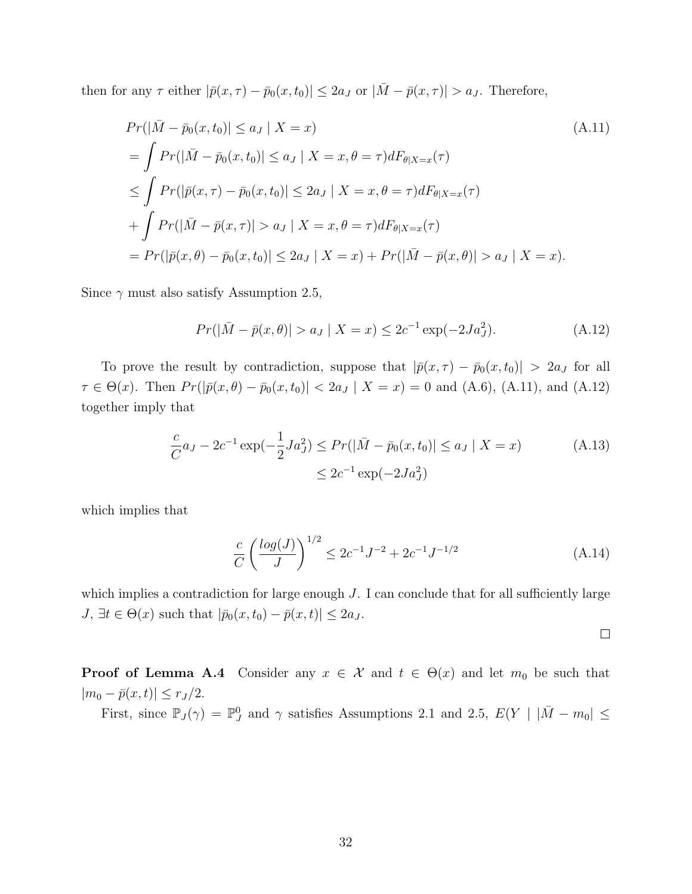then for any $\tau$ either $|\bar{p}(x,\tau) - \bar{p}_0(x,t_0)| \leq 2a_J$ or $|\bar{M} - \bar{p}(x,\tau)| > a_J$. Therefore,

$$
\begin{aligned}
&Pr(|\bar{M} - \bar{p}_0(x,t_0)| \leq a_J \mid X = x) \qquad\qquad\qquad\qquad\qquad\qquad\qquad \text{(A.11)}\\
&= \int Pr(|\bar{M} - \bar{p}_0(x,t_0)| \leq a_J \mid X = x, \theta = \tau) dF_{\theta|X=x}(\tau)\\
&\leq \int Pr(|\bar{p}(x,\tau) - \bar{p}_0(x,t_0)| \leq 2a_J \mid X = x, \theta = \tau) dF_{\theta|X=x}(\tau)\\
&+ \int Pr(|\bar{M} - \bar{p}(x,\tau)| > a_J \mid X = x, \theta = \tau) dF_{\theta|X=x}(\tau)\\
&= Pr(|\bar{p}(x,\theta) - \bar{p}_0(x,t_0)| \leq 2a_J \mid X = x) + Pr(|\bar{M} - \bar{p}(x,\theta)| > a_J \mid X = x).
\end{aligned}
$$

Since $\gamma$ must also satisfy Assumption 2.5,

$$
Pr(|\bar{M} - \bar{p}(x,\theta)| > a_J \mid X = x) \leq 2c^{-1}\exp(-2Ja_J^2). \tag{A.12}
$$

To prove the result by contradiction, suppose that $|\bar{p}(x,\tau) - \bar{p}_0(x,t_0)| > 2a_J$ for all $\tau \in \Theta(x)$. Then $Pr(|\bar{p}(x,\theta) - \bar{p}_0(x,t_0)| < 2a_J \mid X = x) = 0$ and (A.6), (A.11), and (A.12) together imply that

$$
\begin{aligned}
\frac{c}{C}a_J - 2c^{-1}\exp(-\frac{1}{2}Ja_J^2) &\leq Pr(|\bar{M} - \bar{p}_0(x,t_0)| \leq a_J \mid X = x) \qquad \text{(A.13)}\\
&\leq 2c^{-1}\exp(-2Ja_J^2)
\end{aligned}
$$

which implies that

$$
\frac{c}{C}\left(\frac{log(J)}{J}\right)^{1/2} \leq 2c^{-1}J^{-2} + 2c^{-1}J^{-1/2} \tag{A.14}
$$

which implies a contradiction for large enough $J$. I can conclude that for all sufficiently large $J$, $\exists t \in \Theta(x)$ such that $|\bar{p}_0(x,t_0) - \bar{p}(x,t)| \leq 2a_J$.

□

**Proof of Lemma A.4** Consider any $x \in \mathcal{X}$ and $t \in \Theta(x)$ and let $m_0$ be such that $|m_0 - \bar{p}(x,t)| \leq r_J/2$.

First, since $\mathbb{P}_J(\gamma) = \mathbb{P}_J^0$ and $\gamma$ satisfies Assumptions 2.1 and 2.5, $E(Y \mid |\bar{M} - m_0| \leq$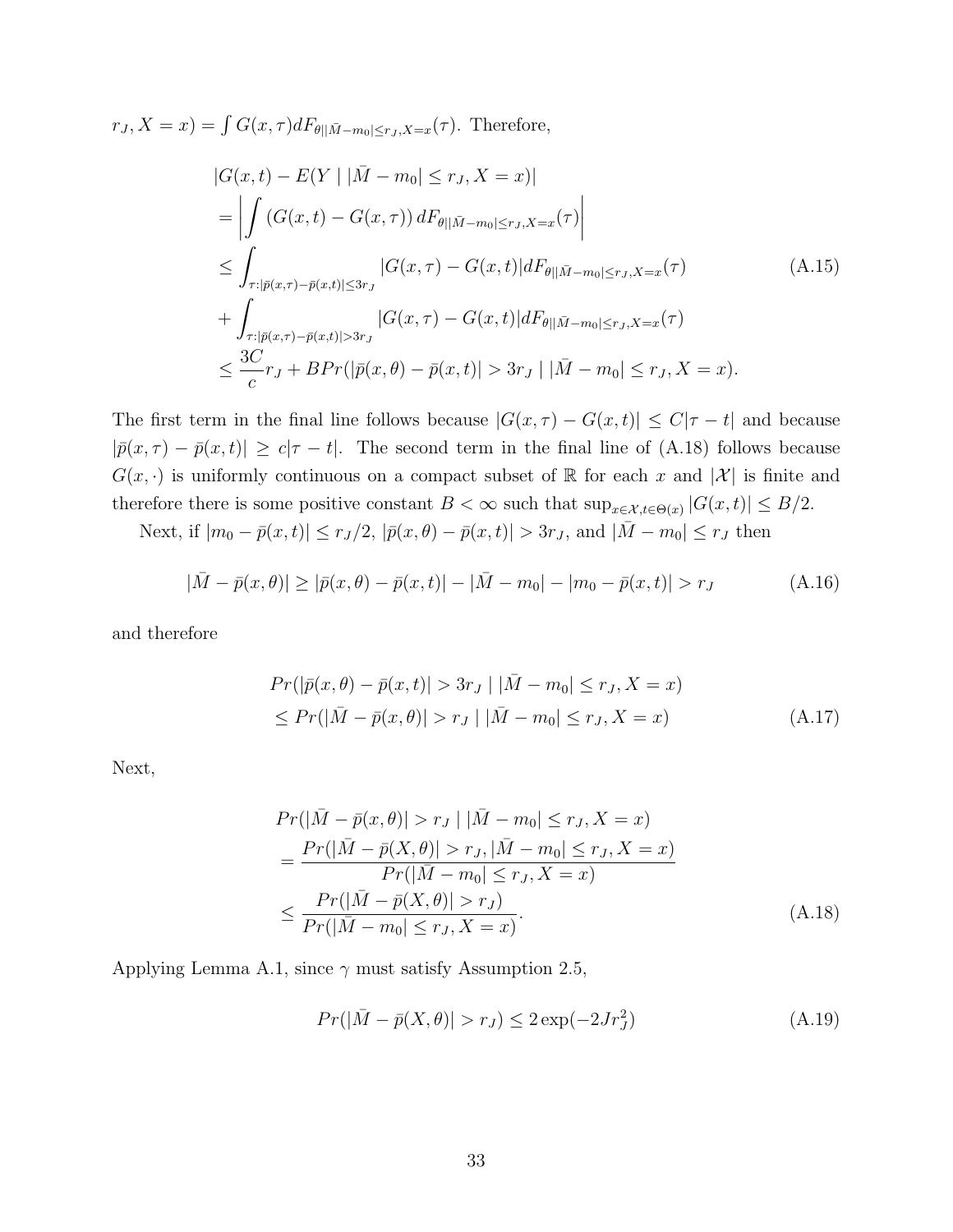$r_J, X = x) = \int G(x,\tau) dF_{\theta||\bar{M}-m_0|\leq r_J, X=x}(\tau)$. Therefore,

$$
\begin{aligned}
&|G(x,t) - E(Y \mid |\bar{M} - m_0| \leq r_J, X = x)| \\
&= \left| \int \left(G(x,t) - G(x,\tau)\right) dF_{\theta||\bar{M}-m_0|\leq r_J, X=x}(\tau) \right| \\
&\leq \int_{\tau: |\bar{p}(x,\tau) - \bar{p}(x,t)| \leq 3r_J} |G(x,\tau) - G(x,t)| dF_{\theta||\bar{M}-m_0|\leq r_J, X=x}(\tau) \\
&+ \int_{\tau: |\bar{p}(x,\tau) - \bar{p}(x,t)| > 3r_J} |G(x,\tau) - G(x,t)| dF_{\theta||\bar{M}-m_0|\leq r_J, X=x}(\tau) \\
&\leq \frac{3C}{c} r_J + B Pr(|\bar{p}(x,\theta) - \bar{p}(x,t)| > 3r_J \mid |\bar{M} - m_0| \leq r_J, X = x).
\end{aligned}
\tag{A.15}
$$

The first term in the final line follows because $|G(x,\tau) - G(x,t)| \leq C|\tau - t|$ and because $|\bar{p}(x,\tau) - \bar{p}(x,t)| \geq c|\tau - t|$. The second term in the final line of (A.18) follows because $G(x,\cdot)$ is uniformly continuous on a compact subset of $\mathbb{R}$ for each $x$ and $|\mathcal{X}|$ is finite and therefore there is some positive constant $B < \infty$ such that $\sup_{x \in \mathcal{X}, t \in \Theta(x)} |G(x,t)| \leq B/2$.

Next, if $|m_0 - \bar{p}(x,t)| \leq r_J/2$, $|\bar{p}(x,\theta) - \bar{p}(x,t)| > 3r_J$, and $|\bar{M} - m_0| \leq r_J$ then

$$
|\bar{M} - \bar{p}(x,\theta)| \geq |\bar{p}(x,\theta) - \bar{p}(x,t)| - |\bar{M} - m_0| - |m_0 - \bar{p}(x,t)| > r_J \tag{A.16}
$$

and therefore

$$
\begin{aligned}
&Pr(|\bar{p}(x,\theta) - \bar{p}(x,t)| > 3r_J \mid |\bar{M} - m_0| \leq r_J, X = x) \\
&\leq Pr(|\bar{M} - \bar{p}(x,\theta)| > r_J \mid |\bar{M} - m_0| \leq r_J, X = x)
\end{aligned}
\tag{A.17}
$$

Next,

$$
\begin{aligned}
&Pr(|\bar{M} - \bar{p}(x,\theta)| > r_J \mid |\bar{M} - m_0| \leq r_J, X = x) \\
&= \frac{Pr(|\bar{M} - \bar{p}(X,\theta)| > r_J, |\bar{M} - m_0| \leq r_J, X = x)}{Pr(|\bar{M} - m_0| \leq r_J, X = x)} \\
&\leq \frac{Pr(|\bar{M} - \bar{p}(X,\theta)| > r_J)}{Pr(|\bar{M} - m_0| \leq r_J, X = x)}.
\end{aligned}
\tag{A.18}
$$

Applying Lemma A.1, since $\gamma$ must satisfy Assumption 2.5,

$$
Pr(|\bar{M} - \bar{p}(X,\theta)| > r_J) \leq 2\exp(-2Jr_J^2) \tag{A.19}
$$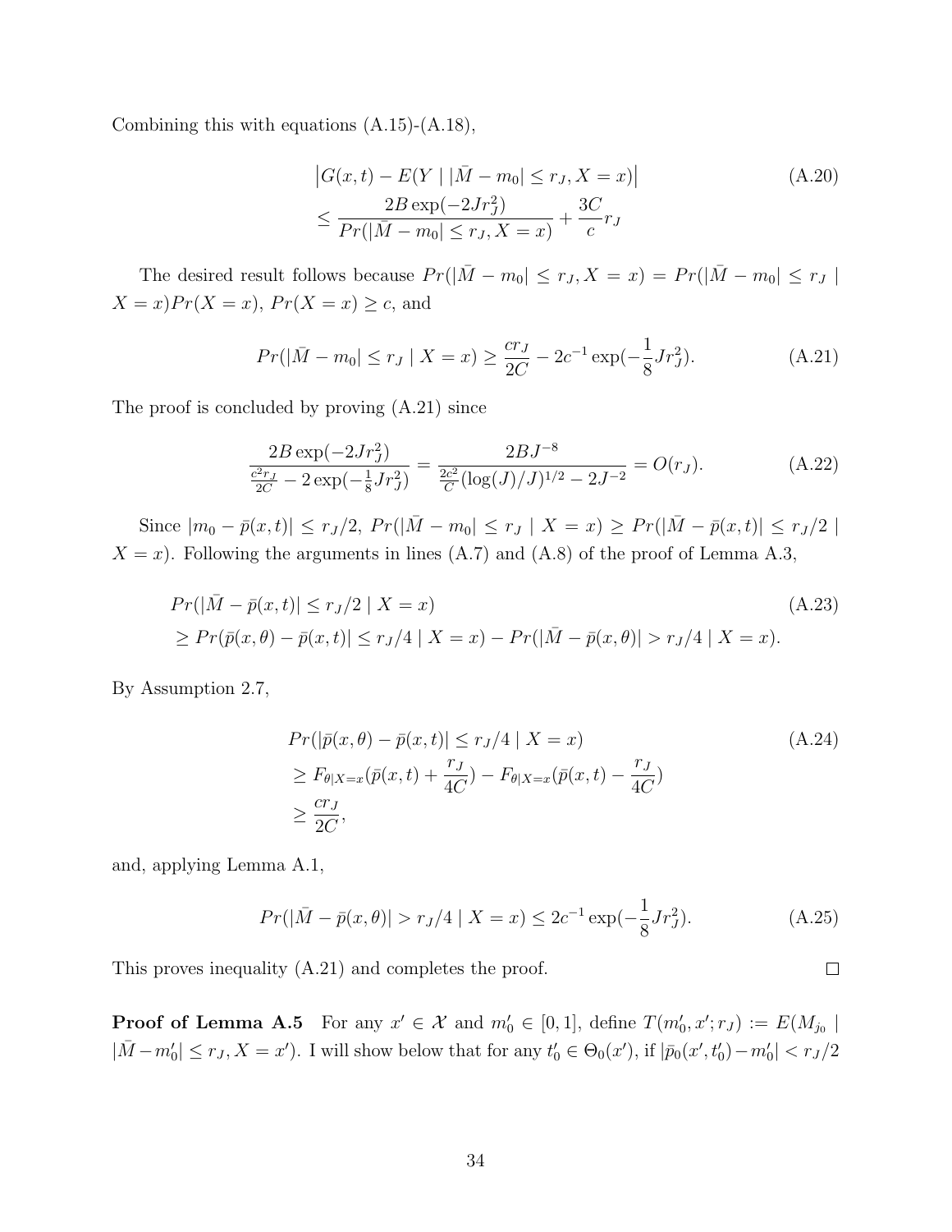Combining this with equations (A.15)-(A.18),

$$
\begin{aligned}
&\left|G(x,t) - E(Y \mid |\bar{M} - m_0| \leq r_J, X = x)\right| \\
&\leq \frac{2B\exp(-2Jr_J^2)}{Pr(|\bar{M} - m_0| \leq r_J, X = x)} + \frac{3C}{c} r_J
\end{aligned}
\tag{A.20}
$$

The desired result follows because $Pr(|\bar{M} - m_0| \leq r_J, X = x) = Pr(|\bar{M} - m_0| \leq r_J \mid X = x)Pr(X = x)$, $Pr(X = x) \geq c$, and

$$
Pr(|\bar{M} - m_0| \leq r_J \mid X = x) \geq \frac{cr_J}{2C} - 2c^{-1}\exp(-\frac{1}{8}Jr_J^2). \tag{A.21}
$$

The proof is concluded by proving (A.21) since

$$
\frac{2B\exp(-2Jr_J^2)}{\frac{c^2 r_J}{2C} - 2\exp(-\frac{1}{8}Jr_J^2)} = \frac{2BJ^{-8}}{\frac{2c^2}{C}(\log(J)/J)^{1/2} - 2J^{-2}} = O(r_J). \tag{A.22}
$$

Since $|m_0 - \bar{p}(x,t)| \leq r_J/2$, $Pr(|\bar{M} - m_0| \leq r_J \mid X = x) \geq Pr(|\bar{M} - \bar{p}(x,t)| \leq r_J/2 \mid X = x)$. Following the arguments in lines (A.7) and (A.8) of the proof of Lemma A.3,

$$
\begin{aligned}
&Pr(|\bar{M} - \bar{p}(x,t)| \leq r_J/2 \mid X = x) \\
&\geq Pr(\bar{p}(x,\theta) - \bar{p}(x,t)| \leq r_J/4 \mid X = x) - Pr(|\bar{M} - \bar{p}(x,\theta)| > r_J/4 \mid X = x).
\end{aligned}
\tag{A.23}
$$

By Assumption 2.7,

$$
\begin{aligned}
&Pr(|\bar{p}(x,\theta) - \bar{p}(x,t)| \leq r_J/4 \mid X = x) \\
&\geq F_{\theta|X=x}(\bar{p}(x,t) + \frac{r_J}{4C}) - F_{\theta|X=x}(\bar{p}(x,t) - \frac{r_J}{4C}) \\
&\geq \frac{cr_J}{2C},
\end{aligned}
\tag{A.24}
$$

and, applying Lemma A.1,

$$
Pr(|\bar{M} - \bar{p}(x,\theta)| > r_J/4 \mid X = x) \leq 2c^{-1}\exp(-\frac{1}{8}Jr_J^2). \tag{A.25}
$$

This proves inequality (A.21) and completes the proof. $\square$

**Proof of Lemma A.5** For any $x' \in \mathcal{X}$ and $m_0' \in [0,1]$, define $T(m_0', x'; r_J) := E(M_{j_0} \mid |\bar{M} - m_0'| \leq r_J, X = x')$. I will show below that for any $t_0' \in \Theta_0(x')$, if $|\bar{p}_0(x', t_0') - m_0'| < r_J/2$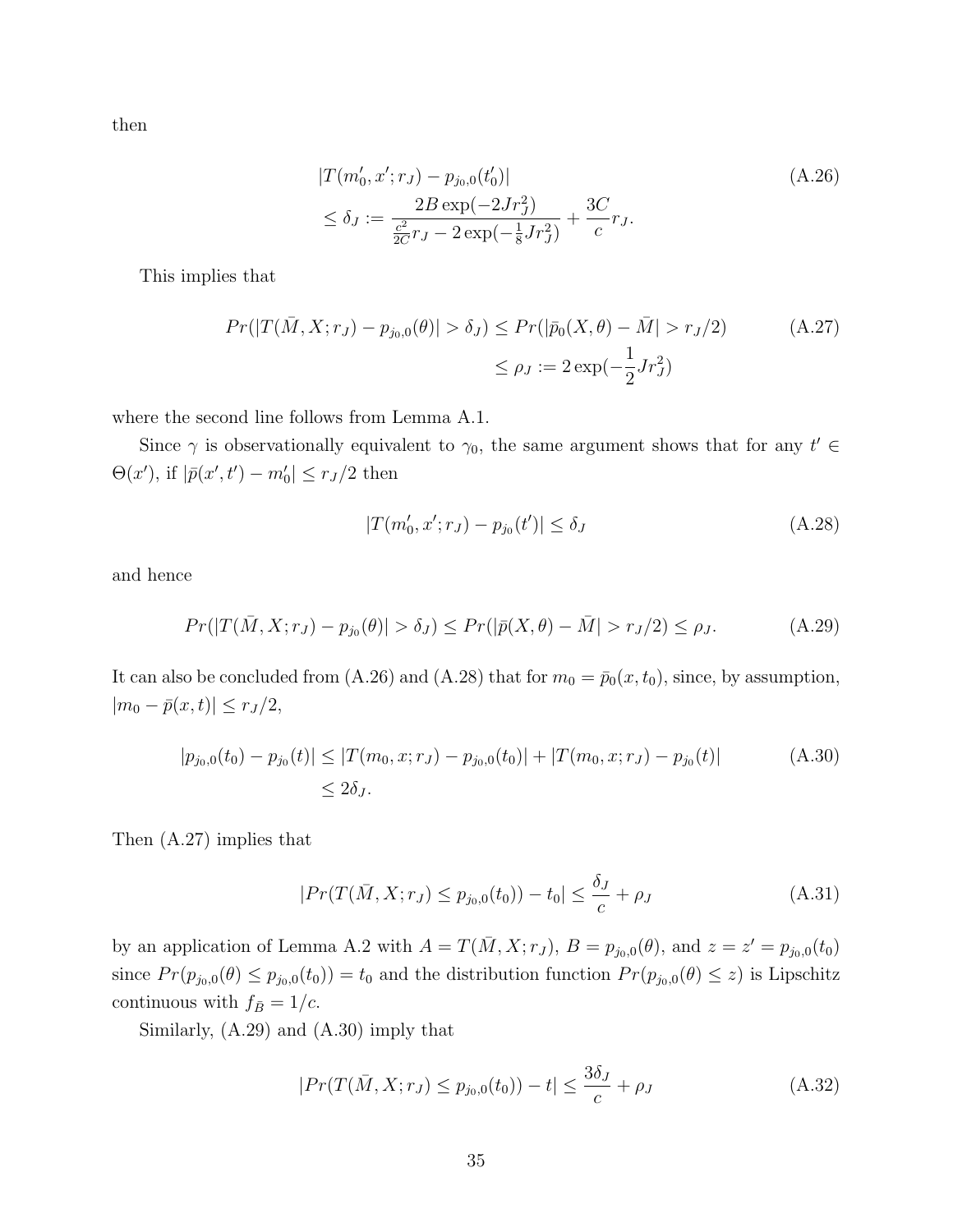then

$$
\begin{aligned}
&|T(m_0', x'; r_J) - p_{j_0,0}(t_0')| \\
&\leq \delta_J := \frac{2B\exp(-2Jr_J^2)}{\frac{c^2}{2C}r_J - 2\exp(-\frac{1}{8}Jr_J^2)} + \frac{3C}{c}r_J.
\end{aligned}
\tag{A.26}
$$

This implies that

$$
\begin{aligned}
Pr(|T(\bar{M}, X; r_J) - p_{j_0,0}(\theta)| > \delta_J) &\leq Pr(|\bar{p}_0(X, \theta) - \bar{M}| > r_J/2) \\
&\leq \rho_J := 2\exp(-\frac{1}{2}Jr_J^2)
\end{aligned}
\tag{A.27}
$$

where the second line follows from Lemma A.1.

Since $\gamma$ is observationally equivalent to $\gamma_0$, the same argument shows that for any $t' \in \Theta(x')$, if $|\bar{p}(x', t') - m_0'| \leq r_J/2$ then

$$
|T(m_0', x'; r_J) - p_{j_0}(t')| \leq \delta_J \tag{A.28}
$$

and hence

$$
Pr(|T(\bar{M}, X; r_J) - p_{j_0}(\theta)| > \delta_J) \leq Pr(|\bar{p}(X, \theta) - \bar{M}| > r_J/2) \leq \rho_J. \tag{A.29}
$$

It can also be concluded from (A.26) and (A.28) that for $m_0 = \bar{p}_0(x, t_0)$, since, by assumption, $|m_0 - \bar{p}(x, t)| \leq r_J/2$,

$$
\begin{aligned}
|p_{j_0,0}(t_0) - p_{j_0}(t)| &\leq |T(m_0, x; r_J) - p_{j_0,0}(t_0)| + |T(m_0, x; r_J) - p_{j_0}(t)| \\
&\leq 2\delta_J.
\end{aligned}
\tag{A.30}
$$

Then (A.27) implies that

$$
|Pr(T(\bar{M}, X; r_J) \leq p_{j_0,0}(t_0)) - t_0| \leq \frac{\delta_J}{c} + \rho_J \tag{A.31}
$$

by an application of Lemma A.2 with $A = T(\bar{M}, X; r_J)$, $B = p_{j_0,0}(\theta)$, and $z = z' = p_{j_0,0}(t_0)$ since $Pr(p_{j_0,0}(\theta) \leq p_{j_0,0}(t_0)) = t_0$ and the distribution function $Pr(p_{j_0,0}(\theta) \leq z)$ is Lipschitz continuous with $f_{\bar{B}} = 1/c$.

Similarly, (A.29) and (A.30) imply that

$$
|Pr(T(\bar{M}, X; r_J) \leq p_{j_0,0}(t_0)) - t| \leq \frac{3\delta_J}{c} + \rho_J \tag{A.32}
$$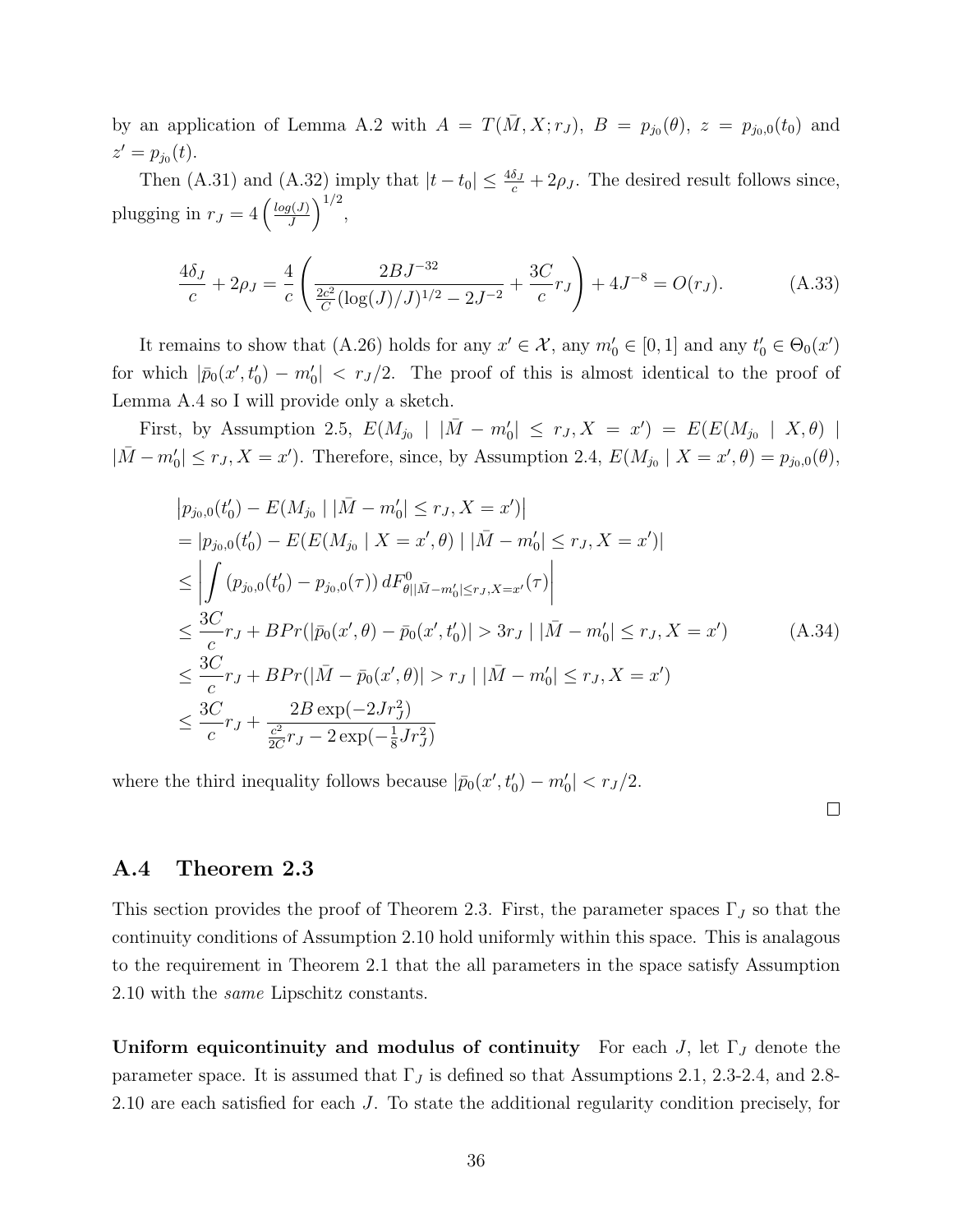by an application of Lemma A.2 with $A = T(\bar{M}, X; r_J)$, $B = p_{j_0}(\theta)$, $z = p_{j_0,0}(t_0)$ and $z' = p_{j_0}(t)$.

Then (A.31) and (A.32) imply that $|t - t_0| \leq \frac{4\delta_J}{c} + 2\rho_J$. The desired result follows since, plugging in $r_J = 4\left(\frac{log(J)}{J}\right)^{1/2}$,

$$\frac{4\delta_J}{c} + 2\rho_J = \frac{4}{c}\left(\frac{2BJ^{-32}}{\frac{2c^2}{C}(\log(J)/J)^{1/2} - 2J^{-2}} + \frac{3C}{c}r_J\right) + 4J^{-8} = O(r_J). \tag{A.33}$$

It remains to show that (A.26) holds for any $x' \in \mathcal{X}$, any $m_0' \in [0,1]$ and any $t_0' \in \Theta_0(x')$ for which $|\bar{p}_0(x', t_0') - m_0'| < r_J/2$. The proof of this is almost identical to the proof of Lemma A.4 so I will provide only a sketch.

First, by Assumption 2.5, $E(M_{j_0} \mid |\bar{M} - m_0'| \leq r_J, X = x') = E(E(M_{j_0} \mid X, \theta) \mid |\bar{M} - m_0'| \leq r_J, X = x')$. Therefore, since, by Assumption 2.4, $E(M_{j_0} \mid X = x', \theta) = p_{j_0,0}(\theta)$,

$$\begin{aligned}
&\left|p_{j_0,0}(t_0') - E(M_{j_0} \mid |\bar{M} - m_0'| \leq r_J, X = x')\right| \\
&= |p_{j_0,0}(t_0') - E(E(M_{j_0} \mid X = x', \theta) \mid |\bar{M} - m_0'| \leq r_J, X = x')| \\
&\leq \left|\int (p_{j_0,0}(t_0') - p_{j_0,0}(\tau))\, dF^0_{\theta||\bar{M} - m_0'| \leq r_J, X = x'}(\tau)\right| \\
&\leq \frac{3C}{c}r_J + BPr(|\bar{p}_0(x', \theta) - \bar{p}_0(x', t_0')| > 3r_J \mid |\bar{M} - m_0'| \leq r_J, X = x') \\
&\leq \frac{3C}{c}r_J + BPr(|\bar{M} - \bar{p}_0(x', \theta)| > r_J \mid |\bar{M} - m_0'| \leq r_J, X = x') \\
&\leq \frac{3C}{c}r_J + \frac{2B\exp(-2Jr_J^2)}{\frac{c^2}{2C}r_J - 2\exp(-\frac{1}{8}Jr_J^2)}
\end{aligned} \tag{A.34}$$

where the third inequality follows because $|\bar{p}_0(x', t_0') - m_0'| < r_J/2$.

□

## A.4 Theorem 2.3

This section provides the proof of Theorem 2.3. First, the parameter spaces $\Gamma_J$ so that the continuity conditions of Assumption 2.10 hold uniformly within this space. This is analagous to the requirement in Theorem 2.1 that the all parameters in the space satisfy Assumption 2.10 with the *same* Lipschitz constants.

**Uniform equicontinuity and modulus of continuity** For each $J$, let $\Gamma_J$ denote the parameter space. It is assumed that $\Gamma_J$ is defined so that Assumptions 2.1, 2.3-2.4, and 2.8-2.10 are each satisfied for each $J$. To state the additional regularity condition precisely, for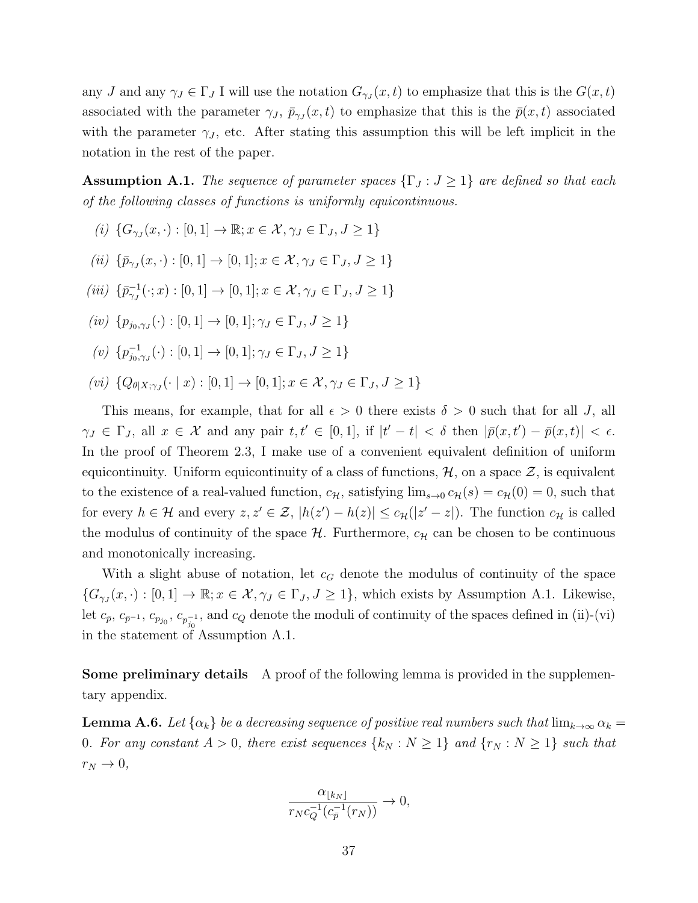any $J$ and any $\gamma_J \in \Gamma_J$ I will use the notation $G_{\gamma_J}(x,t)$ to emphasize that this is the $G(x,t)$ associated with the parameter $\gamma_J$, $\bar{p}_{\gamma_J}(x,t)$ to emphasize that this is the $\bar{p}(x,t)$ associated with the parameter $\gamma_J$, etc. After stating this assumption this will be left implicit in the notation in the rest of the paper.

**Assumption A.1.** *The sequence of parameter spaces $\{\Gamma_J : J \geq 1\}$ are defined so that each of the following classes of functions is uniformly equicontinuous.*

*(i)* $\{G_{\gamma_J}(x,\cdot) : [0,1] \to \mathbb{R}; x \in \mathcal{X}, \gamma_J \in \Gamma_J, J \geq 1\}$

*(ii)* $\{\bar{p}_{\gamma_J}(x,\cdot) : [0,1] \to [0,1]; x \in \mathcal{X}, \gamma_J \in \Gamma_J, J \geq 1\}$

*(iii)* $\{\bar{p}^{-1}_{\gamma_J}(\cdot;x) : [0,1] \to [0,1]; x \in \mathcal{X}, \gamma_J \in \Gamma_J, J \geq 1\}$

*(iv)* $\{p_{j_0,\gamma_J}(\cdot) : [0,1] \to [0,1]; \gamma_J \in \Gamma_J, J \geq 1\}$

*(v)* $\{p^{-1}_{j_0,\gamma_J}(\cdot) : [0,1] \to [0,1]; \gamma_J \in \Gamma_J, J \geq 1\}$

*(vi)* $\{Q_{\theta|X;\gamma_J}(\cdot \mid x) : [0,1] \to [0,1]; x \in \mathcal{X}, \gamma_J \in \Gamma_J, J \geq 1\}$

This means, for example, that for all $\epsilon > 0$ there exists $\delta > 0$ such that for all $J$, all $\gamma_J \in \Gamma_J$, all $x \in \mathcal{X}$ and any pair $t, t' \in [0,1]$, if $|t' - t| < \delta$ then $|\bar{p}(x,t') - \bar{p}(x,t)| < \epsilon$. In the proof of Theorem 2.3, I make use of a convenient equivalent definition of uniform equicontinuity. Uniform equicontinuity of a class of functions, $\mathcal{H}$, on a space $\mathcal{Z}$, is equivalent to the existence of a real-valued function, $c_{\mathcal{H}}$, satisfying $\lim_{s\to 0} c_{\mathcal{H}}(s) = c_{\mathcal{H}}(0) = 0$, such that for every $h \in \mathcal{H}$ and every $z, z' \in \mathcal{Z}$, $|h(z') - h(z)| \leq c_{\mathcal{H}}(|z' - z|)$. The function $c_{\mathcal{H}}$ is called the modulus of continuity of the space $\mathcal{H}$. Furthermore, $c_{\mathcal{H}}$ can be chosen to be continuous and monotonically increasing.

With a slight abuse of notation, let $c_G$ denote the modulus of continuity of the space $\{G_{\gamma_J}(x,\cdot) : [0,1] \to \mathbb{R}; x \in \mathcal{X}, \gamma_J \in \Gamma_J, J \geq 1\}$, which exists by Assumption A.1. Likewise, let $c_{\bar{p}}$, $c_{\bar{p}^{-1}}$, $c_{p_{j_0}}$, $c_{p^{-1}_{j_0}}$, and $c_Q$ denote the moduli of continuity of the spaces defined in (ii)-(vi) in the statement of Assumption A.1.

**Some preliminary details** A proof of the following lemma is provided in the supplementary appendix.

**Lemma A.6.** *Let $\{\alpha_k\}$ be a decreasing sequence of positive real numbers such that $\lim_{k\to\infty} \alpha_k = 0$. For any constant $A > 0$, there exist sequences $\{k_N : N \geq 1\}$ and $\{r_N : N \geq 1\}$ such that $r_N \to 0$,*

$$\frac{\alpha_{\lfloor k_N \rfloor}}{r_N c_Q^{-1}(c_{\bar{p}}^{-1}(r_N))} \to 0,$$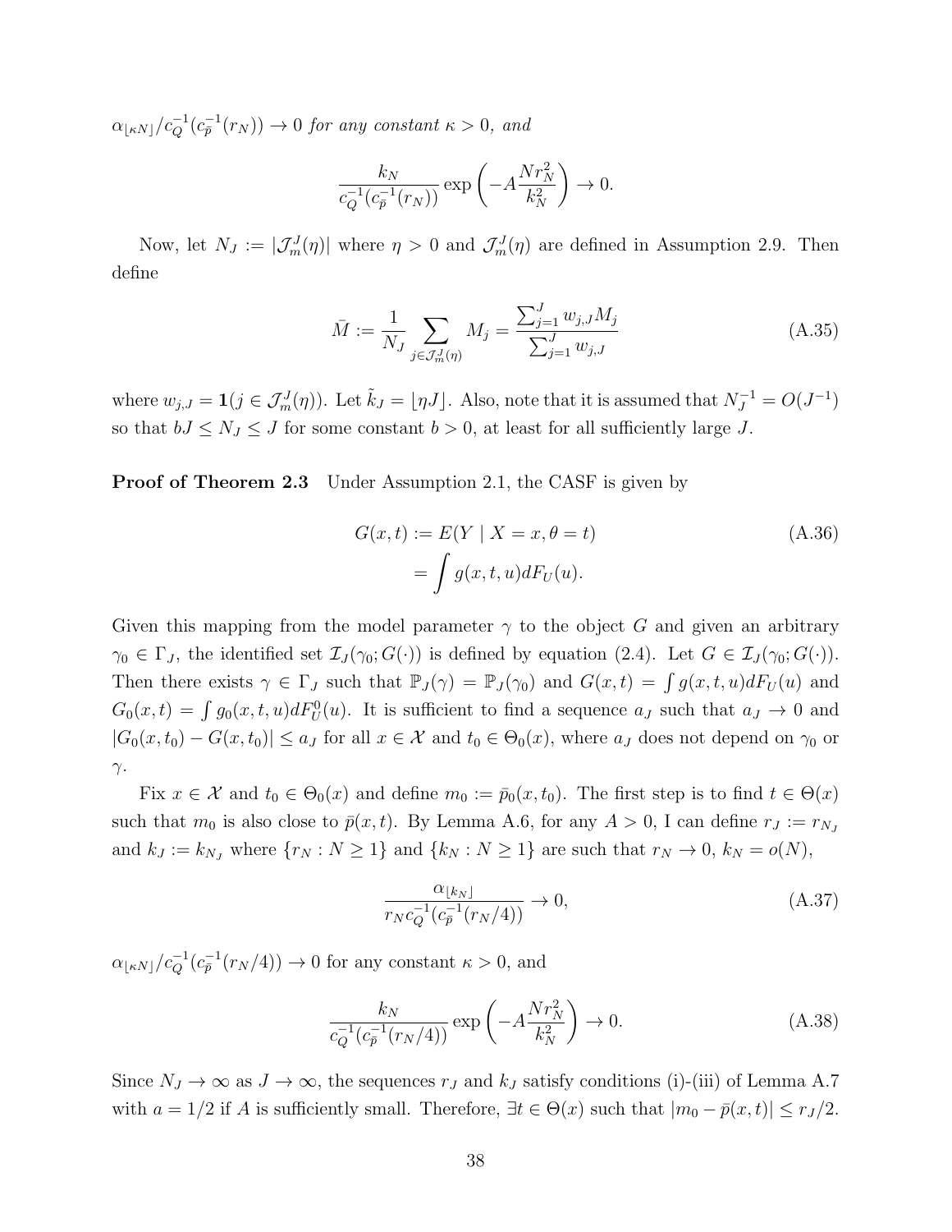$\alpha_{\lfloor \kappa N \rfloor}/c_Q^{-1}(c_{\bar{p}}^{-1}(r_N)) \to 0$ *for any constant* $\kappa > 0$*, and*

$$\frac{k_N}{c_Q^{-1}(c_{\bar{p}}^{-1}(r_N))} \exp\left(-A\frac{Nr_N^2}{k_N^2}\right) \to 0.$$

Now, let $N_J := |\mathcal{J}_m^J(\eta)|$ where $\eta > 0$ and $\mathcal{J}_m^J(\eta)$ are defined in Assumption 2.9. Then define

$$\bar{M} := \frac{1}{N_J} \sum_{j \in \mathcal{J}_m^J(\eta)} M_j = \frac{\sum_{j=1}^J w_{j,J} M_j}{\sum_{j=1}^J w_{j,J}} \tag{A.35}$$

where $w_{j,J} = \mathbf{1}(j \in \mathcal{J}_m^J(\eta))$. Let $\tilde{k}_J = \lfloor \eta J \rfloor$. Also, note that it is assumed that $N_J^{-1} = O(J^{-1})$ so that $bJ \leq N_J \leq J$ for some constant $b > 0$, at least for all sufficiently large $J$.

**Proof of Theorem 2.3** Under Assumption 2.1, the CASF is given by

$$\begin{aligned} G(x,t) &:= E(Y \mid X = x, \theta = t) \\ &= \int g(x,t,u) dF_U(u). \end{aligned} \tag{A.36}$$

Given this mapping from the model parameter $\gamma$ to the object $G$ and given an arbitrary $\gamma_0 \in \Gamma_J$, the identified set $\mathcal{I}_J(\gamma_0; G(\cdot))$ is defined by equation (2.4). Let $G \in \mathcal{I}_J(\gamma_0; G(\cdot))$. Then there exists $\gamma \in \Gamma_J$ such that $\mathbb{P}_J(\gamma) = \mathbb{P}_J(\gamma_0)$ and $G(x,t) = \int g(x,t,u)dF_U(u)$ and $G_0(x,t) = \int g_0(x,t,u)dF_U^0(u)$. It is sufficient to find a sequence $a_J$ such that $a_J \to 0$ and $|G_0(x,t_0) - G(x,t_0)| \leq a_J$ for all $x \in \mathcal{X}$ and $t_0 \in \Theta_0(x)$, where $a_J$ does not depend on $\gamma_0$ or $\gamma$.

Fix $x \in \mathcal{X}$ and $t_0 \in \Theta_0(x)$ and define $m_0 := \bar{p}_0(x,t_0)$. The first step is to find $t \in \Theta(x)$ such that $m_0$ is also close to $\bar{p}(x,t)$. By Lemma A.6, for any $A > 0$, I can define $r_J := r_{N_J}$ and $k_J := k_{N_J}$ where $\{r_N : N \geq 1\}$ and $\{k_N : N \geq 1\}$ are such that $r_N \to 0$, $k_N = o(N)$,

$$\frac{\alpha_{\lfloor k_N \rfloor}}{r_N c_Q^{-1}(c_{\bar{p}}^{-1}(r_N/4))} \to 0, \tag{A.37}$$

$\alpha_{\lfloor \kappa N \rfloor}/c_Q^{-1}(c_{\bar{p}}^{-1}(r_N/4)) \to 0$ for any constant $\kappa > 0$, and

$$\frac{k_N}{c_Q^{-1}(c_{\bar{p}}^{-1}(r_N/4))} \exp\left(-A\frac{Nr_N^2}{k_N^2}\right) \to 0. \tag{A.38}$$

Since $N_J \to \infty$ as $J \to \infty$, the sequences $r_J$ and $k_J$ satisfy conditions (i)-(iii) of Lemma A.7 with $a = 1/2$ if $A$ is sufficiently small. Therefore, $\exists t \in \Theta(x)$ such that $|m_0 - \bar{p}(x,t)| \leq r_J/2$.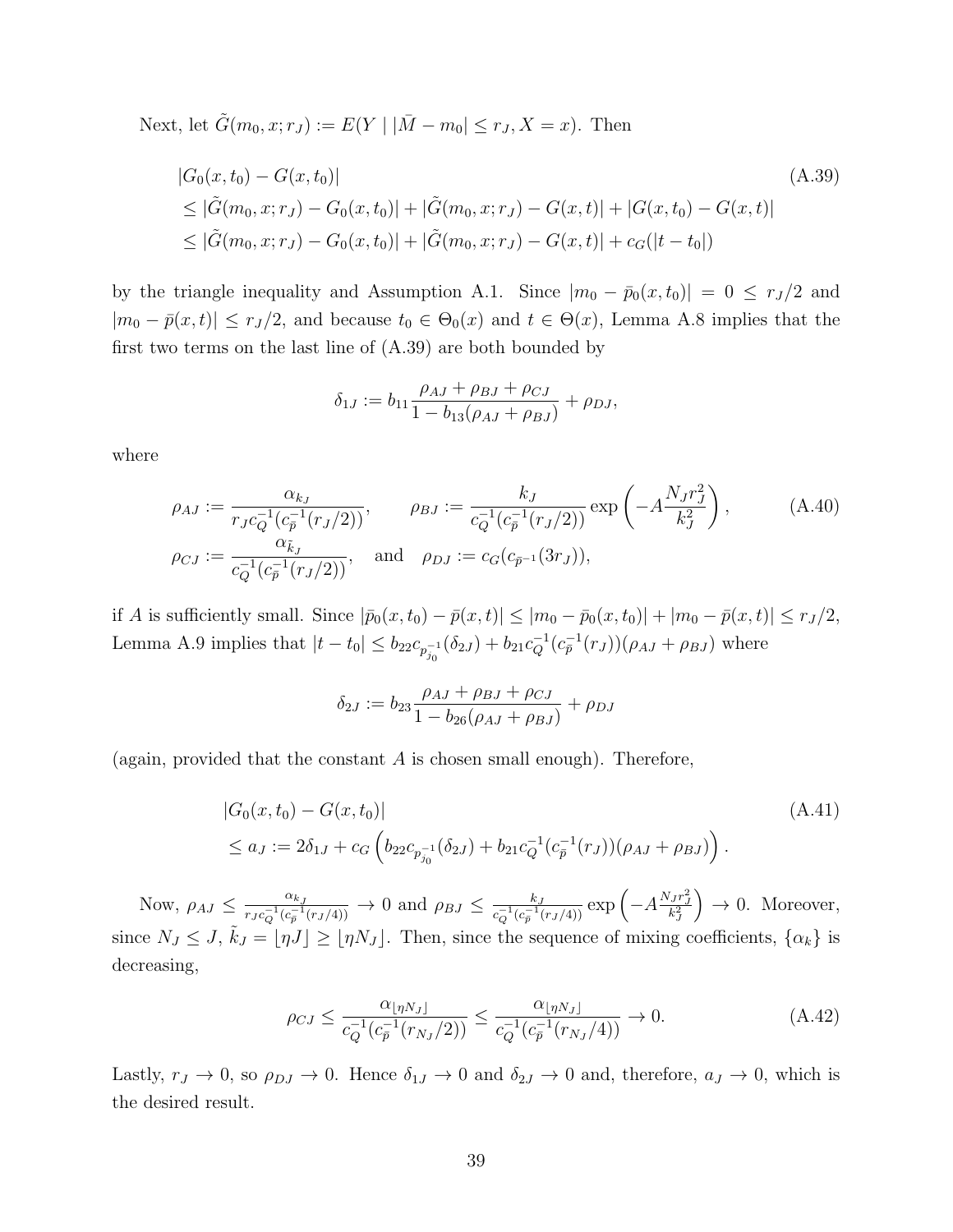Next, let $\tilde{G}(m_0, x; r_J) := E(Y \mid |\bar{M} - m_0| \leq r_J, X = x)$. Then

$$
\begin{aligned}
&|G_0(x, t_0) - G(x, t_0)| \\
&\leq |\tilde{G}(m_0, x; r_J) - G_0(x, t_0)| + |\tilde{G}(m_0, x; r_J) - G(x, t)| + |G(x, t_0) - G(x, t)| \\
&\leq |\tilde{G}(m_0, x; r_J) - G_0(x, t_0)| + |\tilde{G}(m_0, x; r_J) - G(x, t)| + c_G(|t - t_0|)
\end{aligned}
\tag{A.39}
$$

by the triangle inequality and Assumption A.1. Since $|m_0 - \bar{p}_0(x, t_0)| = 0 \leq r_J/2$ and $|m_0 - \bar{p}(x, t)| \leq r_J/2$, and because $t_0 \in \Theta_0(x)$ and $t \in \Theta(x)$, Lemma A.8 implies that the first two terms on the last line of (A.39) are both bounded by

$$
\delta_{1J} := b_{11} \frac{\rho_{AJ} + \rho_{BJ} + \rho_{CJ}}{1 - b_{13}(\rho_{AJ} + \rho_{BJ})} + \rho_{DJ},
$$

where

$$
\begin{aligned}
\rho_{AJ} &:= \frac{\alpha_{k_J}}{r_J c_Q^{-1}(c_{\bar{p}}^{-1}(r_J/2))}, \qquad \rho_{BJ} := \frac{k_J}{c_Q^{-1}(c_{\bar{p}}^{-1}(r_J/2))} \exp\left(-A \frac{N_J r_J^2}{k_J^2}\right), \\
\rho_{CJ} &:= \frac{\alpha_{\tilde{k}_J}}{c_Q^{-1}(c_{\bar{p}}^{-1}(r_J/2))}, \quad \text{and} \quad \rho_{DJ} := c_G(c_{\bar{p}^{-1}}(3r_J)),
\end{aligned}
\tag{A.40}
$$

if $A$ is sufficiently small. Since $|\bar{p}_0(x, t_0) - \bar{p}(x, t)| \leq |m_0 - \bar{p}_0(x, t_0)| + |m_0 - \bar{p}(x, t)| \leq r_J/2$, Lemma A.9 implies that $|t - t_0| \leq b_{22} c_{p_{j_0}^{-1}}(\delta_{2J}) + b_{21} c_Q^{-1}(c_{\bar{p}}^{-1}(r_J))(\rho_{AJ} + \rho_{BJ})$ where

$$
\delta_{2J} := b_{23} \frac{\rho_{AJ} + \rho_{BJ} + \rho_{CJ}}{1 - b_{26}(\rho_{AJ} + \rho_{BJ})} + \rho_{DJ}
$$

(again, provided that the constant $A$ is chosen small enough). Therefore,

$$
\begin{aligned}
&|G_0(x, t_0) - G(x, t_0)| \\
&\leq a_J := 2\delta_{1J} + c_G \left( b_{22} c_{p_{j_0}^{-1}}(\delta_{2J}) + b_{21} c_Q^{-1}(c_{\bar{p}}^{-1}(r_J))(\rho_{AJ} + \rho_{BJ}) \right).
\end{aligned}
\tag{A.41}
$$

Now, $\rho_{AJ} \leq \frac{\alpha_{k_J}}{r_J c_Q^{-1}(c_{\bar{p}}^{-1}(r_J/4))} \to 0$ and $\rho_{BJ} \leq \frac{k_J}{c_Q^{-1}(c_{\bar{p}}^{-1}(r_J/4))} \exp\left(-A \frac{N_J r_J^2}{k_J^2}\right) \to 0$. Moreover, since $N_J \leq J$, $\tilde{k}_J = \lfloor \eta J \rfloor \geq \lfloor \eta N_J \rfloor$. Then, since the sequence of mixing coefficients, $\{\alpha_k\}$ is decreasing,

$$
\rho_{CJ} \leq \frac{\alpha_{\lfloor \eta N_J \rfloor}}{c_Q^{-1}(c_{\bar{p}}^{-1}(r_{N_J}/2))} \leq \frac{\alpha_{\lfloor \eta N_J \rfloor}}{c_Q^{-1}(c_{\bar{p}}^{-1}(r_{N_J}/4))} \to 0.
\tag{A.42}
$$

Lastly, $r_J \to 0$, so $\rho_{DJ} \to 0$. Hence $\delta_{1J} \to 0$ and $\delta_{2J} \to 0$ and, therefore, $a_J \to 0$, which is the desired result.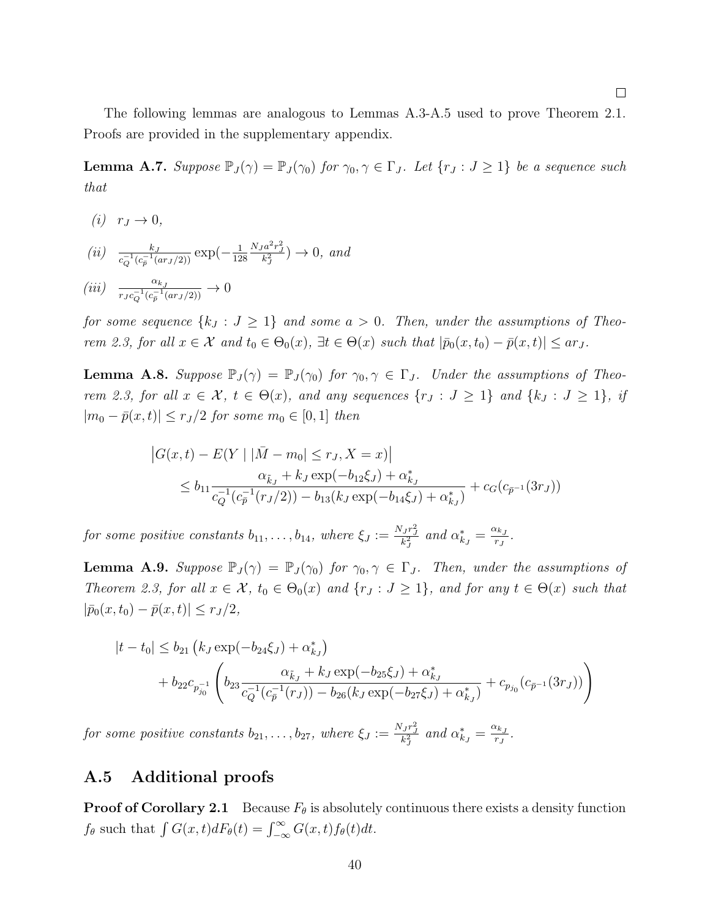□

The following lemmas are analogous to Lemmas A.3-A.5 used to prove Theorem 2.1. Proofs are provided in the supplementary appendix.

**Lemma A.7.** *Suppose $\mathbb{P}_J(\gamma) = \mathbb{P}_J(\gamma_0)$ for $\gamma_0, \gamma \in \Gamma_J$. Let $\{r_J : J \geq 1\}$ be a sequence such that*

*(i)* $r_J \to 0$,

*(ii)* $\frac{k_J}{c_Q^{-1}(c_{\bar{p}}^{-1}(ar_J/2))} \exp(-\frac{1}{128}\frac{N_J a^2 r_J^2}{k_J^2}) \to 0$, *and*

*(iii)* $\frac{\alpha_{k_J}}{r_J c_Q^{-1}(c_{\bar{p}}^{-1}(ar_J/2))} \to 0$

*for some sequence $\{k_J : J \geq 1\}$ and some $a > 0$. Then, under the assumptions of Theorem 2.3, for all $x \in \mathcal{X}$ and $t_0 \in \Theta_0(x)$, $\exists t \in \Theta(x)$ such that $|\bar{p}_0(x,t_0) - \bar{p}(x,t)| \leq ar_J$.*

**Lemma A.8.** *Suppose $\mathbb{P}_J(\gamma) = \mathbb{P}_J(\gamma_0)$ for $\gamma_0, \gamma \in \Gamma_J$. Under the assumptions of Theorem 2.3, for all $x \in \mathcal{X}$, $t \in \Theta(x)$, and any sequences $\{r_J : J \geq 1\}$ and $\{k_J : J \geq 1\}$, if $|m_0 - \bar{p}(x,t)| \leq r_J/2$ for some $m_0 \in [0,1]$ then*

$$\begin{aligned}
&\left|G(x,t) - E(Y \mid |\bar{M} - m_0| \leq r_J, X = x)\right| \\
&\quad \leq b_{11}\frac{\alpha_{\tilde{k}_J} + k_J \exp(-b_{12}\xi_J) + \alpha^*_{k_J}}{c_Q^{-1}(c_{\bar{p}}^{-1}(r_J/2)) - b_{13}(k_J\exp(-b_{14}\xi_J) + \alpha^*_{k_J})} + c_G(c_{\bar{p}^{-1}}(3r_J))
\end{aligned}$$

*for some positive constants $b_{11}, \ldots, b_{14}$, where $\xi_J := \frac{N_J r_J^2}{k_J^2}$ and $\alpha^*_{k_J} = \frac{\alpha_{k_J}}{r_J}$.*

**Lemma A.9.** *Suppose $\mathbb{P}_J(\gamma) = \mathbb{P}_J(\gamma_0)$ for $\gamma_0, \gamma \in \Gamma_J$. Then, under the assumptions of Theorem 2.3, for all $x \in \mathcal{X}$, $t_0 \in \Theta_0(x)$ and $\{r_J : J \geq 1\}$, and for any $t \in \Theta(x)$ such that $|\bar{p}_0(x,t_0) - \bar{p}(x,t)| \leq r_J/2$,*

$$\begin{aligned}
|t - t_0| &\leq b_{21}\left(k_J\exp(-b_{24}\xi_J) + \alpha^*_{k_J}\right) \\
&\quad + b_{22}c_{p_{j_0}^{-1}}\left(b_{23}\frac{\alpha_{\tilde{k}_J} + k_J\exp(-b_{25}\xi_J) + \alpha^*_{k_J}}{c_Q^{-1}(c_{\bar{p}}^{-1}(r_J)) - b_{26}(k_J\exp(-b_{27}\xi_J) + \alpha^*_{k_J})} + c_{p_{j_0}}(c_{\bar{p}^{-1}}(3r_J))\right)
\end{aligned}$$

*for some positive constants $b_{21}, \ldots, b_{27}$, where $\xi_J := \frac{N_J r_J^2}{k_J^2}$ and $\alpha^*_{k_J} = \frac{\alpha_{k_J}}{r_J}$.*

## A.5 Additional proofs

**Proof of Corollary 2.1** Because $F_\theta$ is absolutely continuous there exists a density function $f_\theta$ such that $\int G(x,t)dF_\theta(t) = \int_{-\infty}^{\infty} G(x,t)f_\theta(t)dt$.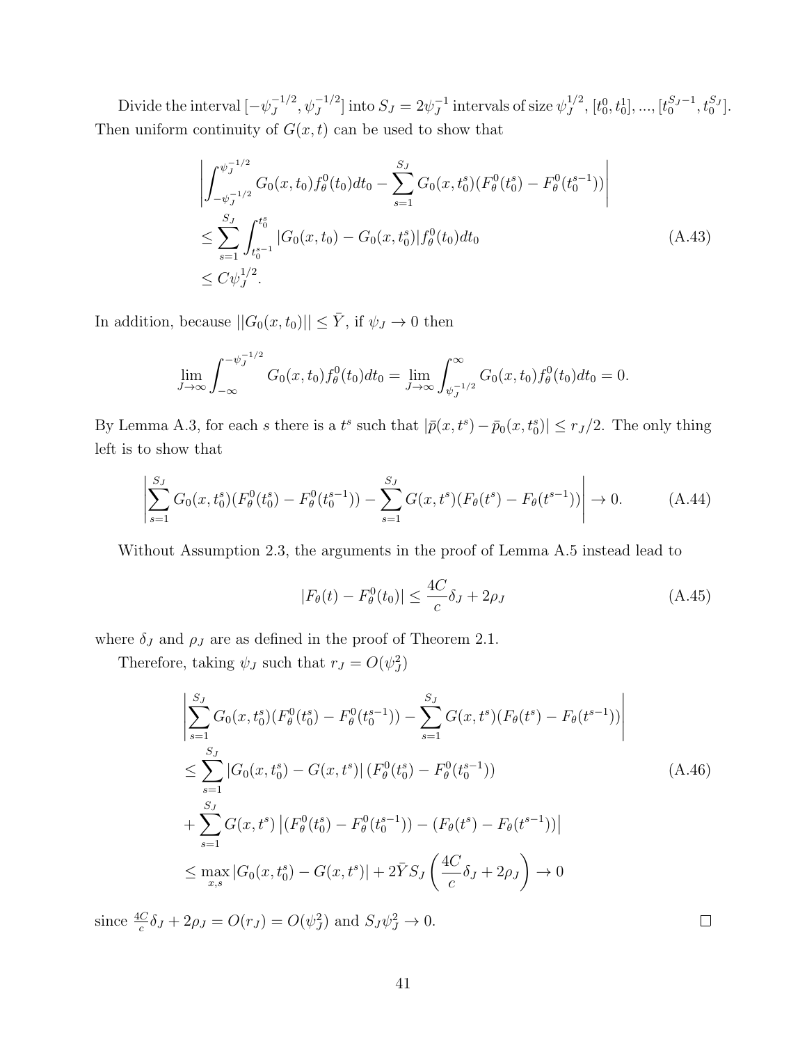Divide the interval $[-\psi_J^{-1/2}, \psi_J^{-1/2}]$ into $S_J = 2\psi_J^{-1}$ intervals of size $\psi_J^{1/2}$, $[t_0^0, t_0^1], ..., [t_0^{S_J-1}, t_0^{S_J}]$. Then uniform continuity of $G(x,t)$ can be used to show that

$$
\begin{aligned}
&\left| \int_{-\psi_J^{-1/2}}^{\psi_J^{-1/2}} G_0(x,t_0) f_\theta^0(t_0) dt_0 - \sum_{s=1}^{S_J} G_0(x, t_0^s)(F_\theta^0(t_0^s) - F_\theta^0(t_0^{s-1})) \right| \\
&\leq \sum_{s=1}^{S_J} \int_{t_0^{s-1}}^{t_0^s} |G_0(x,t_0) - G_0(x,t_0^s)| f_\theta^0(t_0) dt_0 \\
&\leq C\psi_J^{1/2}.
\end{aligned}
\tag{A.43}
$$

In addition, because $||G_0(x,t_0)|| \leq \bar{Y}$, if $\psi_J \to 0$ then

$$
\lim_{J\to\infty} \int_{-\infty}^{-\psi_J^{-1/2}} G_0(x,t_0) f_\theta^0(t_0) dt_0 = \lim_{J\to\infty} \int_{\psi_J^{-1/2}}^{\infty} G_0(x,t_0) f_\theta^0(t_0) dt_0 = 0.
$$

By Lemma A.3, for each $s$ there is a $t^s$ such that $|\bar{p}(x,t^s) - \bar{p}_0(x,t_0^s)| \leq r_J/2$. The only thing left is to show that

$$
\left| \sum_{s=1}^{S_J} G_0(x,t_0^s)(F_\theta^0(t_0^s) - F_\theta^0(t_0^{s-1})) - \sum_{s=1}^{S_J} G(x,t^s)(F_\theta(t^s) - F_\theta(t^{s-1})) \right| \to 0. \tag{A.44}
$$

Without Assumption 2.3, the arguments in the proof of Lemma A.5 instead lead to

$$
|F_\theta(t) - F_\theta^0(t_0)| \leq \frac{4C}{c}\delta_J + 2\rho_J \tag{A.45}
$$

where $\delta_J$ and $\rho_J$ are as defined in the proof of Theorem 2.1.

Therefore, taking $\psi_J$ such that $r_J = O(\psi_J^2)$

$$
\begin{aligned}
&\left| \sum_{s=1}^{S_J} G_0(x,t_0^s)(F_\theta^0(t_0^s) - F_\theta^0(t_0^{s-1})) - \sum_{s=1}^{S_J} G(x,t^s)(F_\theta(t^s) - F_\theta(t^{s-1})) \right| \\
&\leq \sum_{s=1}^{S_J} |G_0(x,t_0^s) - G(x,t^s)| \left(F_\theta^0(t_0^s) - F_\theta^0(t_0^{s-1})\right) \\
&+ \sum_{s=1}^{S_J} G(x,t^s) \left| (F_\theta^0(t_0^s) - F_\theta^0(t_0^{s-1})) - (F_\theta(t^s) - F_\theta(t^{s-1})) \right| \\
&\leq \max_{x,s} |G_0(x,t_0^s) - G(x,t^s)| + 2\bar{Y} S_J \left( \frac{4C}{c}\delta_J + 2\rho_J \right) \to 0
\end{aligned}
\tag{A.46}
$$

since $\frac{4C}{c}\delta_J + 2\rho_J = O(r_J) = O(\psi_J^2)$ and $S_J\psi_J^2 \to 0$. □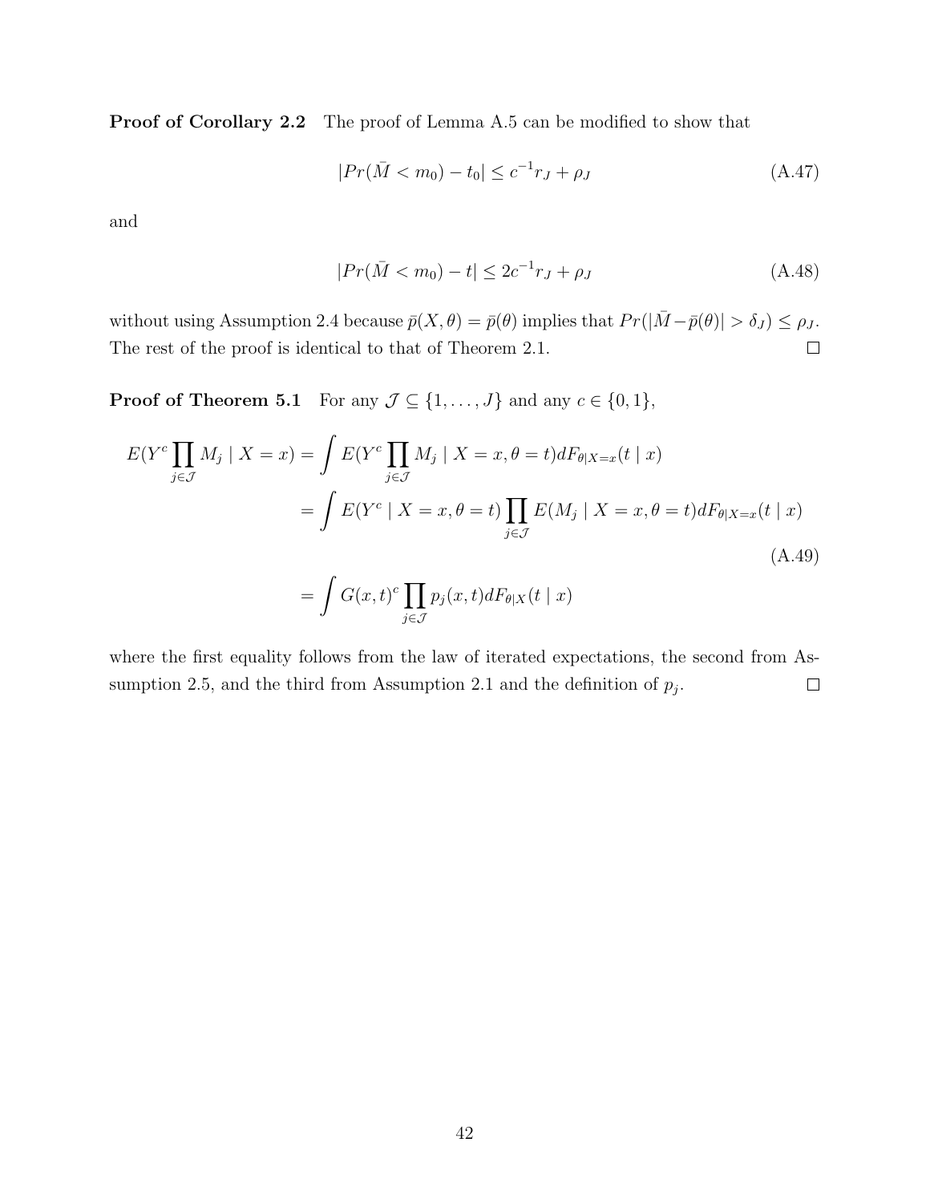**Proof of Corollary 2.2** The proof of Lemma A.5 can be modified to show that

$$|Pr(\bar{M} < m_0) - t_0| \leq c^{-1} r_J + \rho_J \tag{A.47}$$

and

$$|Pr(\bar{M} < m_0) - t| \leq 2c^{-1} r_J + \rho_J \tag{A.48}$$

without using Assumption 2.4 because $\bar{p}(X, \theta) = \bar{p}(\theta)$ implies that $Pr(|\bar{M} - \bar{p}(\theta)| > \delta_J) \leq \rho_J$. The rest of the proof is identical to that of Theorem 2.1. □

**Proof of Theorem 5.1** For any $\mathcal{J} \subseteq \{1, \ldots, J\}$ and any $c \in \{0, 1\}$,

$$\begin{aligned}
E(Y^c \prod_{j \in \mathcal{J}} M_j \mid X = x) &= \int E(Y^c \prod_{j \in \mathcal{J}} M_j \mid X = x, \theta = t) dF_{\theta|X=x}(t \mid x) \\
&= \int E(Y^c \mid X = x, \theta = t) \prod_{j \in \mathcal{J}} E(M_j \mid X = x, \theta = t) dF_{\theta|X=x}(t \mid x) \\
&= \int G(x, t)^c \prod_{j \in \mathcal{J}} p_j(x, t) dF_{\theta|X}(t \mid x)
\end{aligned} \tag{A.49}$$

where the first equality follows from the law of iterated expectations, the second from Assumption 2.5, and the third from Assumption 2.1 and the definition of $p_j$. □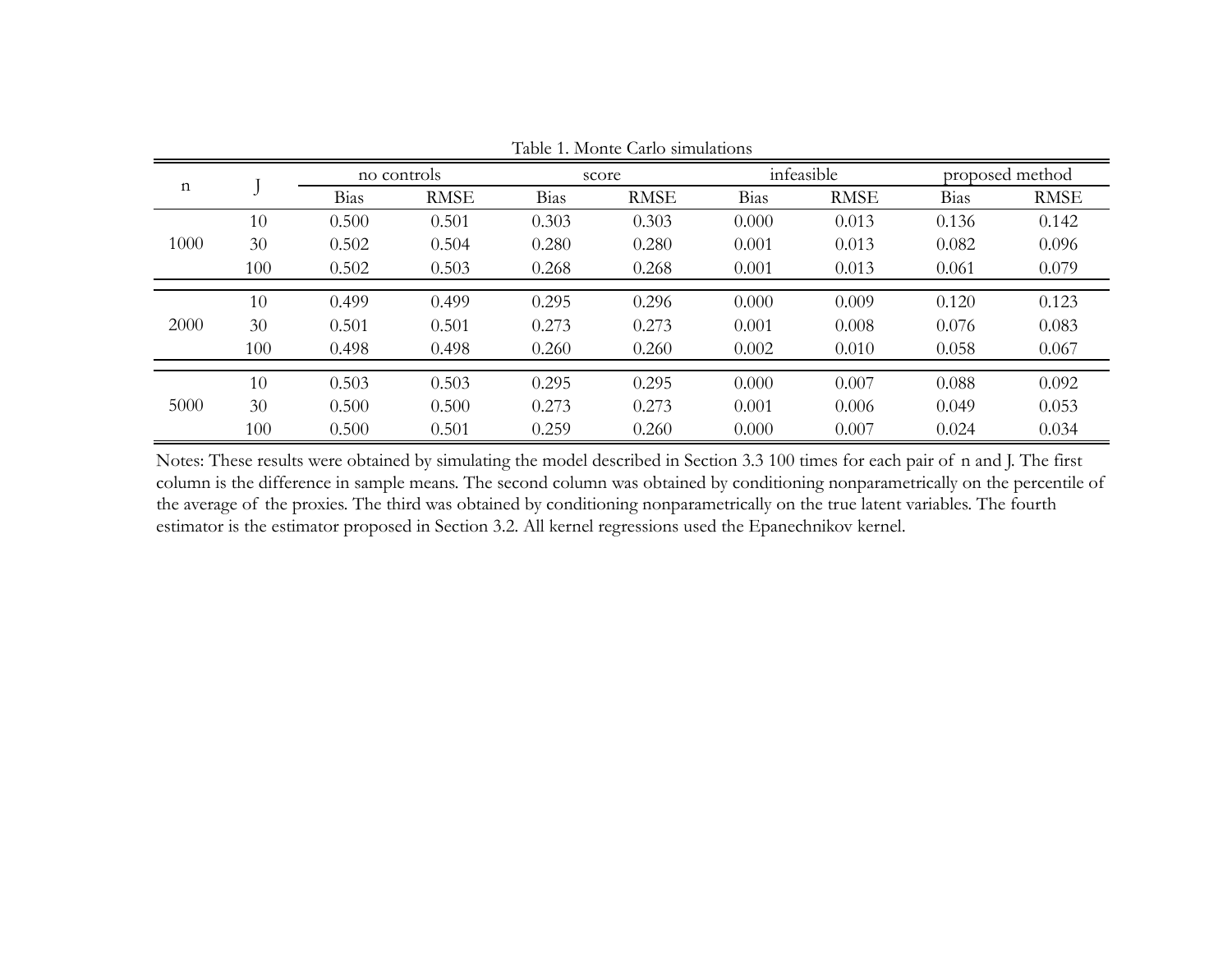Table 1. Monte Carlo simulations

| n | J | no controls | | score | | infeasible | | proposed method | |
|---|---|---|---|---|---|---|---|---|---|
| | | Bias | RMSE | Bias | RMSE | Bias | RMSE | Bias | RMSE |
| 1000 | 10 | 0.500 | 0.501 | 0.303 | 0.303 | 0.000 | 0.013 | 0.136 | 0.142 |
| | 30 | 0.502 | 0.504 | 0.280 | 0.280 | 0.001 | 0.013 | 0.082 | 0.096 |
| | 100 | 0.502 | 0.503 | 0.268 | 0.268 | 0.001 | 0.013 | 0.061 | 0.079 |
| 2000 | 10 | 0.499 | 0.499 | 0.295 | 0.296 | 0.000 | 0.009 | 0.120 | 0.123 |
| | 30 | 0.501 | 0.501 | 0.273 | 0.273 | 0.001 | 0.008 | 0.076 | 0.083 |
| | 100 | 0.498 | 0.498 | 0.260 | 0.260 | 0.002 | 0.010 | 0.058 | 0.067 |
| 5000 | 10 | 0.503 | 0.503 | 0.295 | 0.295 | 0.000 | 0.007 | 0.088 | 0.092 |
| | 30 | 0.500 | 0.500 | 0.273 | 0.273 | 0.001 | 0.006 | 0.049 | 0.053 |
| | 100 | 0.500 | 0.501 | 0.259 | 0.260 | 0.000 | 0.007 | 0.024 | 0.034 |

Notes: These results were obtained by simulating the model described in Section 3.3 100 times for each pair of n and J. The first column is the difference in sample means. The second column was obtained by conditioning nonparametrically on the percentile of the average of the proxies. The third was obtained by conditioning nonparametrically on the true latent variables. The fourth estimator is the estimator proposed in Section 3.2. All kernel regressions used the Epanechnikov kernel.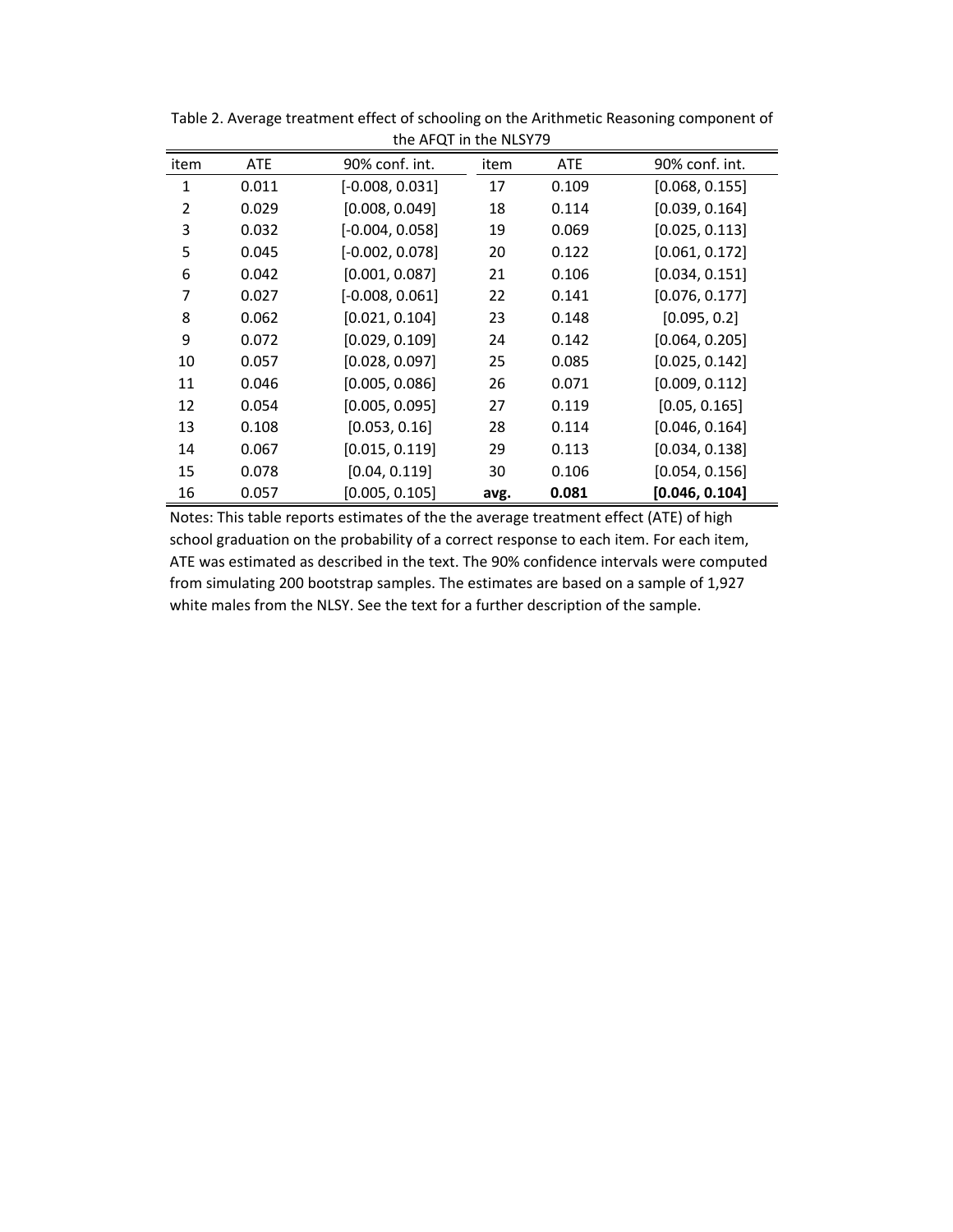Table 2. Average treatment effect of schooling on the Arithmetic Reasoning component of the AFQT in the NLSY79

| item | ATE | 90% conf. int. | item | ATE | 90% conf. int. |
|---|---|---|---|---|---|
| 1 | 0.011 | [-0.008, 0.031] | 17 | 0.109 | [0.068, 0.155] |
| 2 | 0.029 | [0.008, 0.049] | 18 | 0.114 | [0.039, 0.164] |
| 3 | 0.032 | [-0.004, 0.058] | 19 | 0.069 | [0.025, 0.113] |
| 5 | 0.045 | [-0.002, 0.078] | 20 | 0.122 | [0.061, 0.172] |
| 6 | 0.042 | [0.001, 0.087] | 21 | 0.106 | [0.034, 0.151] |
| 7 | 0.027 | [-0.008, 0.061] | 22 | 0.141 | [0.076, 0.177] |
| 8 | 0.062 | [0.021, 0.104] | 23 | 0.148 | [0.095, 0.2] |
| 9 | 0.072 | [0.029, 0.109] | 24 | 0.142 | [0.064, 0.205] |
| 10 | 0.057 | [0.028, 0.097] | 25 | 0.085 | [0.025, 0.142] |
| 11 | 0.046 | [0.005, 0.086] | 26 | 0.071 | [0.009, 0.112] |
| 12 | 0.054 | [0.005, 0.095] | 27 | 0.119 | [0.05, 0.165] |
| 13 | 0.108 | [0.053, 0.16] | 28 | 0.114 | [0.046, 0.164] |
| 14 | 0.067 | [0.015, 0.119] | 29 | 0.113 | [0.034, 0.138] |
| 15 | 0.078 | [0.04, 0.119] | 30 | 0.106 | [0.054, 0.156] |
| 16 | 0.057 | [0.005, 0.105] | **avg.** | **0.081** | **[0.046, 0.104]** |

Notes: This table reports estimates of the the average treatment effect (ATE) of high school graduation on the probability of a correct response to each item. For each item, ATE was estimated as described in the text. The 90% confidence intervals were computed from simulating 200 bootstrap samples. The estimates are based on a sample of 1,927 white males from the NLSY. See the text for a further description of the sample.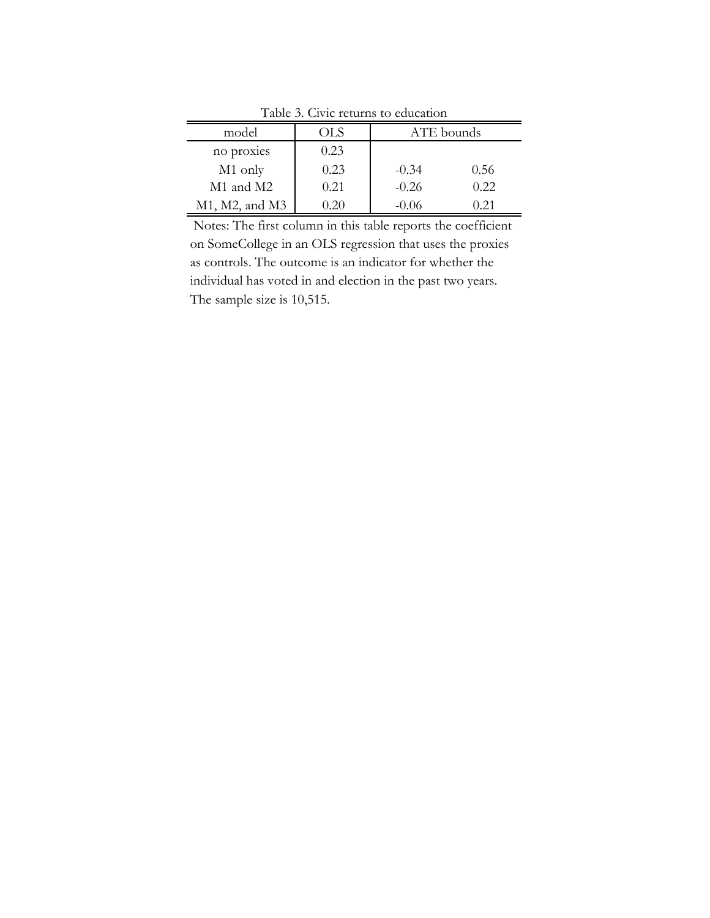Table 3. Civic returns to education

| model | OLS | ATE bounds | |
|---|---|---|---|
| no proxies | 0.23 | | |
| M1 only | 0.23 | -0.34 | 0.56 |
| M1 and M2 | 0.21 | -0.26 | 0.22 |
| M1, M2, and M3 | 0.20 | -0.06 | 0.21 |

Notes: The first column in this table reports the coefficient on SomeCollege in an OLS regression that uses the proxies as controls. The outcome is an indicator for whether the individual has voted in and election in the past two years. The sample size is 10,515.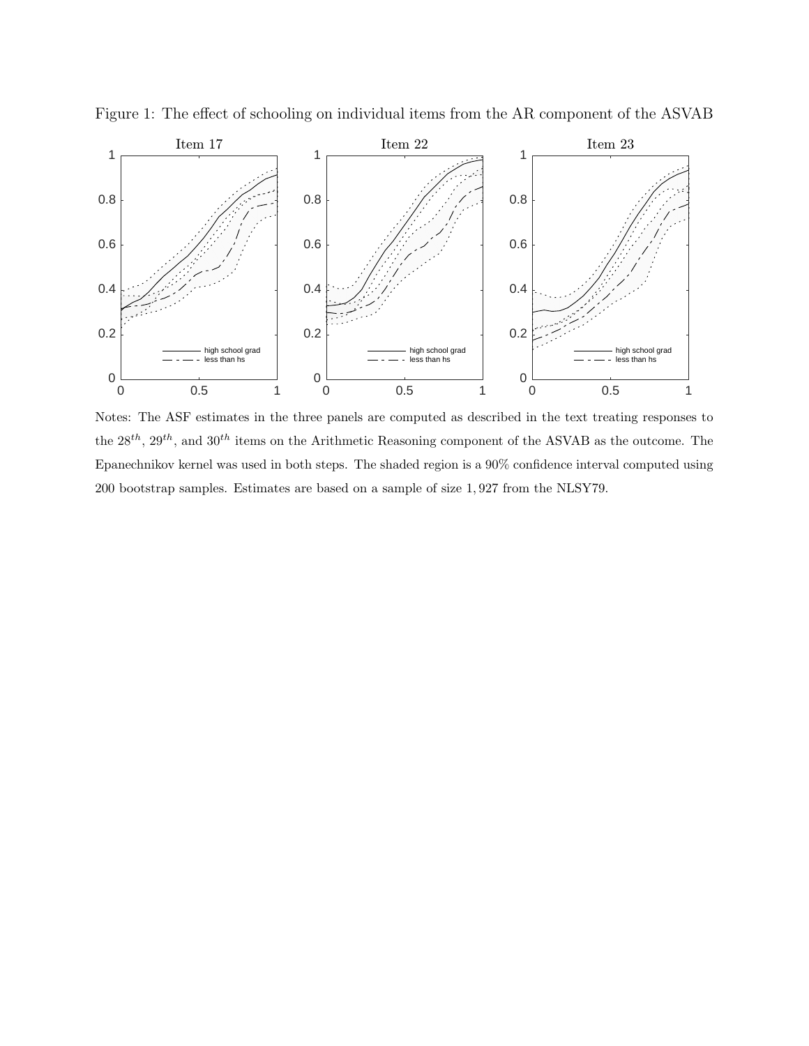Figure 1: The effect of schooling on individual items from the AR component of the ASVAB

Notes: The ASF estimates in the three panels are computed as described in the text treating responses to the $28^{th}$, $29^{th}$, and $30^{th}$ items on the Arithmetic Reasoning component of the ASVAB as the outcome. The Epanechnikov kernel was used in both steps. The shaded region is a 90% confidence interval computed using 200 bootstrap samples. Estimates are based on a sample of size 1,927 from the NLSY79.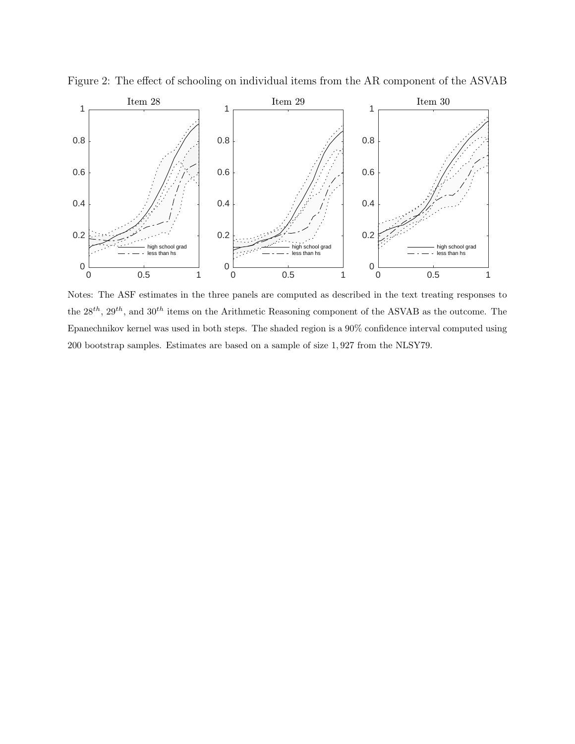Figure 2: The effect of schooling on individual items from the AR component of the ASVAB

Notes: The ASF estimates in the three panels are computed as described in the text treating responses to the $28^{th}$, $29^{th}$, and $30^{th}$ items on the Arithmetic Reasoning component of the ASVAB as the outcome. The Epanechnikov kernel was used in both steps. The shaded region is a 90% confidence interval computed using 200 bootstrap samples. Estimates are based on a sample of size 1,927 from the NLSY79.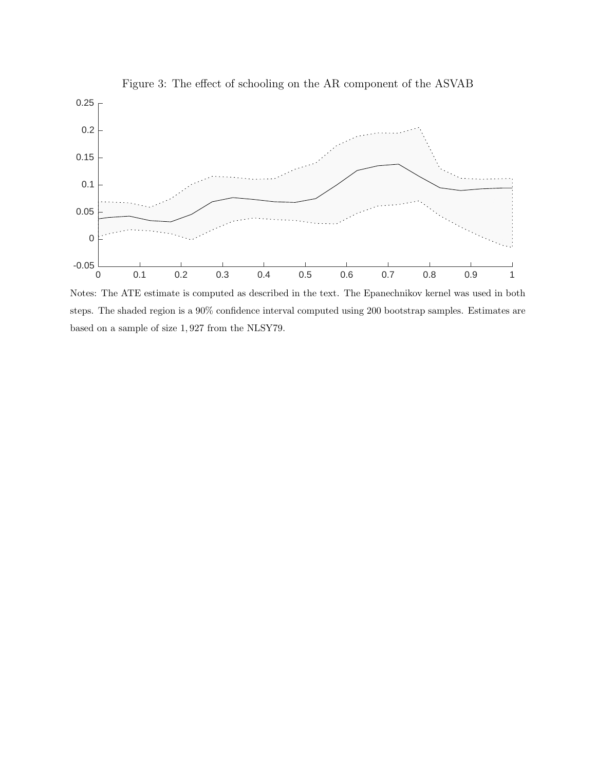Figure 3: The effect of schooling on the AR component of the ASVAB

Notes: The ATE estimate is computed as described in the text. The Epanechnikov kernel was used in both steps. The shaded region is a 90% confidence interval computed using 200 bootstrap samples. Estimates are based on a sample of size 1,927 from the NLSY79.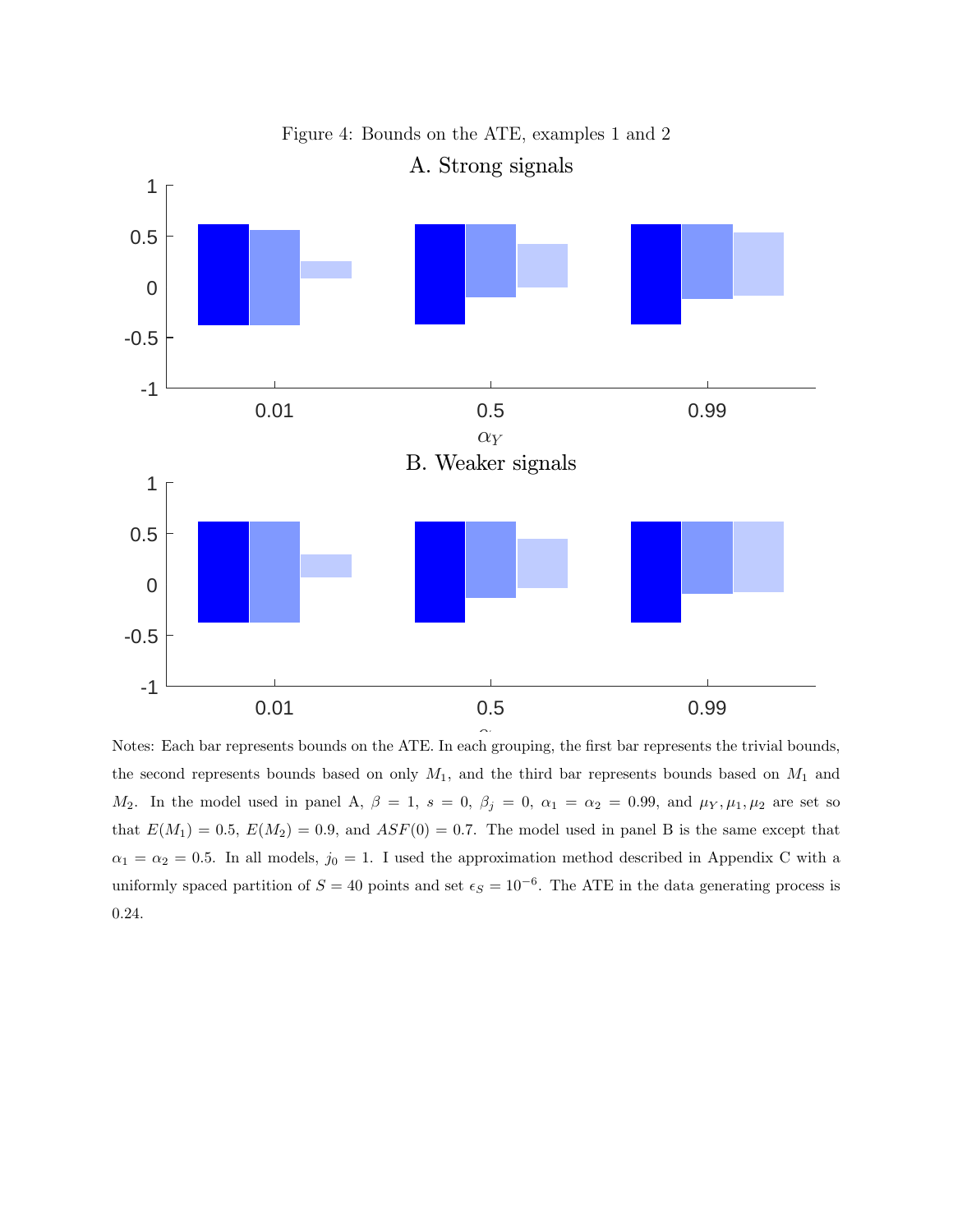Figure 4: Bounds on the ATE, examples 1 and 2

Notes: Each bar represents bounds on the ATE. In each grouping, the first bar represents the trivial bounds, the second represents bounds based on only $M_1$, and the third bar represents bounds based on $M_1$ and $M_2$. In the model used in panel A, $\beta = 1$, $s = 0$, $\beta_j = 0$, $\alpha_1 = \alpha_2 = 0.99$, and $\mu_Y, \mu_1, \mu_2$ are set so that $E(M_1) = 0.5$, $E(M_2) = 0.9$, and $ASF(0) = 0.7$. The model used in panel B is the same except that $\alpha_1 = \alpha_2 = 0.5$. In all models, $j_0 = 1$. I used the approximation method described in Appendix C with a uniformly spaced partition of $S = 40$ points and set $\epsilon_S = 10^{-6}$. The ATE in the data generating process is 0.24.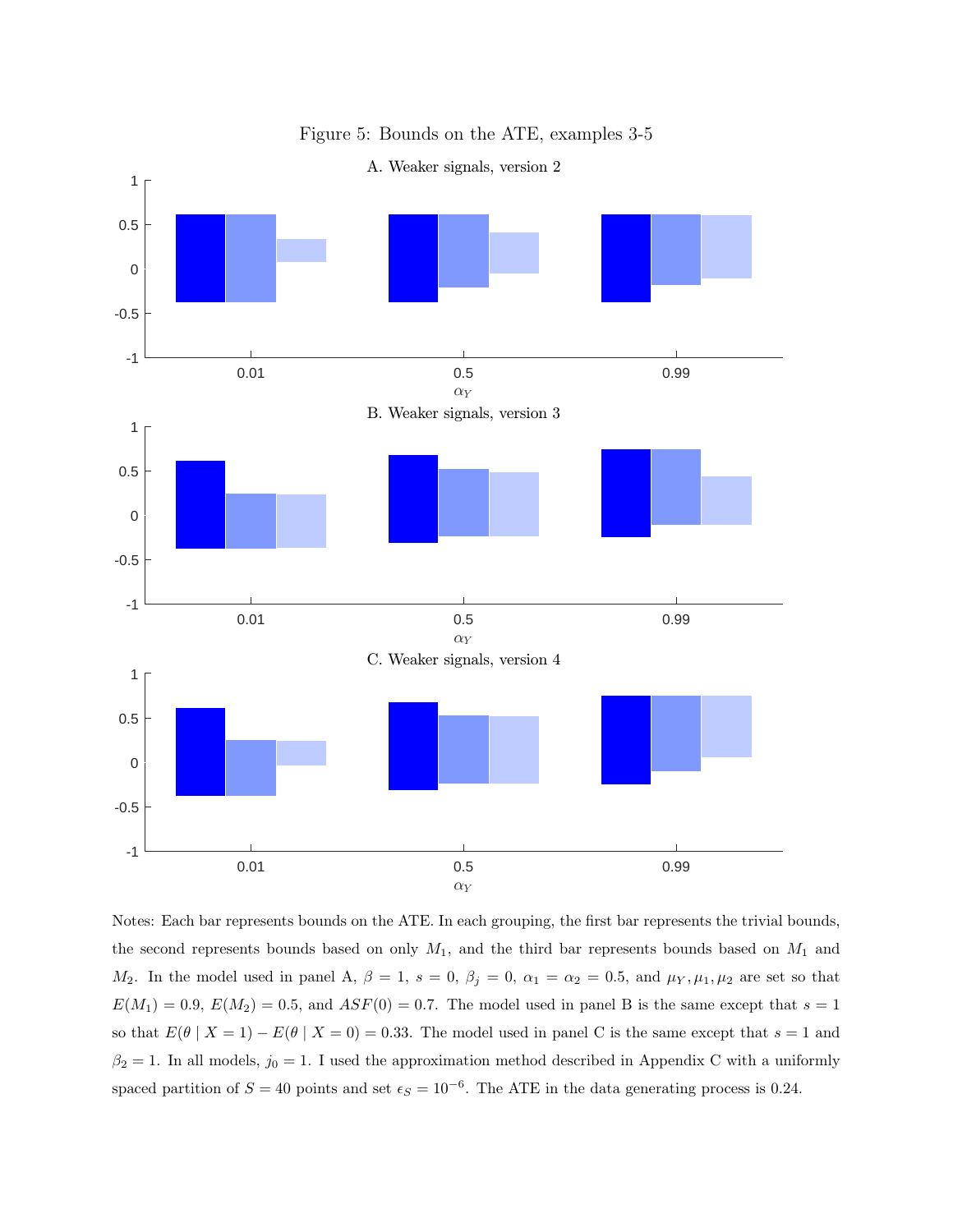Figure 5: Bounds on the ATE, examples 3-5

A. Weaker signals, version 2

B. Weaker signals, version 3

C. Weaker signals, version 4

Notes: Each bar represents bounds on the ATE. In each grouping, the first bar represents the trivial bounds, the second represents bounds based on only $M_1$, and the third bar represents bounds based on $M_1$ and $M_2$. In the model used in panel A, $\beta = 1$, $s = 0$, $\beta_j = 0$, $\alpha_1 = \alpha_2 = 0.5$, and $\mu_Y, \mu_1, \mu_2$ are set so that $E(M_1) = 0.9$, $E(M_2) = 0.5$, and $ASF(0) = 0.7$. The model used in panel B is the same except that $s = 1$ so that $E(\theta \mid X = 1) - E(\theta \mid X = 0) = 0.33$. The model used in panel C is the same except that $s = 1$ and $\beta_2 = 1$. In all models, $j_0 = 1$. I used the approximation method described in Appendix C with a uniformly spaced partition of $S = 40$ points and set $\epsilon_S = 10^{-6}$. The ATE in the data generating process is 0.24.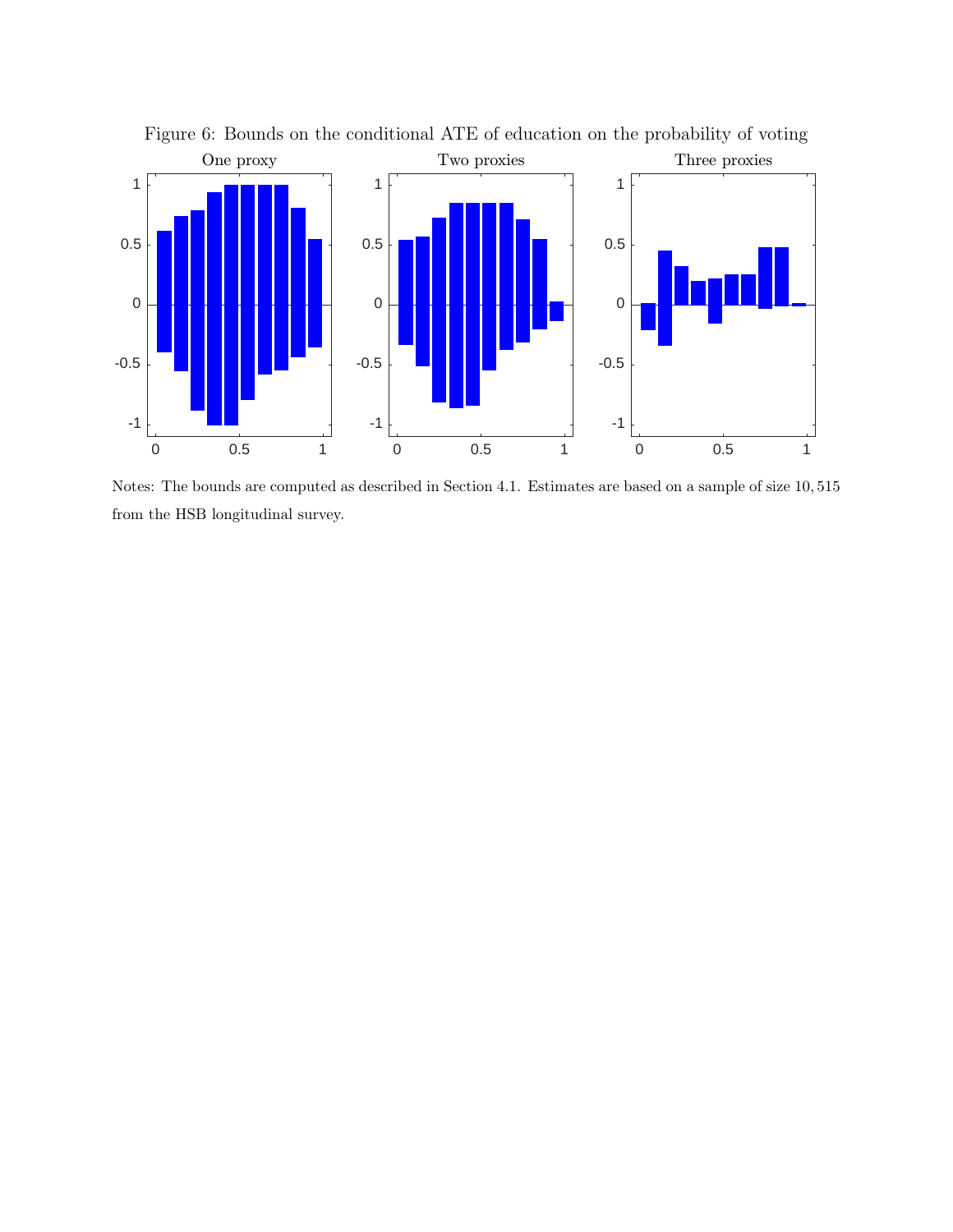Figure 6: Bounds on the conditional ATE of education on the probability of voting

One proxy

Two proxies

Three proxies

1

0.5

0

-0.5

-1

0 0.5 1

Notes: The bounds are computed as described in Section 4.1. Estimates are based on a sample of size 10,515 from the HSB longitudinal survey.